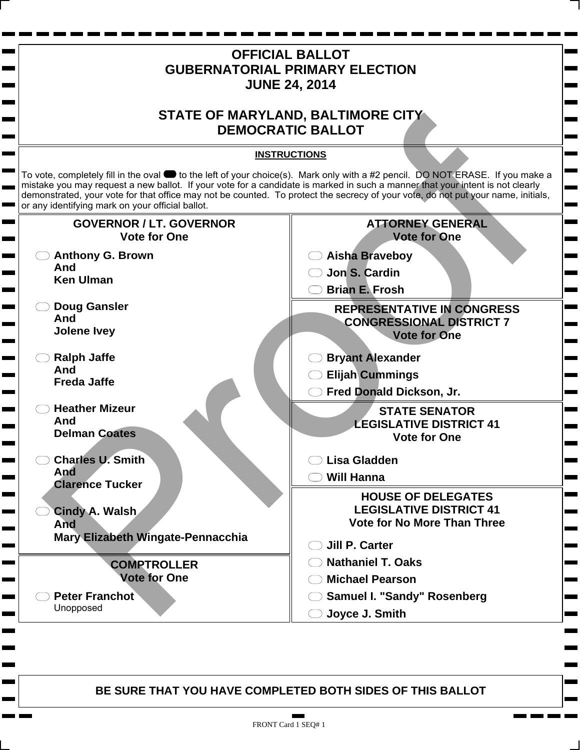# OFFICIAL BALLOT
# GUBERNATORIAL PRIMARY ELECTION
# JUNE 24, 2014

# STATE OF MARYLAND, BALTIMORE CITY
# DEMOCRATIC BALLOT

**INSTRUCTIONS**

To vote, completely fill in the oval to the left of your choice(s). Mark only with a #2 pencil. DO NOT ERASE. If you make a mistake you may request a new ballot. If your vote for a candidate is marked in such a manner that your intent is not clearly demonstrated, your vote for that office may not be counted. To protect the secrecy of your vote, do not put your name, initials, or any identifying mark on your official ballot.

## GOVERNOR / LT. GOVERNOR
**Vote for One**

- **Anthony G. Brown And Ken Ulman**
- **Doug Gansler And Jolene Ivey**
- **Ralph Jaffe And Freda Jaffe**
- **Heather Mizeur And Delman Coates**
- **Charles U. Smith And Clarence Tucker**
- **Cindy A. Walsh And Mary Elizabeth Wingate-Pennacchia**

## COMPTROLLER
**Vote for One**

- **Peter Franchot** Unopposed

## ATTORNEY GENERAL
**Vote for One**

- **Aisha Braveboy**
- **Jon S. Cardin**
- **Brian E. Frosh**

## REPRESENTATIVE IN CONGRESS CONGRESSIONAL DISTRICT 7
**Vote for One**

- **Bryant Alexander**
- **Elijah Cummings**
- **Fred Donald Dickson, Jr.**

## STATE SENATOR LEGISLATIVE DISTRICT 41
**Vote for One**

- **Lisa Gladden**
- **Will Hanna**

## HOUSE OF DELEGATES LEGISLATIVE DISTRICT 41
**Vote for No More Than Three**

- **Jill P. Carter**
- **Nathaniel T. Oaks**
- **Michael Pearson**
- **Samuel I. "Sandy" Rosenberg**
- **Joyce J. Smith**

**BE SURE THAT YOU HAVE COMPLETED BOTH SIDES OF THIS BALLOT**

FRONT Card 1 SEQ# 1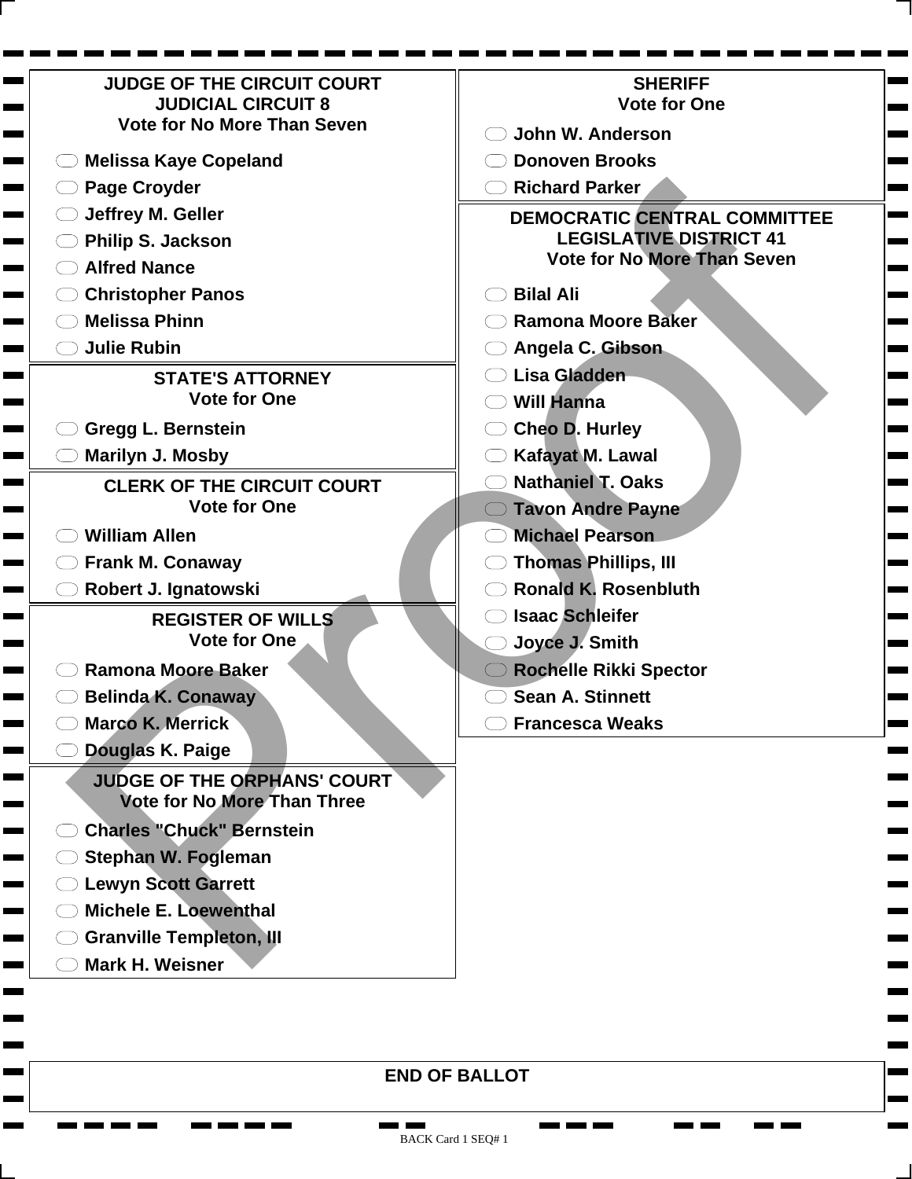## JUDGE OF THE CIRCUIT COURT
## JUDICIAL CIRCUIT 8
**Vote for No More Than Seven**

- Melissa Kaye Copeland
- Page Croyder
- Jeffrey M. Geller
- Philip S. Jackson
- Alfred Nance
- Christopher Panos
- Melissa Phinn
- Julie Rubin

## STATE'S ATTORNEY
**Vote for One**

- Gregg L. Bernstein
- Marilyn J. Mosby

## CLERK OF THE CIRCUIT COURT
**Vote for One**

- William Allen
- Frank M. Conaway
- Robert J. Ignatowski

## REGISTER OF WILLS
**Vote for One**

- Ramona Moore Baker
- Belinda K. Conaway
- Marco K. Merrick
- Douglas K. Paige

## JUDGE OF THE ORPHANS' COURT
**Vote for No More Than Three**

- Charles "Chuck" Bernstein
- Stephan W. Fogleman
- Lewyn Scott Garrett
- Michele E. Loewenthal
- Granville Templeton, III
- Mark H. Weisner

## SHERIFF
**Vote for One**

- John W. Anderson
- Donoven Brooks
- Richard Parker

## DEMOCRATIC CENTRAL COMMITTEE
## LEGISLATIVE DISTRICT 41
**Vote for No More Than Seven**

- Bilal Ali
- Ramona Moore Baker
- Angela C. Gibson
- Lisa Gladden
- Will Hanna
- Cheo D. Hurley
- Kafayat M. Lawal
- Nathaniel T. Oaks
- Tavon Andre Payne
- Michael Pearson
- Thomas Phillips, III
- Ronald K. Rosenbluth
- Isaac Schleifer
- Joyce J. Smith
- Rochelle Rikki Spector
- Sean A. Stinnett
- Francesca Weaks

**END OF BALLOT**

Proof

BACK Card 1 SEQ# 1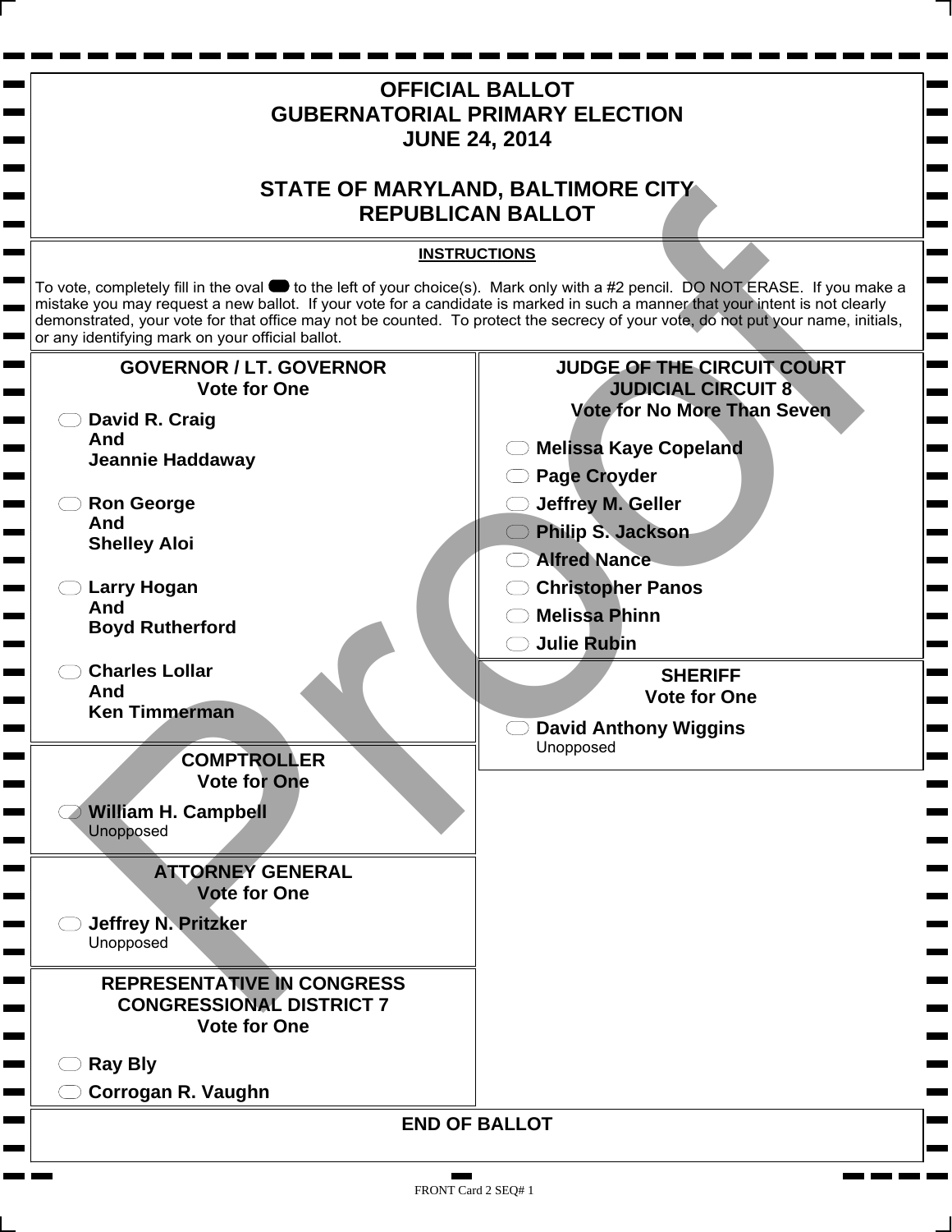# OFFICIAL BALLOT
# GUBERNATORIAL PRIMARY ELECTION
# JUNE 24, 2014

# STATE OF MARYLAND, BALTIMORE CITY
# REPUBLICAN BALLOT

**INSTRUCTIONS**

To vote, completely fill in the oval to the left of your choice(s). Mark only with a #2 pencil. DO NOT ERASE. If you make a mistake you may request a new ballot. If your vote for a candidate is marked in such a manner that your intent is not clearly demonstrated, your vote for that office may not be counted. To protect the secrecy of your vote, do not put your name, initials, or any identifying mark on your official ballot.

## GOVERNOR / LT. GOVERNOR
**Vote for One**

- **David R. Craig And Jeannie Haddaway**
- **Ron George And Shelley Aloi**
- **Larry Hogan And Boyd Rutherford**
- **Charles Lollar And Ken Timmerman**

## COMPTROLLER
**Vote for One**

- **William H. Campbell**
  Unopposed

## ATTORNEY GENERAL
**Vote for One**

- **Jeffrey N. Pritzker**
  Unopposed

## REPRESENTATIVE IN CONGRESS CONGRESSIONAL DISTRICT 7
**Vote for One**

- **Ray Bly**
- **Corrogan R. Vaughn**

## JUDGE OF THE CIRCUIT COURT JUDICIAL CIRCUIT 8
**Vote for No More Than Seven**

- **Melissa Kaye Copeland**
- **Page Croyder**
- **Jeffrey M. Geller**
- **Philip S. Jackson**
- **Alfred Nance**
- **Christopher Panos**
- **Melissa Phinn**
- **Julie Rubin**

## SHERIFF
**Vote for One**

- **David Anthony Wiggins**
  Unopposed

**END OF BALLOT**

Proof

FRONT Card 2 SEQ# 1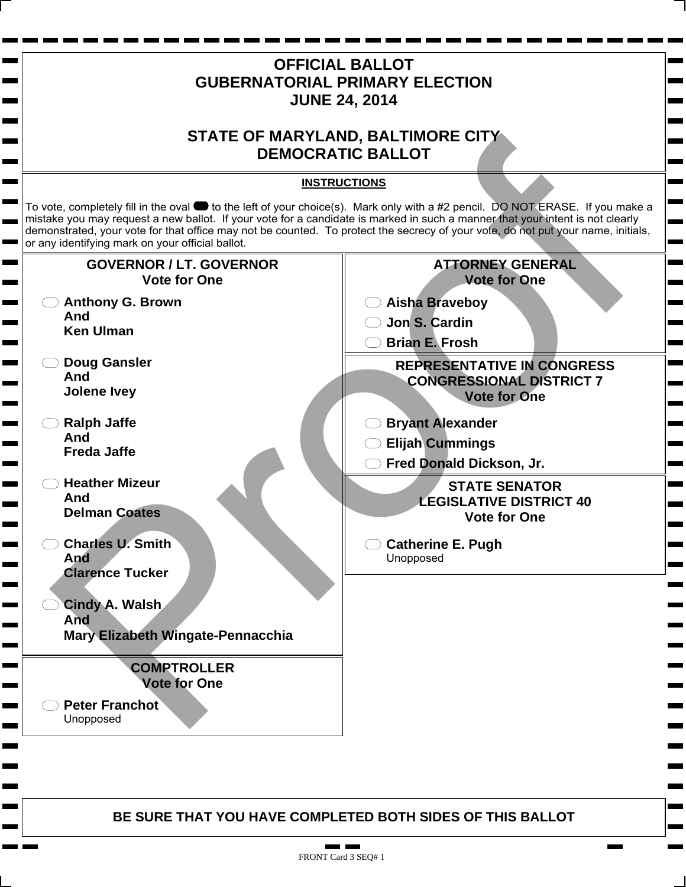# OFFICIAL BALLOT
# GUBERNATORIAL PRIMARY ELECTION
# JUNE 24, 2014

# STATE OF MARYLAND, BALTIMORE CITY
# DEMOCRATIC BALLOT

**INSTRUCTIONS**

To vote, completely fill in the oval to the left of your choice(s). Mark only with a #2 pencil. DO NOT ERASE. If you make a mistake you may request a new ballot. If your vote for a candidate is marked in such a manner that your intent is not clearly demonstrated, your vote for that office may not be counted. To protect the secrecy of your vote, do not put your name, initials, or any identifying mark on your official ballot.

## GOVERNOR / LT. GOVERNOR
**Vote for One**

- **Anthony G. Brown And Ken Ulman**
- **Doug Gansler And Jolene Ivey**
- **Ralph Jaffe And Freda Jaffe**
- **Heather Mizeur And Delman Coates**
- **Charles U. Smith And Clarence Tucker**
- **Cindy A. Walsh And Mary Elizabeth Wingate-Pennacchia**

## COMPTROLLER
**Vote for One**

- **Peter Franchot**
  Unopposed

## ATTORNEY GENERAL
**Vote for One**

- **Aisha Braveboy**
- **Jon S. Cardin**
- **Brian E. Frosh**

## REPRESENTATIVE IN CONGRESS CONGRESSIONAL DISTRICT 7
**Vote for One**

- **Bryant Alexander**
- **Elijah Cummings**
- **Fred Donald Dickson, Jr.**

## STATE SENATOR LEGISLATIVE DISTRICT 40
**Vote for One**

- **Catherine E. Pugh**
  Unopposed

**BE SURE THAT YOU HAVE COMPLETED BOTH SIDES OF THIS BALLOT**

FRONT Card 3 SEQ# 1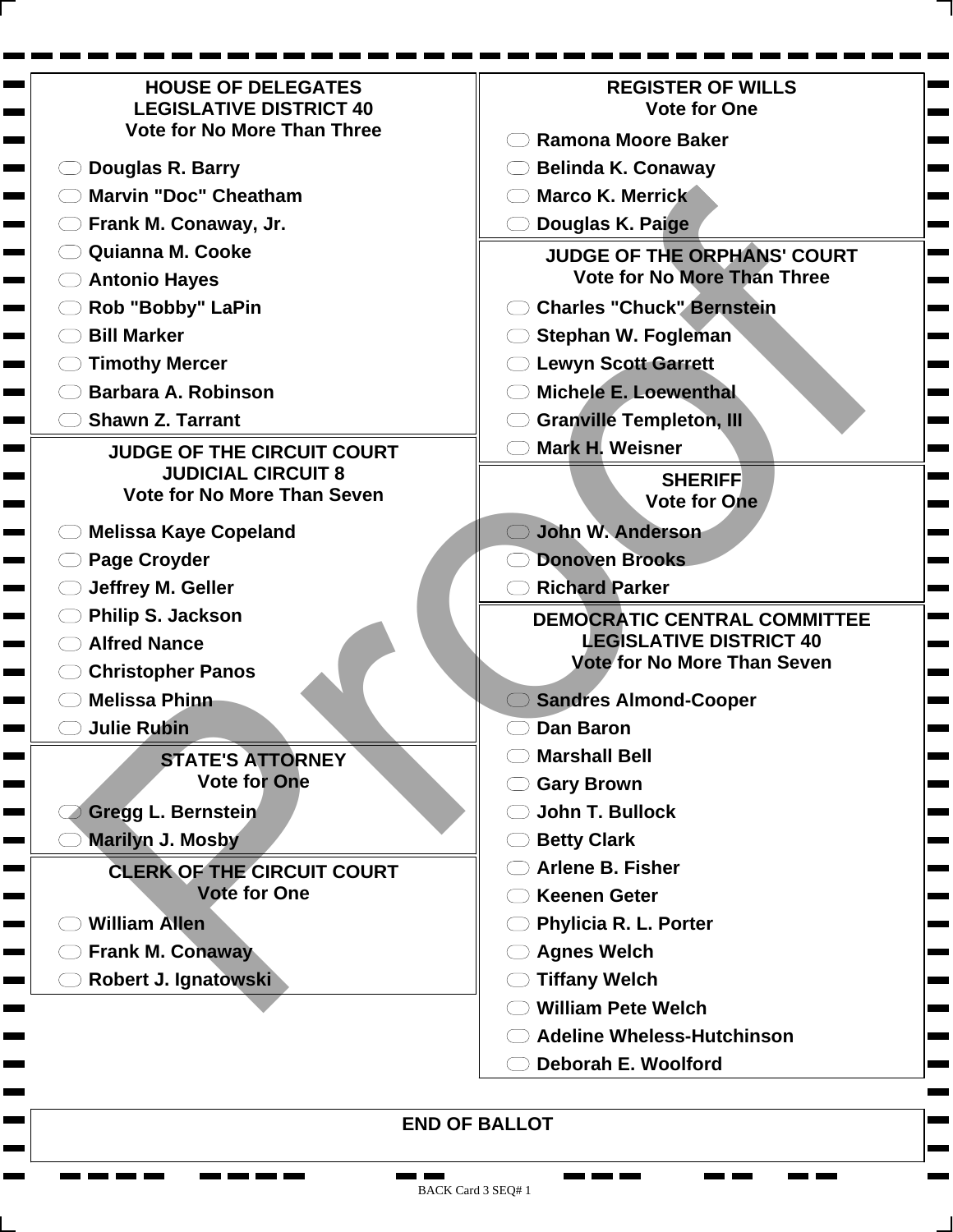## HOUSE OF DELEGATES
## LEGISLATIVE DISTRICT 40
**Vote for No More Than Three**

- Douglas R. Barry
- Marvin "Doc" Cheatham
- Frank M. Conaway, Jr.
- Quianna M. Cooke
- Antonio Hayes
- Rob "Bobby" LaPin
- Bill Marker
- Timothy Mercer
- Barbara A. Robinson
- Shawn Z. Tarrant

## JUDGE OF THE CIRCUIT COURT
## JUDICIAL CIRCUIT 8
**Vote for No More Than Seven**

- Melissa Kaye Copeland
- Page Croyder
- Jeffrey M. Geller
- Philip S. Jackson
- Alfred Nance
- Christopher Panos
- Melissa Phinn
- Julie Rubin

## STATE'S ATTORNEY
**Vote for One**

- Gregg L. Bernstein
- Marilyn J. Mosby

## CLERK OF THE CIRCUIT COURT
**Vote for One**

- William Allen
- Frank M. Conaway
- Robert J. Ignatowski

## REGISTER OF WILLS
**Vote for One**

- Ramona Moore Baker
- Belinda K. Conaway
- Marco K. Merrick
- Douglas K. Paige

## JUDGE OF THE ORPHANS' COURT
**Vote for No More Than Three**

- Charles "Chuck" Bernstein
- Stephan W. Fogleman
- Lewyn Scott Garrett
- Michele E. Loewenthal
- Granville Templeton, III
- Mark H. Weisner

## SHERIFF
**Vote for One**

- John W. Anderson
- Donoven Brooks
- Richard Parker

## DEMOCRATIC CENTRAL COMMITTEE
## LEGISLATIVE DISTRICT 40
**Vote for No More Than Seven**

- Sandres Almond-Cooper
- Dan Baron
- Marshall Bell
- Gary Brown
- John T. Bullock
- Betty Clark
- Arlene B. Fisher
- Keenen Geter
- Phylicia R. L. Porter
- Agnes Welch
- Tiffany Welch
- William Pete Welch
- Adeline Wheless-Hutchinson
- Deborah E. Woolford

**END OF BALLOT**

BACK Card 3 SEQ# 1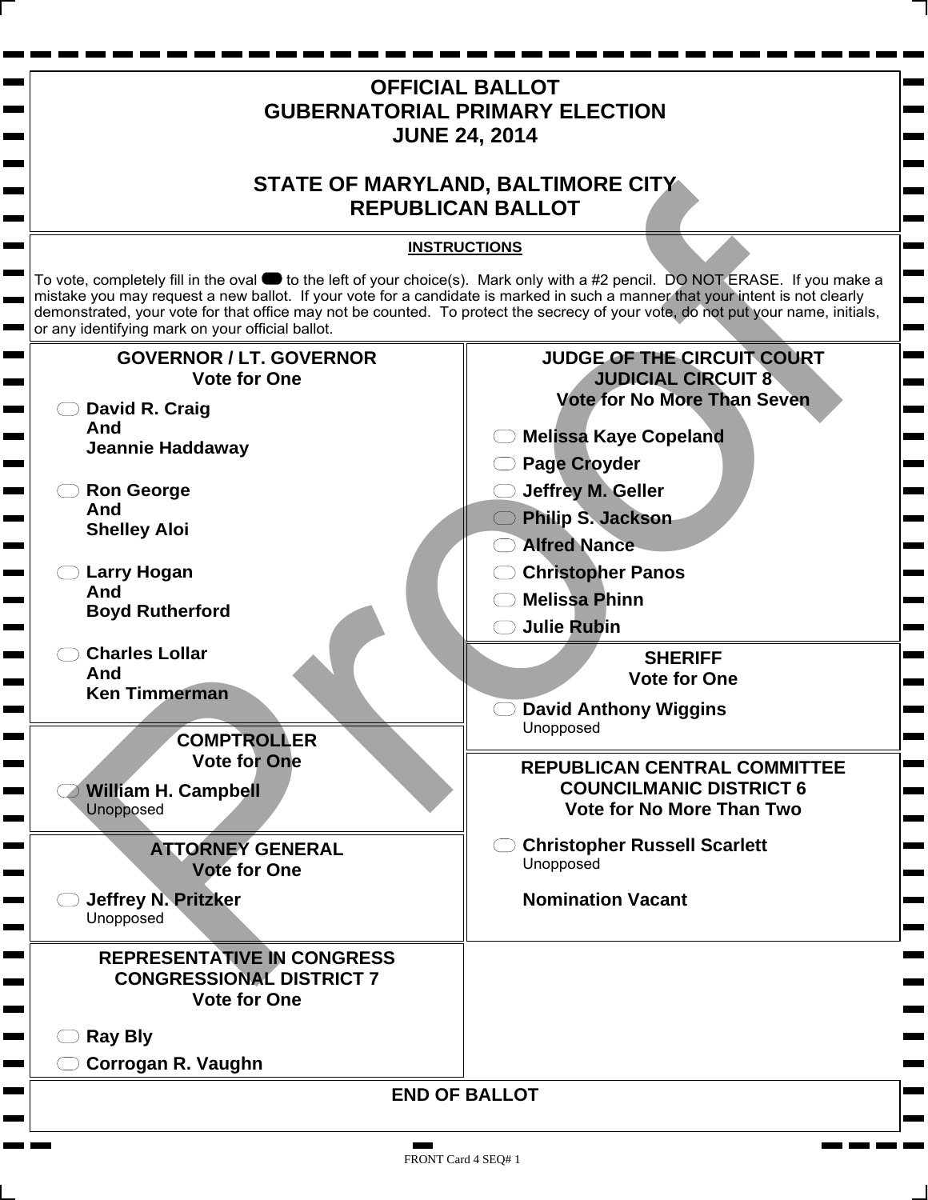# OFFICIAL BALLOT
# GUBERNATORIAL PRIMARY ELECTION
# JUNE 24, 2014

# STATE OF MARYLAND, BALTIMORE CITY
# REPUBLICAN BALLOT

**INSTRUCTIONS**

To vote, completely fill in the oval to the left of your choice(s). Mark only with a #2 pencil. DO NOT ERASE. If you make a mistake you may request a new ballot. If your vote for a candidate is marked in such a manner that your intent is not clearly demonstrated, your vote for that office may not be counted. To protect the secrecy of your vote, do not put your name, initials, or any identifying mark on your official ballot.

## GOVERNOR / LT. GOVERNOR
**Vote for One**

- **David R. Craig And Jeannie Haddaway**
- **Ron George And Shelley Aloi**
- **Larry Hogan And Boyd Rutherford**
- **Charles Lollar And Ken Timmerman**

## COMPTROLLER
**Vote for One**

- **William H. Campbell** Unopposed

## ATTORNEY GENERAL
**Vote for One**

- **Jeffrey N. Pritzker** Unopposed

## REPRESENTATIVE IN CONGRESS CONGRESSIONAL DISTRICT 7
**Vote for One**

- **Ray Bly**
- **Corrogan R. Vaughn**

## JUDGE OF THE CIRCUIT COURT JUDICIAL CIRCUIT 8
**Vote for No More Than Seven**

- **Melissa Kaye Copeland**
- **Page Croyder**
- **Jeffrey M. Geller**
- **Philip S. Jackson**
- **Alfred Nance**
- **Christopher Panos**
- **Melissa Phinn**
- **Julie Rubin**

## SHERIFF
**Vote for One**

- **David Anthony Wiggins** Unopposed

## REPUBLICAN CENTRAL COMMITTEE COUNCILMANIC DISTRICT 6
**Vote for No More Than Two**

- **Christopher Russell Scarlett** Unopposed

**Nomination Vacant**

**END OF BALLOT**

FRONT Card 4 SEQ# 1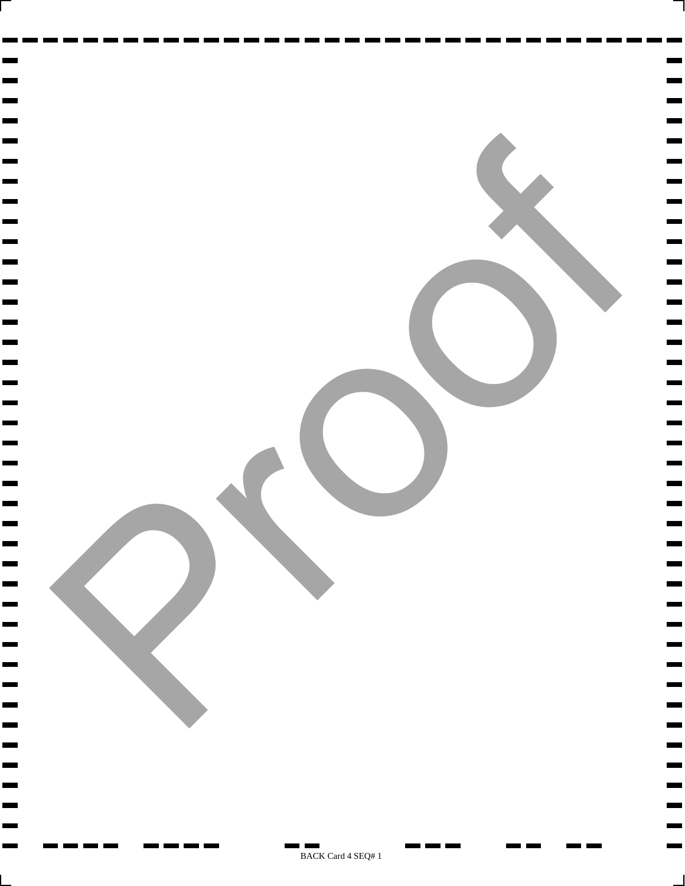Proof

BACK Card 4 SEQ# 1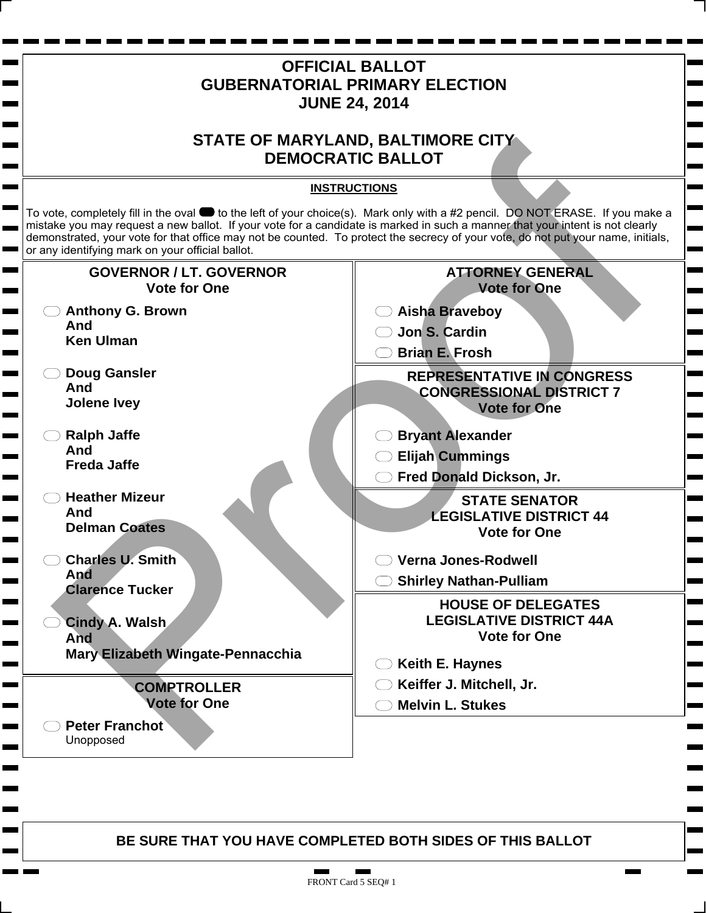# OFFICIAL BALLOT
# GUBERNATORIAL PRIMARY ELECTION
# JUNE 24, 2014

## STATE OF MARYLAND, BALTIMORE CITY
## DEMOCRATIC BALLOT

**INSTRUCTIONS**

To vote, completely fill in the oval to the left of your choice(s). Mark only with a #2 pencil. DO NOT ERASE. If you make a mistake you may request a new ballot. If your vote for a candidate is marked in such a manner that your intent is not clearly demonstrated, your vote for that office may not be counted. To protect the secrecy of your vote, do not put your name, initials, or any identifying mark on your official ballot.

### GOVERNOR / LT. GOVERNOR
Vote for One

- **Anthony G. Brown And Ken Ulman**
- **Doug Gansler And Jolene Ivey**
- **Ralph Jaffe And Freda Jaffe**
- **Heather Mizeur And Delman Coates**
- **Charles U. Smith And Clarence Tucker**
- **Cindy A. Walsh And Mary Elizabeth Wingate-Pennacchia**

### COMPTROLLER
Vote for One

- **Peter Franchot** Unopposed

### ATTORNEY GENERAL
Vote for One

- **Aisha Braveboy**
- **Jon S. Cardin**
- **Brian E. Frosh**

### REPRESENTATIVE IN CONGRESS CONGRESSIONAL DISTRICT 7
Vote for One

- **Bryant Alexander**
- **Elijah Cummings**
- **Fred Donald Dickson, Jr.**

### STATE SENATOR LEGISLATIVE DISTRICT 44
Vote for One

- **Verna Jones-Rodwell**
- **Shirley Nathan-Pulliam**

### HOUSE OF DELEGATES LEGISLATIVE DISTRICT 44A
Vote for One

- **Keith E. Haynes**
- **Keiffer J. Mitchell, Jr.**
- **Melvin L. Stukes**

**BE SURE THAT YOU HAVE COMPLETED BOTH SIDES OF THIS BALLOT**

Proof

FRONT Card 5 SEQ# 1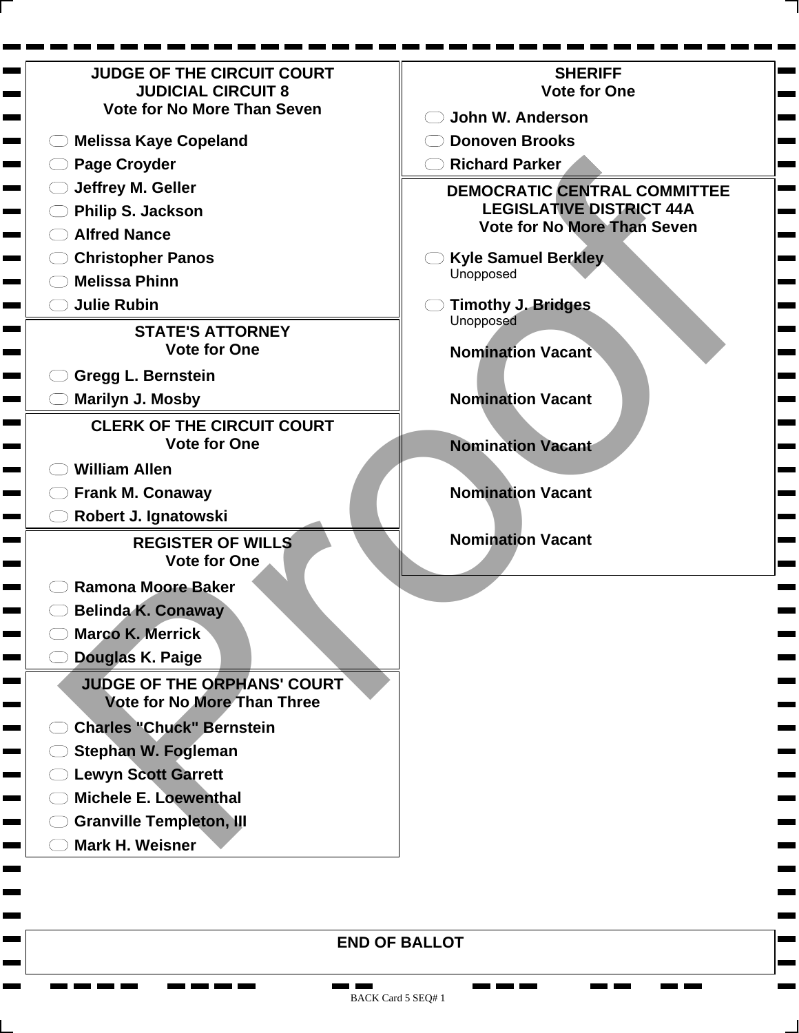## JUDGE OF THE CIRCUIT COURT
## JUDICIAL CIRCUIT 8
**Vote for No More Than Seven**

- Melissa Kaye Copeland
- Page Croyder
- Jeffrey M. Geller
- Philip S. Jackson
- Alfred Nance
- Christopher Panos
- Melissa Phinn
- Julie Rubin

## STATE'S ATTORNEY
**Vote for One**

- Gregg L. Bernstein
- Marilyn J. Mosby

## CLERK OF THE CIRCUIT COURT
**Vote for One**

- William Allen
- Frank M. Conaway
- Robert J. Ignatowski

## REGISTER OF WILLS
**Vote for One**

- Ramona Moore Baker
- Belinda K. Conaway
- Marco K. Merrick
- Douglas K. Paige

## JUDGE OF THE ORPHANS' COURT
**Vote for No More Than Three**

- Charles "Chuck" Bernstein
- Stephan W. Fogleman
- Lewyn Scott Garrett
- Michele E. Loewenthal
- Granville Templeton, III
- Mark H. Weisner

## SHERIFF
**Vote for One**

- John W. Anderson
- Donoven Brooks
- Richard Parker

## DEMOCRATIC CENTRAL COMMITTEE
## LEGISLATIVE DISTRICT 44A
**Vote for No More Than Seven**

- Kyle Samuel Berkley
  Unopposed
- Timothy J. Bridges
  Unopposed

**Nomination Vacant**

**Nomination Vacant**

**Nomination Vacant**

**Nomination Vacant**

**Nomination Vacant**

## END OF BALLOT

BACK Card 5 SEQ# 1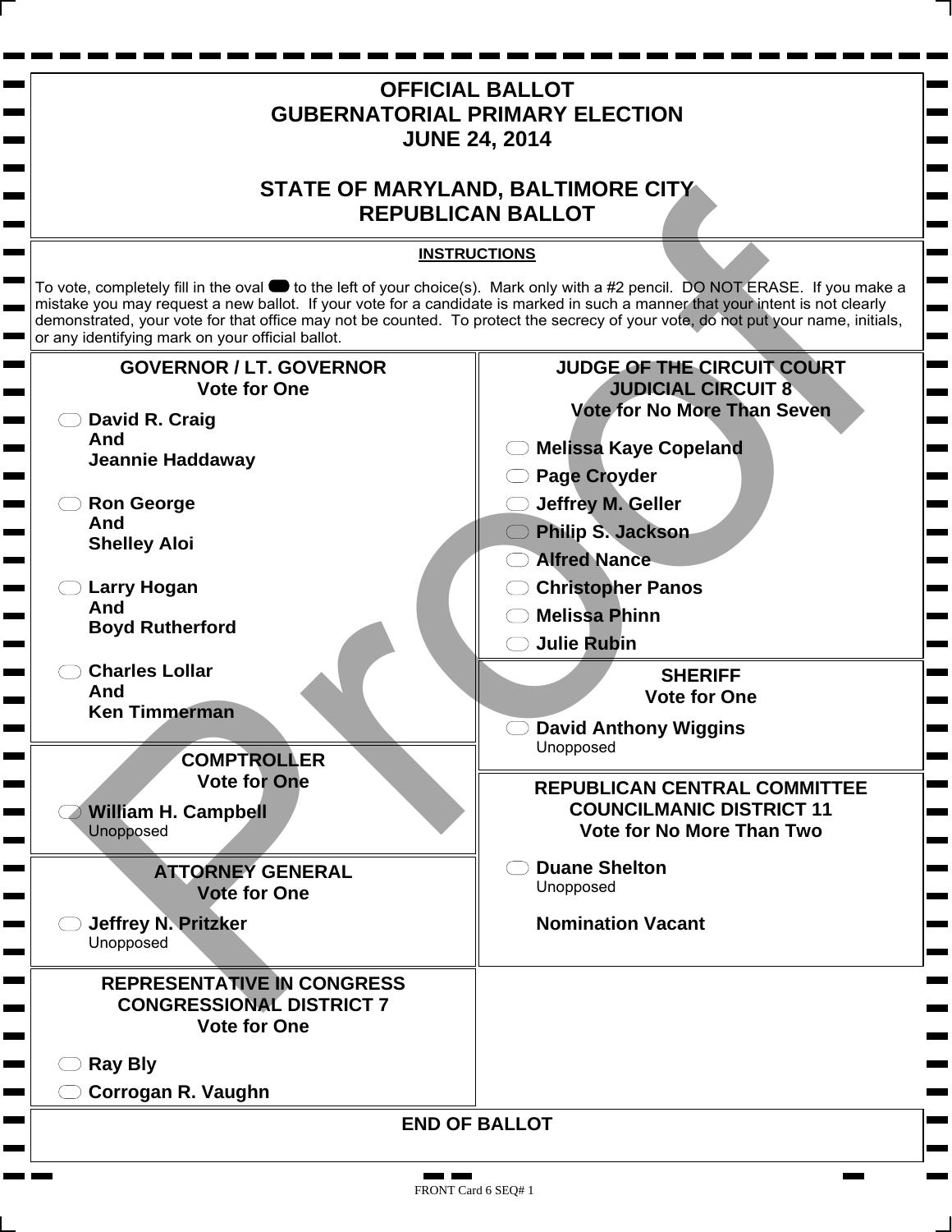# OFFICIAL BALLOT
# GUBERNATORIAL PRIMARY ELECTION
# JUNE 24, 2014

# STATE OF MARYLAND, BALTIMORE CITY
# REPUBLICAN BALLOT

**INSTRUCTIONS**

To vote, completely fill in the oval to the left of your choice(s). Mark only with a #2 pencil. DO NOT ERASE. If you make a mistake you may request a new ballot. If your vote for a candidate is marked in such a manner that your intent is not clearly demonstrated, your vote for that office may not be counted. To protect the secrecy of your vote, do not put your name, initials, or any identifying mark on your official ballot.

## GOVERNOR / LT. GOVERNOR
**Vote for One**

- **David R. Craig And Jeannie Haddaway**
- **Ron George And Shelley Aloi**
- **Larry Hogan And Boyd Rutherford**
- **Charles Lollar And Ken Timmerman**

## COMPTROLLER
**Vote for One**

- **William H. Campbell**
  Unopposed

## ATTORNEY GENERAL
**Vote for One**

- **Jeffrey N. Pritzker**
  Unopposed

## REPRESENTATIVE IN CONGRESS
## CONGRESSIONAL DISTRICT 7
**Vote for One**

- **Ray Bly**
- **Corrogan R. Vaughn**

## JUDGE OF THE CIRCUIT COURT
## JUDICIAL CIRCUIT 8
**Vote for No More Than Seven**

- **Melissa Kaye Copeland**
- **Page Croyder**
- **Jeffrey M. Geller**
- **Philip S. Jackson**
- **Alfred Nance**
- **Christopher Panos**
- **Melissa Phinn**
- **Julie Rubin**

## SHERIFF
**Vote for One**

- **David Anthony Wiggins**
  Unopposed

## REPUBLICAN CENTRAL COMMITTEE
## COUNCILMANIC DISTRICT 11
**Vote for No More Than Two**

- **Duane Shelton**
  Unopposed

**Nomination Vacant**

## END OF BALLOT

Proof

FRONT Card 6 SEQ# 1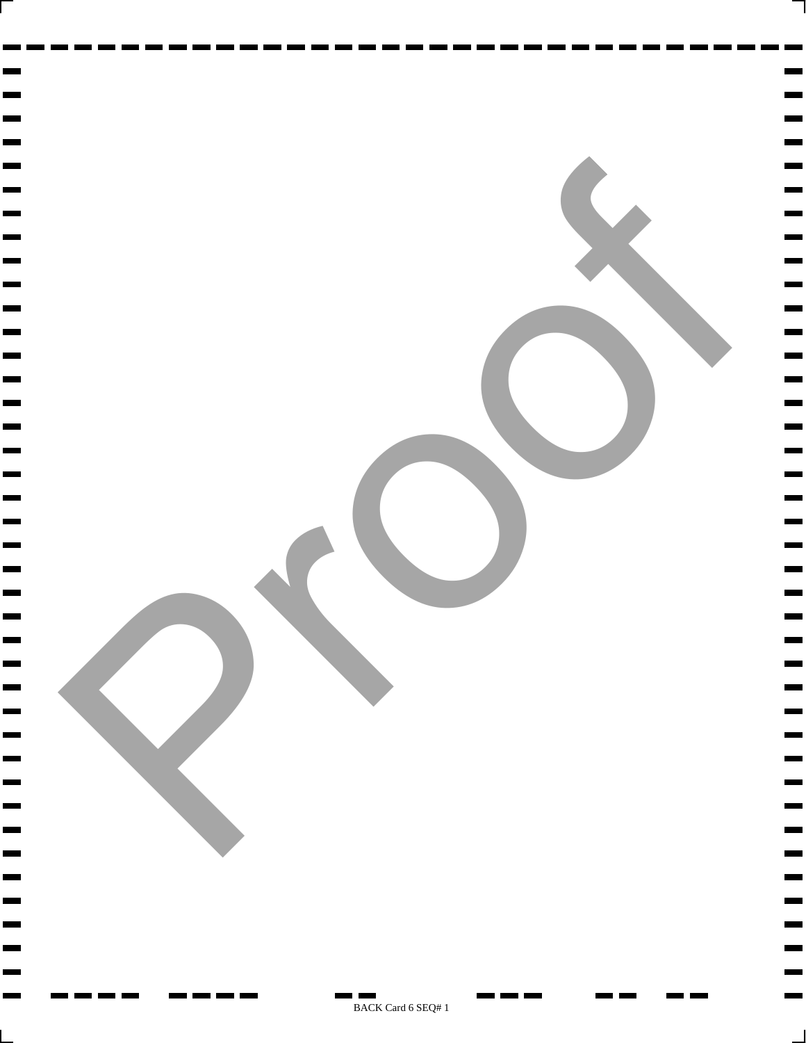Proof

BACK Card 6 SEQ# 1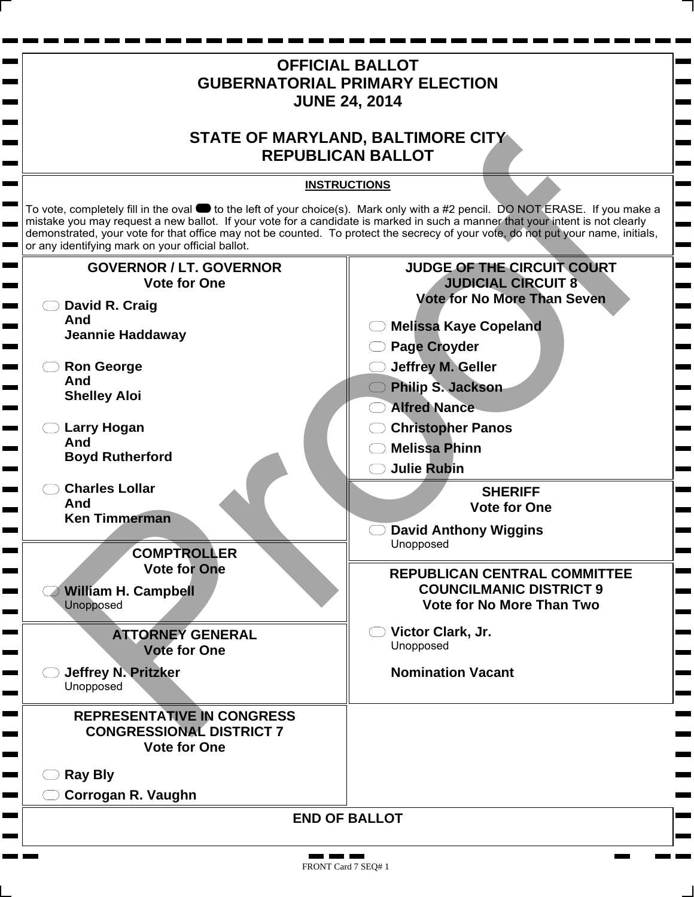# OFFICIAL BALLOT
# GUBERNATORIAL PRIMARY ELECTION
# JUNE 24, 2014

# STATE OF MARYLAND, BALTIMORE CITY
# REPUBLICAN BALLOT

**INSTRUCTIONS**

To vote, completely fill in the oval to the left of your choice(s). Mark only with a #2 pencil. DO NOT ERASE. If you make a mistake you may request a new ballot. If your vote for a candidate is marked in such a manner that your intent is not clearly demonstrated, your vote for that office may not be counted. To protect the secrecy of your vote, do not put your name, initials, or any identifying mark on your official ballot.

## GOVERNOR / LT. GOVERNOR
**Vote for One**

- **David R. Craig And Jeannie Haddaway**
- **Ron George And Shelley Aloi**
- **Larry Hogan And Boyd Rutherford**
- **Charles Lollar And Ken Timmerman**

## COMPTROLLER
**Vote for One**

- **William H. Campbell**
  Unopposed

## ATTORNEY GENERAL
**Vote for One**

- **Jeffrey N. Pritzker**
  Unopposed

## REPRESENTATIVE IN CONGRESS
## CONGRESSIONAL DISTRICT 7
**Vote for One**

- **Ray Bly**
- **Corrogan R. Vaughn**

## JUDGE OF THE CIRCUIT COURT
## JUDICIAL CIRCUIT 8
**Vote for No More Than Seven**

- **Melissa Kaye Copeland**
- **Page Croyder**
- **Jeffrey M. Geller**
- **Philip S. Jackson**
- **Alfred Nance**
- **Christopher Panos**
- **Melissa Phinn**
- **Julie Rubin**

## SHERIFF
**Vote for One**

- **David Anthony Wiggins**
  Unopposed

## REPUBLICAN CENTRAL COMMITTEE
## COUNCILMANIC DISTRICT 9
**Vote for No More Than Two**

- **Victor Clark, Jr.**
  Unopposed

**Nomination Vacant**

**END OF BALLOT**

Proof

FRONT Card 7 SEQ# 1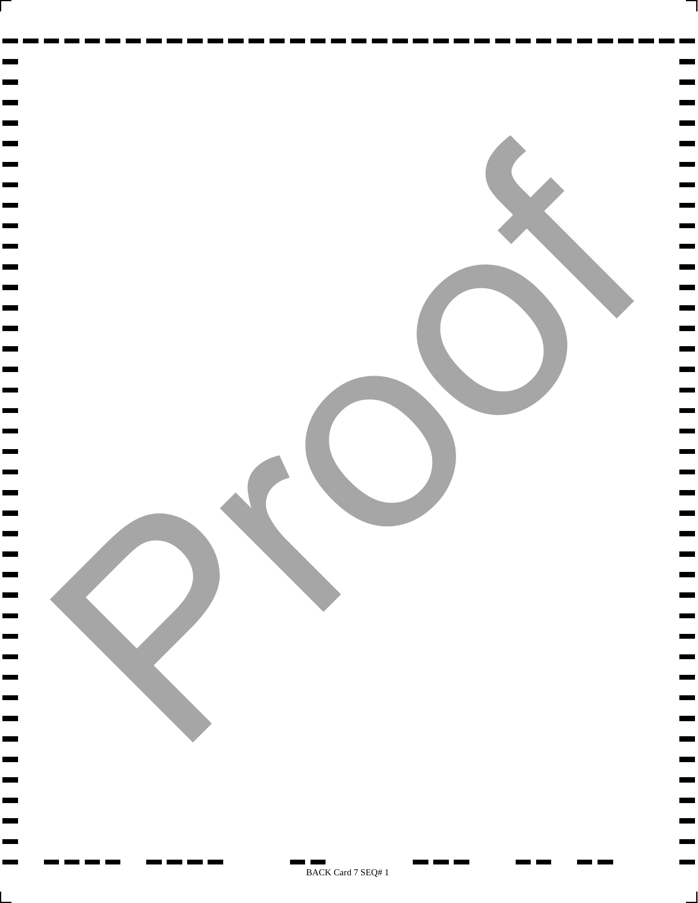Proof

BACK Card 7 SEQ# 1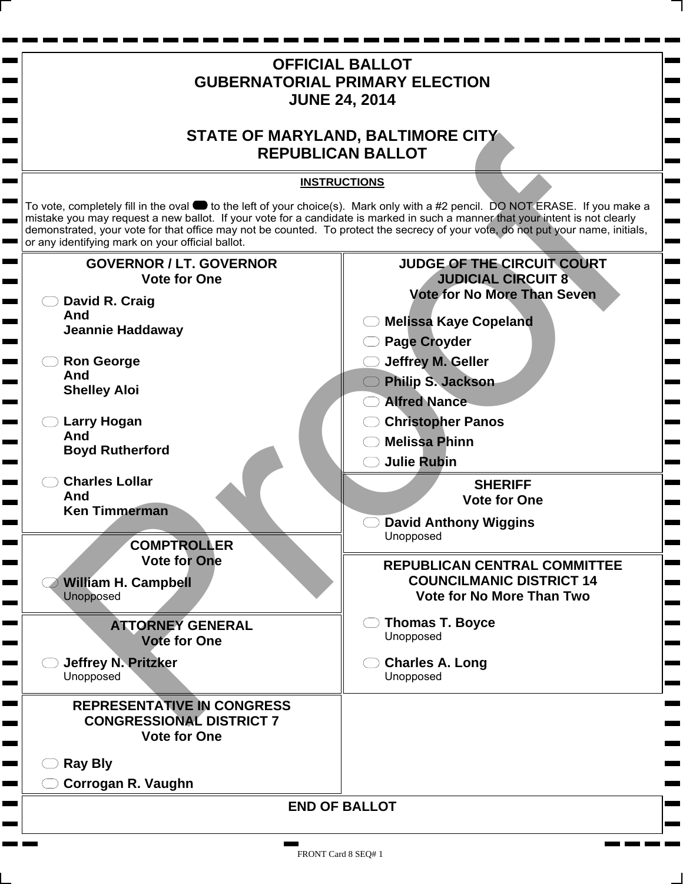# OFFICIAL BALLOT
# GUBERNATORIAL PRIMARY ELECTION
# JUNE 24, 2014

# STATE OF MARYLAND, BALTIMORE CITY
# REPUBLICAN BALLOT

**INSTRUCTIONS**

To vote, completely fill in the oval to the left of your choice(s). Mark only with a #2 pencil. DO NOT ERASE. If you make a mistake you may request a new ballot. If your vote for a candidate is marked in such a manner that your intent is not clearly demonstrated, your vote for that office may not be counted. To protect the secrecy of your vote, do not put your name, initials, or any identifying mark on your official ballot.

## GOVERNOR / LT. GOVERNOR
**Vote for One**

- **David R. Craig And Jeannie Haddaway**
- **Ron George And Shelley Aloi**
- **Larry Hogan And Boyd Rutherford**
- **Charles Lollar And Ken Timmerman**

## COMPTROLLER
**Vote for One**

- **William H. Campbell** Unopposed

## ATTORNEY GENERAL
**Vote for One**

- **Jeffrey N. Pritzker** Unopposed

## REPRESENTATIVE IN CONGRESS CONGRESSIONAL DISTRICT 7
**Vote for One**

- **Ray Bly**
- **Corrogan R. Vaughn**

## JUDGE OF THE CIRCUIT COURT JUDICIAL CIRCUIT 8
**Vote for No More Than Seven**

- **Melissa Kaye Copeland**
- **Page Croyder**
- **Jeffrey M. Geller**
- **Philip S. Jackson**
- **Alfred Nance**
- **Christopher Panos**
- **Melissa Phinn**
- **Julie Rubin**

## SHERIFF
**Vote for One**

- **David Anthony Wiggins** Unopposed

## REPUBLICAN CENTRAL COMMITTEE COUNCILMANIC DISTRICT 14
**Vote for No More Than Two**

- **Thomas T. Boyce** Unopposed
- **Charles A. Long** Unopposed

## END OF BALLOT

FRONT Card 8 SEQ# 1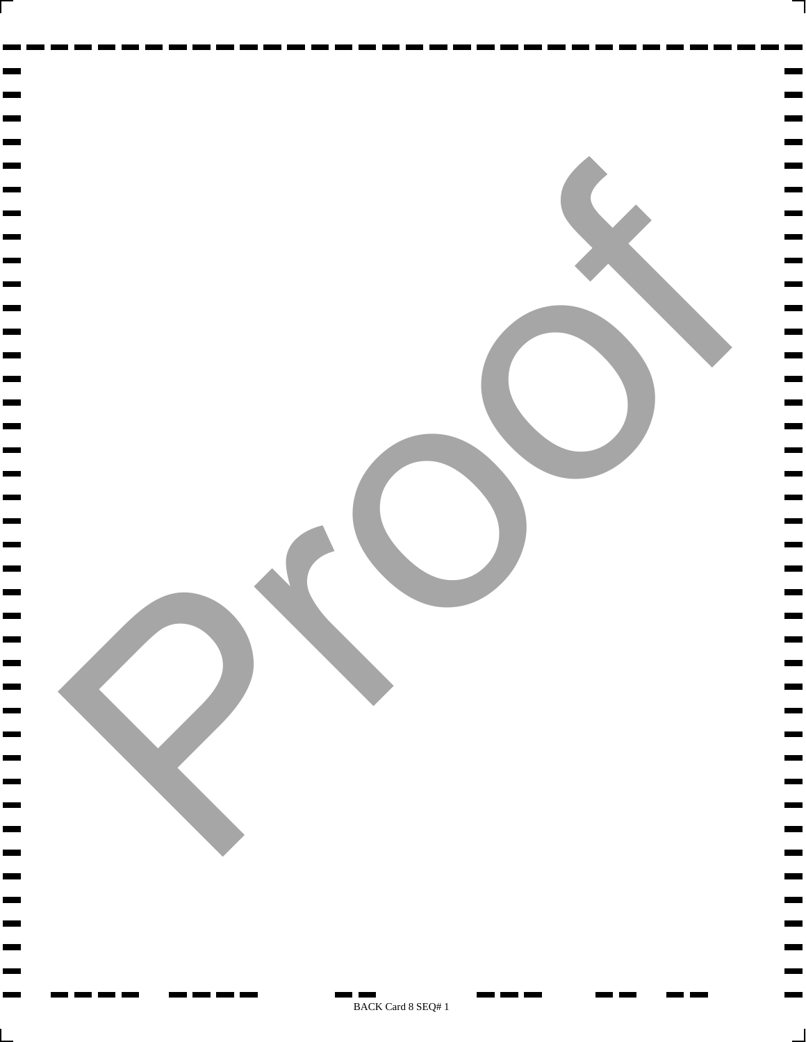Proof

BACK Card 8 SEQ# 1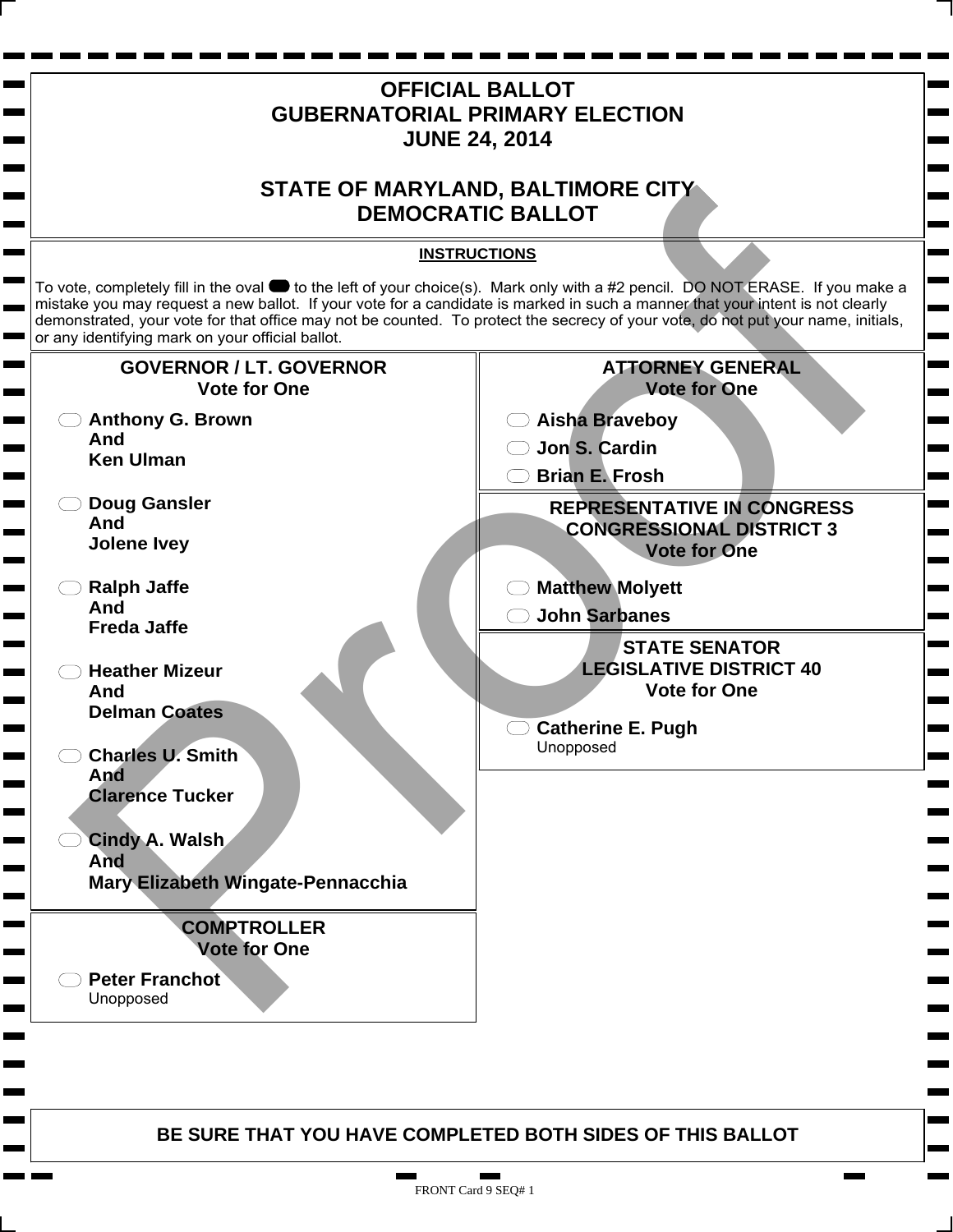# OFFICIAL BALLOT
# GUBERNATORIAL PRIMARY ELECTION
# JUNE 24, 2014

## STATE OF MARYLAND, BALTIMORE CITY
## DEMOCRATIC BALLOT

**INSTRUCTIONS**

To vote, completely fill in the oval to the left of your choice(s). Mark only with a #2 pencil. DO NOT ERASE. If you make a mistake you may request a new ballot. If your vote for a candidate is marked in such a manner that your intent is not clearly demonstrated, your vote for that office may not be counted. To protect the secrecy of your vote, do not put your name, initials, or any identifying mark on your official ballot.

### GOVERNOR / LT. GOVERNOR
Vote for One

- **Anthony G. Brown And Ken Ulman**
- **Doug Gansler And Jolene Ivey**
- **Ralph Jaffe And Freda Jaffe**
- **Heather Mizeur And Delman Coates**
- **Charles U. Smith And Clarence Tucker**
- **Cindy A. Walsh And Mary Elizabeth Wingate-Pennacchia**

### COMPTROLLER
Vote for One

- **Peter Franchot** Unopposed

### ATTORNEY GENERAL
Vote for One

- **Aisha Braveboy**
- **Jon S. Cardin**
- **Brian E. Frosh**

### REPRESENTATIVE IN CONGRESS CONGRESSIONAL DISTRICT 3
Vote for One

- **Matthew Molyett**
- **John Sarbanes**

### STATE SENATOR LEGISLATIVE DISTRICT 40
Vote for One

- **Catherine E. Pugh** Unopposed

**BE SURE THAT YOU HAVE COMPLETED BOTH SIDES OF THIS BALLOT**

FRONT Card 9 SEQ# 1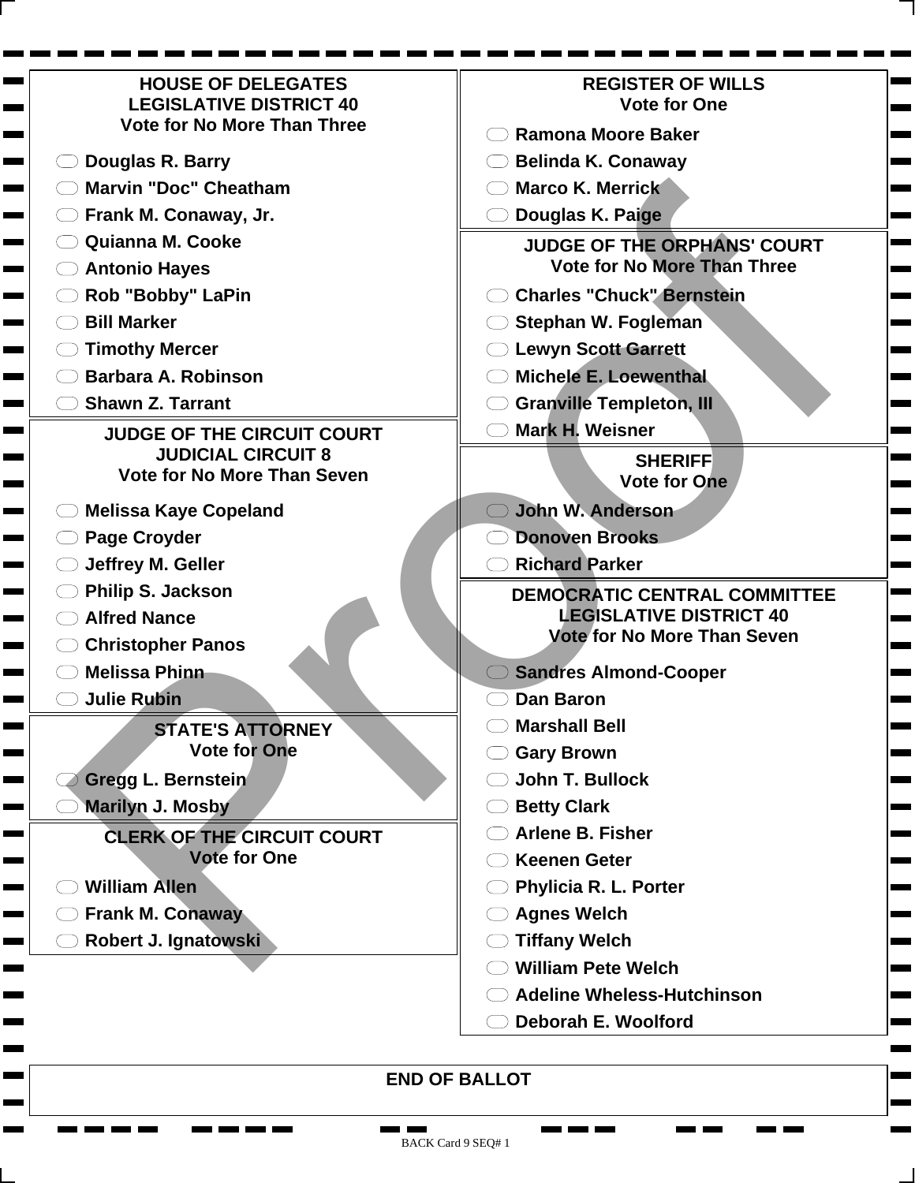## HOUSE OF DELEGATES
## LEGISLATIVE DISTRICT 40
Vote for No More Than Three

- Douglas R. Barry
- Marvin "Doc" Cheatham
- Frank M. Conaway, Jr.
- Quianna M. Cooke
- Antonio Hayes
- Rob "Bobby" LaPin
- Bill Marker
- Timothy Mercer
- Barbara A. Robinson
- Shawn Z. Tarrant

## JUDGE OF THE CIRCUIT COURT
## JUDICIAL CIRCUIT 8
Vote for No More Than Seven

- Melissa Kaye Copeland
- Page Croyder
- Jeffrey M. Geller
- Philip S. Jackson
- Alfred Nance
- Christopher Panos
- Melissa Phinn
- Julie Rubin

## STATE'S ATTORNEY
Vote for One

- Gregg L. Bernstein
- Marilyn J. Mosby

## CLERK OF THE CIRCUIT COURT
Vote for One

- William Allen
- Frank M. Conaway
- Robert J. Ignatowski

## REGISTER OF WILLS
Vote for One

- Ramona Moore Baker
- Belinda K. Conaway
- Marco K. Merrick
- Douglas K. Paige

## JUDGE OF THE ORPHANS' COURT
Vote for No More Than Three

- Charles "Chuck" Bernstein
- Stephan W. Fogleman
- Lewyn Scott Garrett
- Michele E. Loewenthal
- Granville Templeton, III
- Mark H. Weisner

## SHERIFF
Vote for One

- John W. Anderson
- Donoven Brooks
- Richard Parker

## DEMOCRATIC CENTRAL COMMITTEE
## LEGISLATIVE DISTRICT 40
Vote for No More Than Seven

- Sandres Almond-Cooper
- Dan Baron
- Marshall Bell
- Gary Brown
- John T. Bullock
- Betty Clark
- Arlene B. Fisher
- Keenen Geter
- Phylicia R. L. Porter
- Agnes Welch
- Tiffany Welch
- William Pete Welch
- Adeline Wheless-Hutchinson
- Deborah E. Woolford

## END OF BALLOT

BACK Card 9 SEQ# 1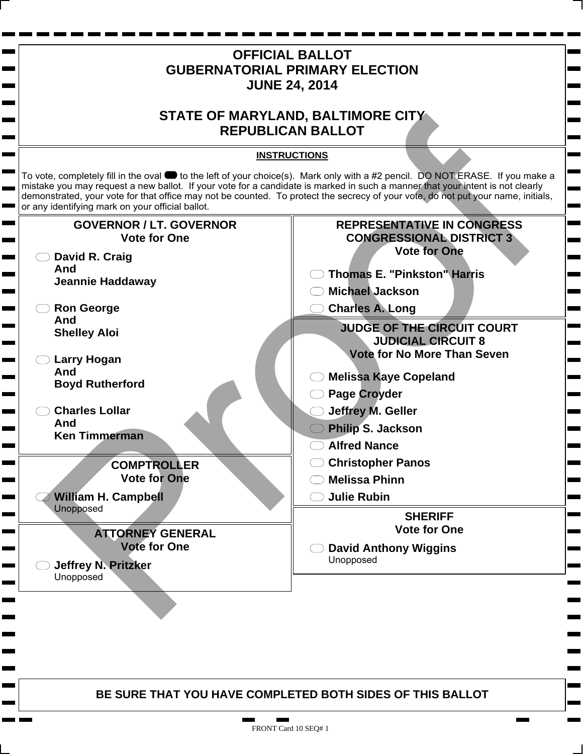# OFFICIAL BALLOT
# GUBERNATORIAL PRIMARY ELECTION
# JUNE 24, 2014

# STATE OF MARYLAND, BALTIMORE CITY
# REPUBLICAN BALLOT

**INSTRUCTIONS**

To vote, completely fill in the oval to the left of your choice(s). Mark only with a #2 pencil. DO NOT ERASE. If you make a mistake you may request a new ballot. If your vote for a candidate is marked in such a manner that your intent is not clearly demonstrated, your vote for that office may not be counted. To protect the secrecy of your vote, do not put your name, initials, or any identifying mark on your official ballot.

## GOVERNOR / LT. GOVERNOR
**Vote for One**

- **David R. Craig And Jeannie Haddaway**
- **Ron George And Shelley Aloi**
- **Larry Hogan And Boyd Rutherford**
- **Charles Lollar And Ken Timmerman**

## COMPTROLLER
**Vote for One**

- **William H. Campbell**
  Unopposed

## ATTORNEY GENERAL
**Vote for One**

- **Jeffrey N. Pritzker**
  Unopposed

## REPRESENTATIVE IN CONGRESS CONGRESSIONAL DISTRICT 3
**Vote for One**

- **Thomas E. "Pinkston" Harris**
- **Michael Jackson**
- **Charles A. Long**

## JUDGE OF THE CIRCUIT COURT JUDICIAL CIRCUIT 8
**Vote for No More Than Seven**

- **Melissa Kaye Copeland**
- **Page Croyder**
- **Jeffrey M. Geller**
- **Philip S. Jackson**
- **Alfred Nance**
- **Christopher Panos**
- **Melissa Phinn**
- **Julie Rubin**

## SHERIFF
**Vote for One**

- **David Anthony Wiggins**
  Unopposed

Proof

**BE SURE THAT YOU HAVE COMPLETED BOTH SIDES OF THIS BALLOT**

FRONT Card 10 SEQ# 1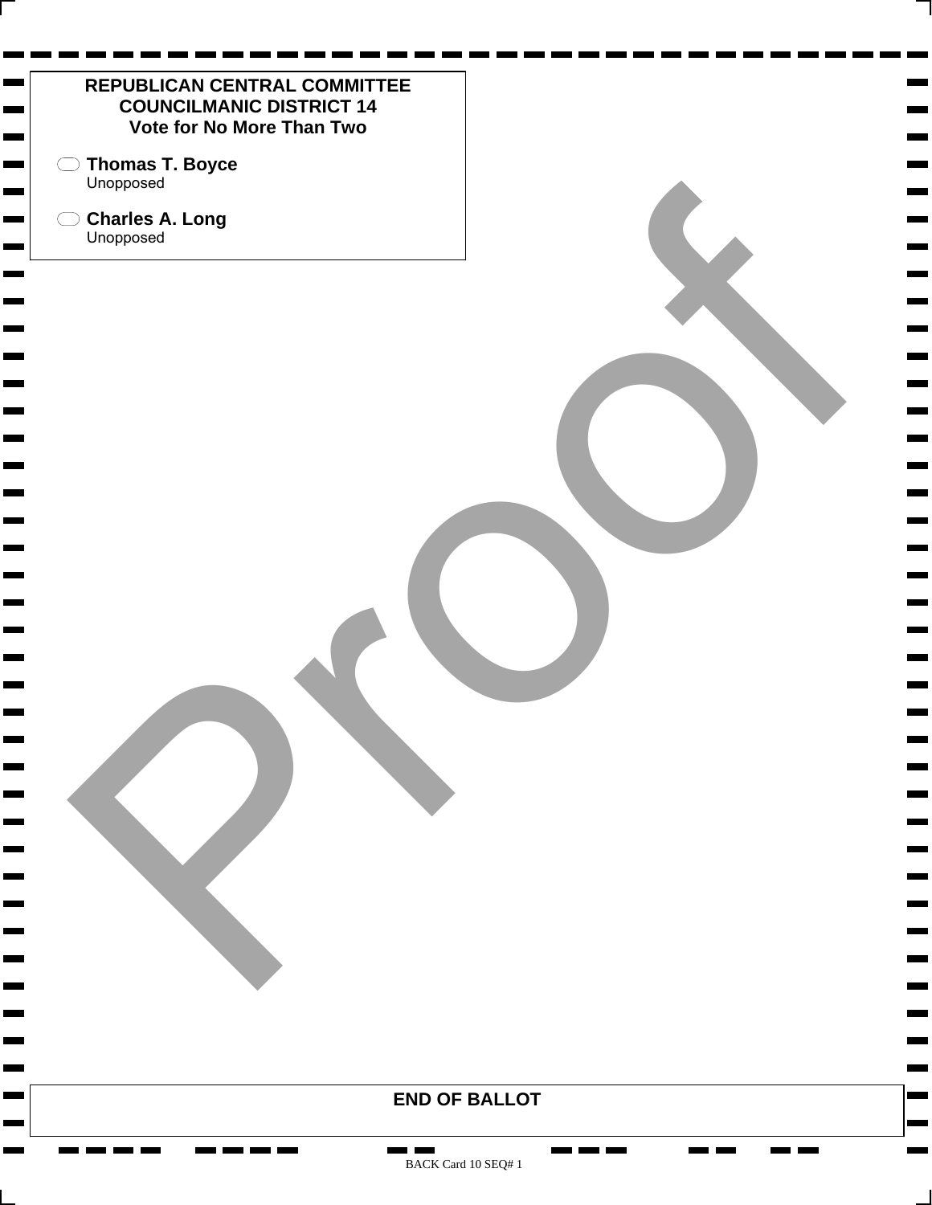**REPUBLICAN CENTRAL COMMITTEE**
**COUNCILMANIC DISTRICT 14**
**Vote for No More Than Two**

- ⬭ **Thomas T. Boyce**
  Unopposed
- ⬭ **Charles A. Long**
  Unopposed

Proof

**END OF BALLOT**

BACK Card 10 SEQ# 1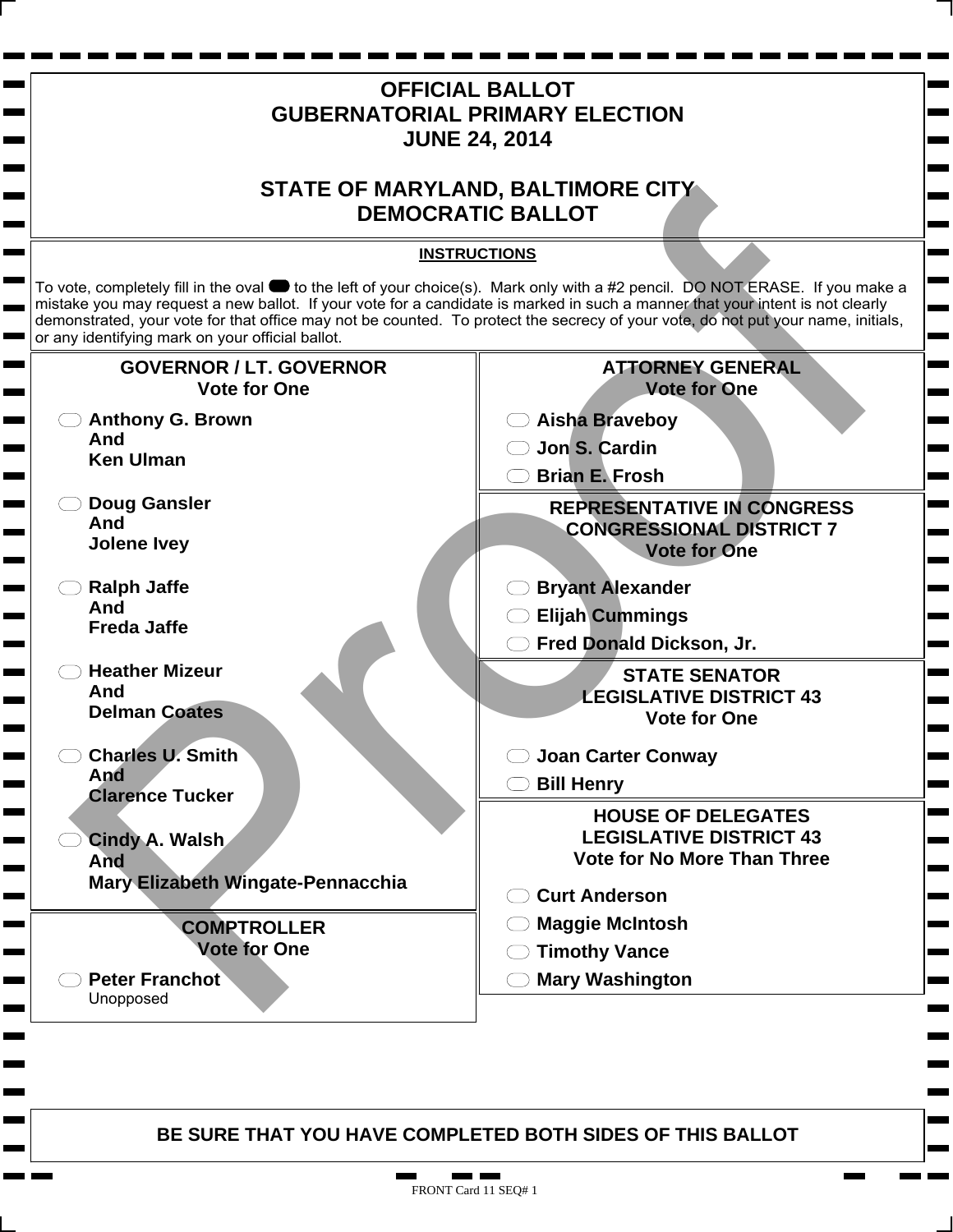# OFFICIAL BALLOT
# GUBERNATORIAL PRIMARY ELECTION
# JUNE 24, 2014

# STATE OF MARYLAND, BALTIMORE CITY
# DEMOCRATIC BALLOT

**INSTRUCTIONS**

To vote, completely fill in the oval to the left of your choice(s). Mark only with a #2 pencil. DO NOT ERASE. If you make a mistake you may request a new ballot. If your vote for a candidate is marked in such a manner that your intent is not clearly demonstrated, your vote for that office may not be counted. To protect the secrecy of your vote, do not put your name, initials, or any identifying mark on your official ballot.

## GOVERNOR / LT. GOVERNOR
**Vote for One**

- ⬭ **Anthony G. Brown And Ken Ulman**
- ⬭ **Doug Gansler And Jolene Ivey**
- ⬭ **Ralph Jaffe And Freda Jaffe**
- ⬭ **Heather Mizeur And Delman Coates**
- ⬭ **Charles U. Smith And Clarence Tucker**
- ⬭ **Cindy A. Walsh And Mary Elizabeth Wingate-Pennacchia**

## COMPTROLLER
**Vote for One**

- ⬭ **Peter Franchot**
  Unopposed

## ATTORNEY GENERAL
**Vote for One**

- ⬭ **Aisha Braveboy**
- ⬭ **Jon S. Cardin**
- ⬭ **Brian E. Frosh**

## REPRESENTATIVE IN CONGRESS
## CONGRESSIONAL DISTRICT 7
**Vote for One**

- ⬭ **Bryant Alexander**
- ⬭ **Elijah Cummings**
- ⬭ **Fred Donald Dickson, Jr.**

## STATE SENATOR
## LEGISLATIVE DISTRICT 43
**Vote for One**

- ⬭ **Joan Carter Conway**
- ⬭ **Bill Henry**

## HOUSE OF DELEGATES
## LEGISLATIVE DISTRICT 43
**Vote for No More Than Three**

- ⬭ **Curt Anderson**
- ⬭ **Maggie McIntosh**
- ⬭ **Timothy Vance**
- ⬭ **Mary Washington**

**BE SURE THAT YOU HAVE COMPLETED BOTH SIDES OF THIS BALLOT**

FRONT Card 11 SEQ# 1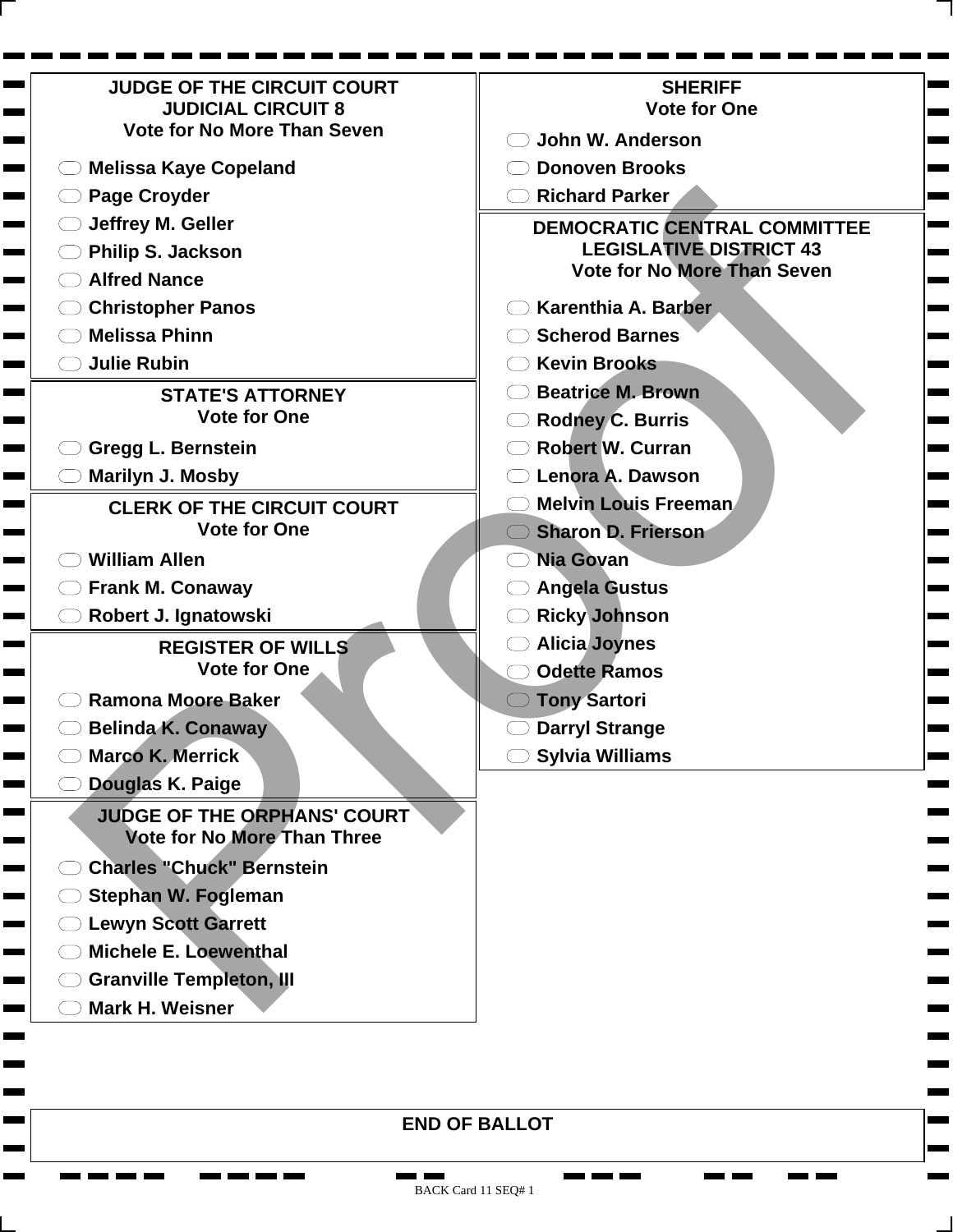## JUDGE OF THE CIRCUIT COURT
## JUDICIAL CIRCUIT 8
**Vote for No More Than Seven**

- Melissa Kaye Copeland
- Page Croyder
- Jeffrey M. Geller
- Philip S. Jackson
- Alfred Nance
- Christopher Panos
- Melissa Phinn
- Julie Rubin

## STATE'S ATTORNEY
**Vote for One**

- Gregg L. Bernstein
- Marilyn J. Mosby

## CLERK OF THE CIRCUIT COURT
**Vote for One**

- William Allen
- Frank M. Conaway
- Robert J. Ignatowski

## REGISTER OF WILLS
**Vote for One**

- Ramona Moore Baker
- Belinda K. Conaway
- Marco K. Merrick
- Douglas K. Paige

## JUDGE OF THE ORPHANS' COURT
**Vote for No More Than Three**

- Charles "Chuck" Bernstein
- Stephan W. Fogleman
- Lewyn Scott Garrett
- Michele E. Loewenthal
- Granville Templeton, III
- Mark H. Weisner

## SHERIFF
**Vote for One**

- John W. Anderson
- Donoven Brooks
- Richard Parker

## DEMOCRATIC CENTRAL COMMITTEE
## LEGISLATIVE DISTRICT 43
**Vote for No More Than Seven**

- Karenthia A. Barber
- Scherod Barnes
- Kevin Brooks
- Beatrice M. Brown
- Rodney C. Burris
- Robert W. Curran
- Lenora A. Dawson
- Melvin Louis Freeman
- Sharon D. Frierson
- Nia Govan
- Angela Gustus
- Ricky Johnson
- Alicia Joynes
- Odette Ramos
- Tony Sartori
- Darryl Strange
- Sylvia Williams

**END OF BALLOT**

Proof

BACK Card 11 SEQ# 1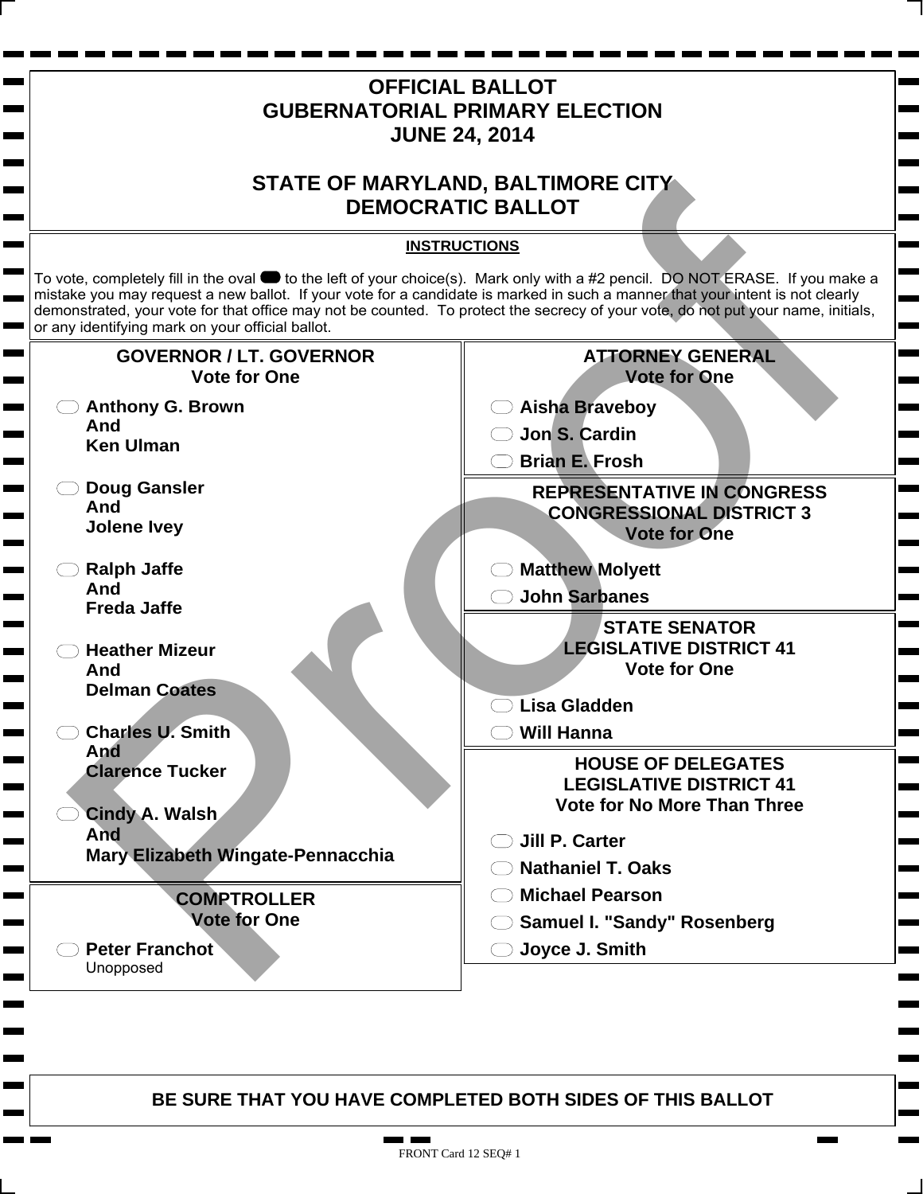# OFFICIAL BALLOT
# GUBERNATORIAL PRIMARY ELECTION
# JUNE 24, 2014

# STATE OF MARYLAND, BALTIMORE CITY
# DEMOCRATIC BALLOT

**INSTRUCTIONS**

To vote, completely fill in the oval to the left of your choice(s). Mark only with a #2 pencil. DO NOT ERASE. If you make a mistake you may request a new ballot. If your vote for a candidate is marked in such a manner that your intent is not clearly demonstrated, your vote for that office may not be counted. To protect the secrecy of your vote, do not put your name, initials, or any identifying mark on your official ballot.

## GOVERNOR / LT. GOVERNOR
**Vote for One**

- ⬭ **Anthony G. Brown And Ken Ulman**
- ⬭ **Doug Gansler And Jolene Ivey**
- ⬭ **Ralph Jaffe And Freda Jaffe**
- ⬭ **Heather Mizeur And Delman Coates**
- ⬭ **Charles U. Smith And Clarence Tucker**
- ⬭ **Cindy A. Walsh And Mary Elizabeth Wingate-Pennacchia**

## COMPTROLLER
**Vote for One**

- ⬭ **Peter Franchot** Unopposed

## ATTORNEY GENERAL
**Vote for One**

- ⬭ **Aisha Braveboy**
- ⬭ **Jon S. Cardin**
- ⬭ **Brian E. Frosh**

## REPRESENTATIVE IN CONGRESS CONGRESSIONAL DISTRICT 3
**Vote for One**

- ⬭ **Matthew Molyett**
- ⬭ **John Sarbanes**

## STATE SENATOR LEGISLATIVE DISTRICT 41
**Vote for One**

- ⬭ **Lisa Gladden**
- ⬭ **Will Hanna**

## HOUSE OF DELEGATES LEGISLATIVE DISTRICT 41
**Vote for No More Than Three**

- ⬭ **Jill P. Carter**
- ⬭ **Nathaniel T. Oaks**
- ⬭ **Michael Pearson**
- ⬭ **Samuel I. "Sandy" Rosenberg**
- ⬭ **Joyce J. Smith**

**BE SURE THAT YOU HAVE COMPLETED BOTH SIDES OF THIS BALLOT**

FRONT Card 12 SEQ# 1

Proof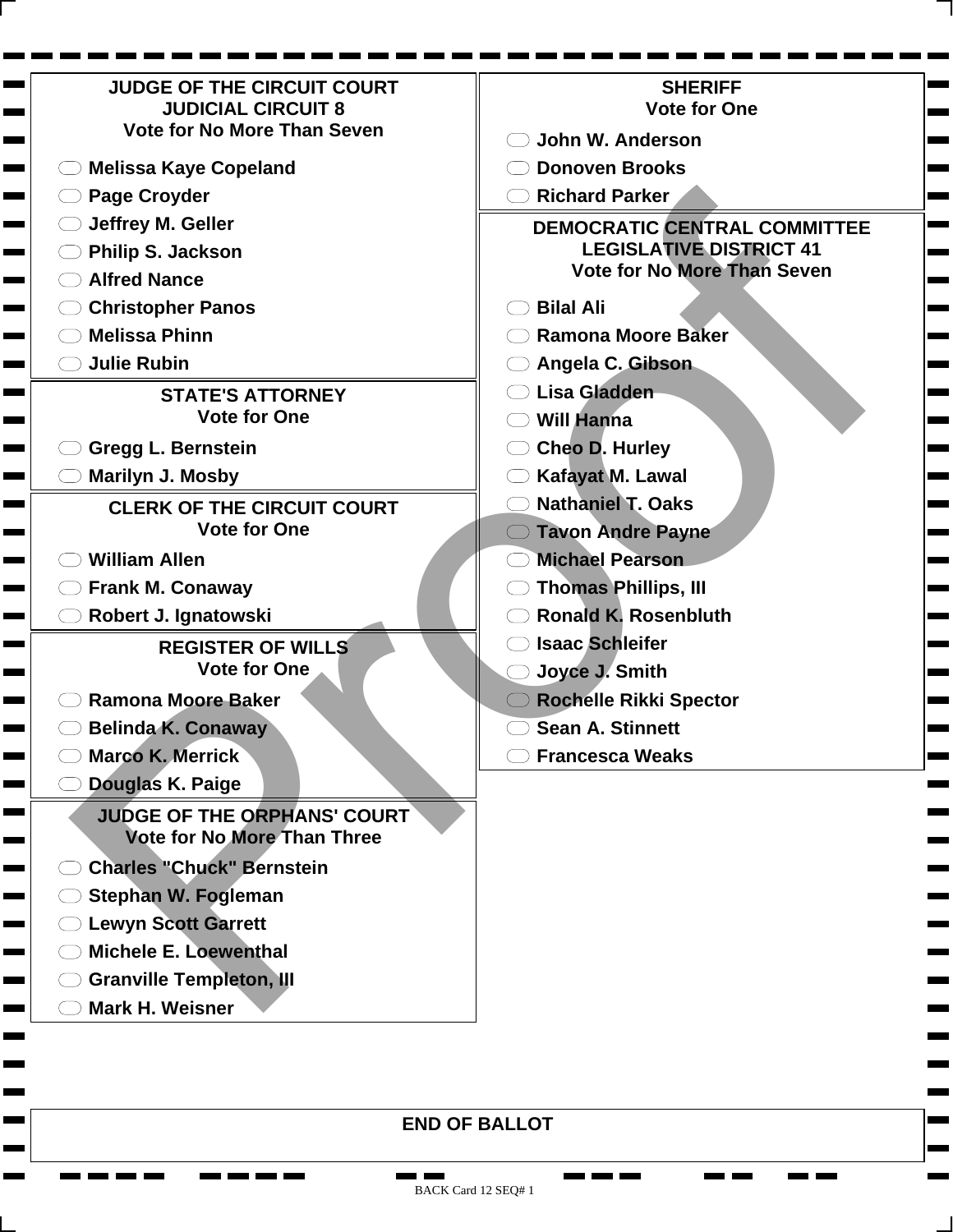## JUDGE OF THE CIRCUIT COURT
## JUDICIAL CIRCUIT 8
**Vote for No More Than Seven**

- Melissa Kaye Copeland
- Page Croyder
- Jeffrey M. Geller
- Philip S. Jackson
- Alfred Nance
- Christopher Panos
- Melissa Phinn
- Julie Rubin

## STATE'S ATTORNEY
**Vote for One**

- Gregg L. Bernstein
- Marilyn J. Mosby

## CLERK OF THE CIRCUIT COURT
**Vote for One**

- William Allen
- Frank M. Conaway
- Robert J. Ignatowski

## REGISTER OF WILLS
**Vote for One**

- Ramona Moore Baker
- Belinda K. Conaway
- Marco K. Merrick
- Douglas K. Paige

## JUDGE OF THE ORPHANS' COURT
**Vote for No More Than Three**

- Charles "Chuck" Bernstein
- Stephan W. Fogleman
- Lewyn Scott Garrett
- Michele E. Loewenthal
- Granville Templeton, III
- Mark H. Weisner

## SHERIFF
**Vote for One**

- John W. Anderson
- Donoven Brooks
- Richard Parker

## DEMOCRATIC CENTRAL COMMITTEE
## LEGISLATIVE DISTRICT 41
**Vote for No More Than Seven**

- Bilal Ali
- Ramona Moore Baker
- Angela C. Gibson
- Lisa Gladden
- Will Hanna
- Cheo D. Hurley
- Kafayat M. Lawal
- Nathaniel T. Oaks
- Tavon Andre Payne
- Michael Pearson
- Thomas Phillips, III
- Ronald K. Rosenbluth
- Isaac Schleifer
- Joyce J. Smith
- Rochelle Rikki Spector
- Sean A. Stinnett
- Francesca Weaks

**END OF BALLOT**

Proof

BACK Card 12 SEQ# 1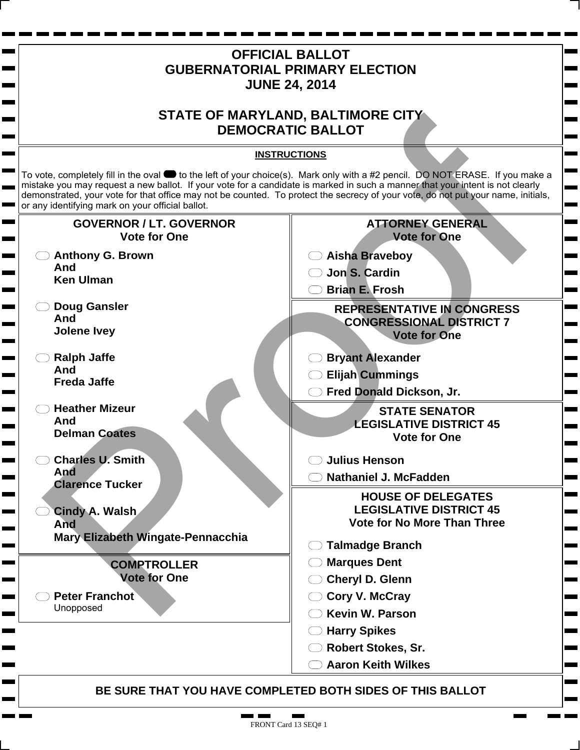# OFFICIAL BALLOT
# GUBERNATORIAL PRIMARY ELECTION
# JUNE 24, 2014

## STATE OF MARYLAND, BALTIMORE CITY
## DEMOCRATIC BALLOT

**INSTRUCTIONS**

To vote, completely fill in the oval to the left of your choice(s). Mark only with a #2 pencil. DO NOT ERASE. If you make a mistake you may request a new ballot. If your vote for a candidate is marked in such a manner that your intent is not clearly demonstrated, your vote for that office may not be counted. To protect the secrecy of your vote, do not put your name, initials, or any identifying mark on your official ballot.

### GOVERNOR / LT. GOVERNOR
Vote for One

- **Anthony G. Brown And Ken Ulman**
- **Doug Gansler And Jolene Ivey**
- **Ralph Jaffe And Freda Jaffe**
- **Heather Mizeur And Delman Coates**
- **Charles U. Smith And Clarence Tucker**
- **Cindy A. Walsh And Mary Elizabeth Wingate-Pennacchia**

### COMPTROLLER
Vote for One

- **Peter Franchot** Unopposed

### ATTORNEY GENERAL
Vote for One

- **Aisha Braveboy**
- **Jon S. Cardin**
- **Brian E. Frosh**

### REPRESENTATIVE IN CONGRESS CONGRESSIONAL DISTRICT 7
Vote for One

- **Bryant Alexander**
- **Elijah Cummings**
- **Fred Donald Dickson, Jr.**

### STATE SENATOR LEGISLATIVE DISTRICT 45
Vote for One

- **Julius Henson**
- **Nathaniel J. McFadden**

### HOUSE OF DELEGATES LEGISLATIVE DISTRICT 45
Vote for No More Than Three

- **Talmadge Branch**
- **Marques Dent**
- **Cheryl D. Glenn**
- **Cory V. McCray**
- **Kevin W. Parson**
- **Harry Spikes**
- **Robert Stokes, Sr.**
- **Aaron Keith Wilkes**

**BE SURE THAT YOU HAVE COMPLETED BOTH SIDES OF THIS BALLOT**

FRONT Card 13 SEQ# 1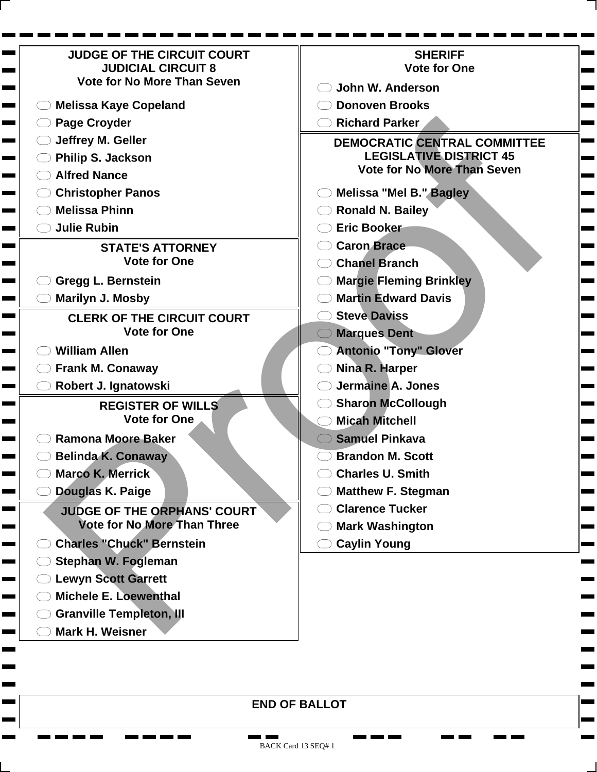## JUDGE OF THE CIRCUIT COURT
## JUDICIAL CIRCUIT 8
### Vote for No More Than Seven

- Melissa Kaye Copeland
- Page Croyder
- Jeffrey M. Geller
- Philip S. Jackson
- Alfred Nance
- Christopher Panos
- Melissa Phinn
- Julie Rubin

## STATE'S ATTORNEY
### Vote for One

- Gregg L. Bernstein
- Marilyn J. Mosby

## CLERK OF THE CIRCUIT COURT
### Vote for One

- William Allen
- Frank M. Conaway
- Robert J. Ignatowski

## REGISTER OF WILLS
### Vote for One

- Ramona Moore Baker
- Belinda K. Conaway
- Marco K. Merrick
- Douglas K. Paige

## JUDGE OF THE ORPHANS' COURT
### Vote for No More Than Three

- Charles "Chuck" Bernstein
- Stephan W. Fogleman
- Lewyn Scott Garrett
- Michele E. Loewenthal
- Granville Templeton, III
- Mark H. Weisner

## SHERIFF
### Vote for One

- John W. Anderson
- Donoven Brooks
- Richard Parker

## DEMOCRATIC CENTRAL COMMITTEE
## LEGISLATIVE DISTRICT 45
### Vote for No More Than Seven

- Melissa "Mel B." Bagley
- Ronald N. Bailey
- Eric Booker
- Caron Brace
- Chanel Branch
- Margie Fleming Brinkley
- Martin Edward Davis
- Steve Daviss
- Marques Dent
- Antonio "Tony" Glover
- Nina R. Harper
- Jermaine A. Jones
- Sharon McCollough
- Micah Mitchell
- Samuel Pinkava
- Brandon M. Scott
- Charles U. Smith
- Matthew F. Stegman
- Clarence Tucker
- Mark Washington
- Caylin Young

**END OF BALLOT**

BACK Card 13 SEQ# 1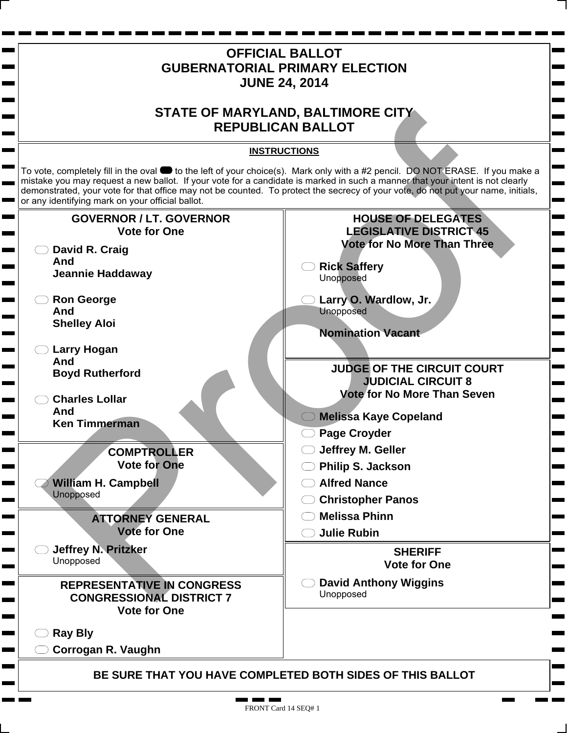# OFFICIAL BALLOT
# GUBERNATORIAL PRIMARY ELECTION
# JUNE 24, 2014

## STATE OF MARYLAND, BALTIMORE CITY
## REPUBLICAN BALLOT

**INSTRUCTIONS**

To vote, completely fill in the oval ⬬ to the left of your choice(s). Mark only with a #2 pencil. DO NOT ERASE. If you make a mistake you may request a new ballot. If your vote for a candidate is marked in such a manner that your intent is not clearly demonstrated, your vote for that office may not be counted. To protect the secrecy of your vote, do not put your name, initials, or any identifying mark on your official ballot.

### GOVERNOR / LT. GOVERNOR
**Vote for One**

- ⬭ **David R. Craig And Jeannie Haddaway**
- ⬭ **Ron George And Shelley Aloi**
- ⬭ **Larry Hogan And Boyd Rutherford**
- ⬭ **Charles Lollar And Ken Timmerman**

### COMPTROLLER
**Vote for One**

- ⬭ **William H. Campbell**
  Unopposed

### ATTORNEY GENERAL
**Vote for One**

- ⬭ **Jeffrey N. Pritzker**
  Unopposed

### REPRESENTATIVE IN CONGRESS CONGRESSIONAL DISTRICT 7
**Vote for One**

- ⬭ **Ray Bly**
- ⬭ **Corrogan R. Vaughn**

### HOUSE OF DELEGATES LEGISLATIVE DISTRICT 45
**Vote for No More Than Three**

- ⬭ **Rick Saffery**
  Unopposed
- ⬭ **Larry O. Wardlow, Jr.**
  Unopposed

**Nomination Vacant**

### JUDGE OF THE CIRCUIT COURT JUDICIAL CIRCUIT 8
**Vote for No More Than Seven**

- ⬭ **Melissa Kaye Copeland**
- ⬭ **Page Croyder**
- ⬭ **Jeffrey M. Geller**
- ⬭ **Philip S. Jackson**
- ⬭ **Alfred Nance**
- ⬭ **Christopher Panos**
- ⬭ **Melissa Phinn**
- ⬭ **Julie Rubin**

### SHERIFF
**Vote for One**

- ⬭ **David Anthony Wiggins**
  Unopposed

**BE SURE THAT YOU HAVE COMPLETED BOTH SIDES OF THIS BALLOT**

FRONT Card 14 SEQ# 1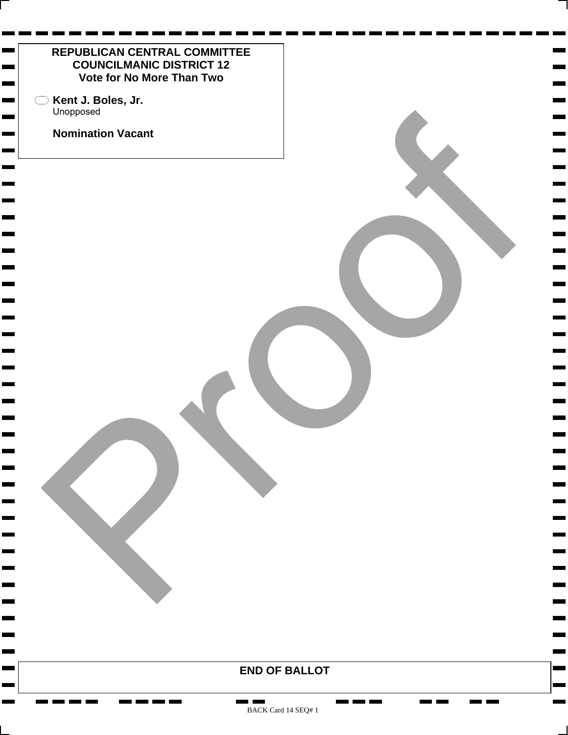**REPUBLICAN CENTRAL COMMITTEE**
**COUNCILMANIC DISTRICT 12**
**Vote for No More Than Two**

- **Kent J. Boles, Jr.**
  Unopposed

**Nomination Vacant**

**END OF BALLOT**

BACK Card 14 SEQ# 1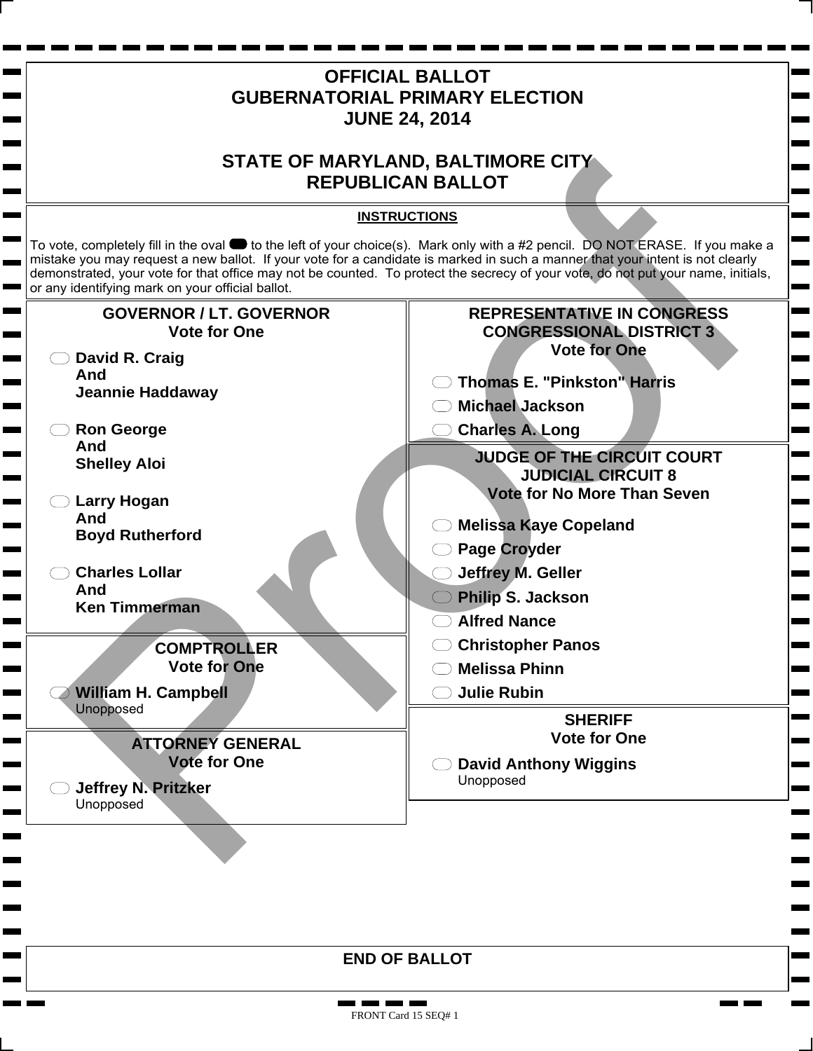# OFFICIAL BALLOT
# GUBERNATORIAL PRIMARY ELECTION
# JUNE 24, 2014

# STATE OF MARYLAND, BALTIMORE CITY
# REPUBLICAN BALLOT

**INSTRUCTIONS**

To vote, completely fill in the oval to the left of your choice(s). Mark only with a #2 pencil. DO NOT ERASE. If you make a mistake you may request a new ballot. If your vote for a candidate is marked in such a manner that your intent is not clearly demonstrated, your vote for that office may not be counted. To protect the secrecy of your vote, do not put your name, initials, or any identifying mark on your official ballot.

## GOVERNOR / LT. GOVERNOR
**Vote for One**

- **David R. Craig And Jeannie Haddaway**
- **Ron George And Shelley Aloi**
- **Larry Hogan And Boyd Rutherford**
- **Charles Lollar And Ken Timmerman**

## COMPTROLLER
**Vote for One**

- **William H. Campbell**
  Unopposed

## ATTORNEY GENERAL
**Vote for One**

- **Jeffrey N. Pritzker**
  Unopposed

## REPRESENTATIVE IN CONGRESS CONGRESSIONAL DISTRICT 3
**Vote for One**

- **Thomas E. "Pinkston" Harris**
- **Michael Jackson**
- **Charles A. Long**

## JUDGE OF THE CIRCUIT COURT JUDICIAL CIRCUIT 8
**Vote for No More Than Seven**

- **Melissa Kaye Copeland**
- **Page Croyder**
- **Jeffrey M. Geller**
- **Philip S. Jackson**
- **Alfred Nance**
- **Christopher Panos**
- **Melissa Phinn**
- **Julie Rubin**

## SHERIFF
**Vote for One**

- **David Anthony Wiggins**
  Unopposed

**END OF BALLOT**

FRONT Card 15 SEQ# 1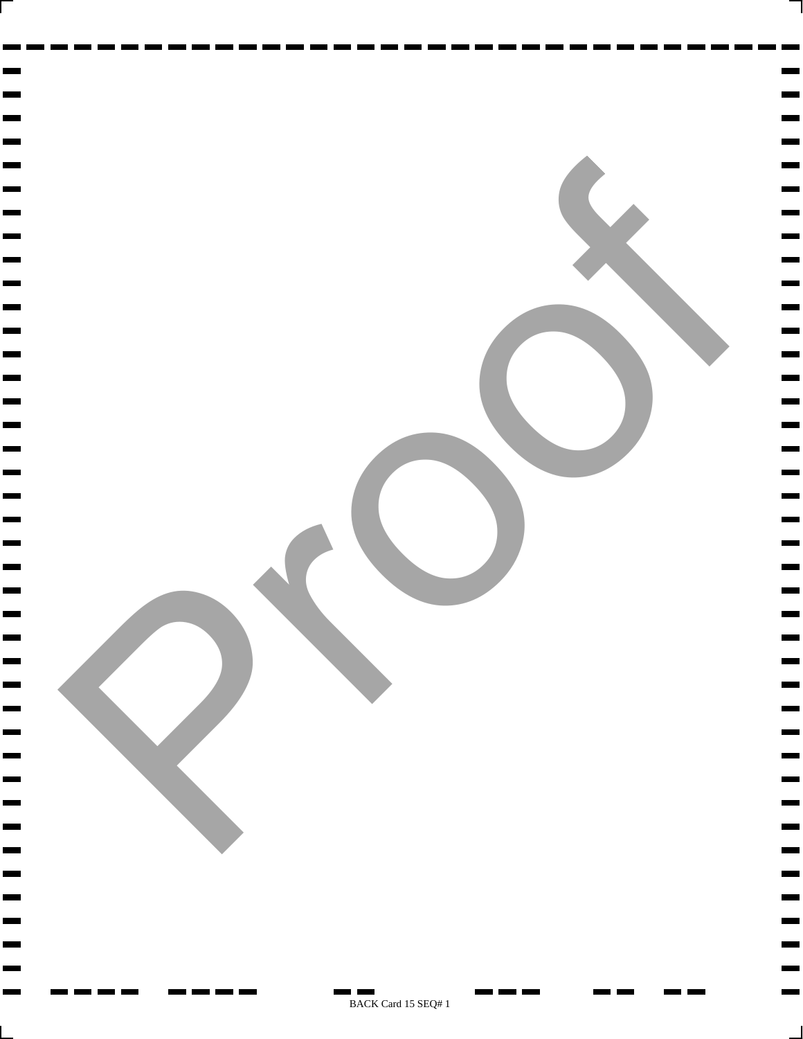Proof

BACK Card 15 SEQ# 1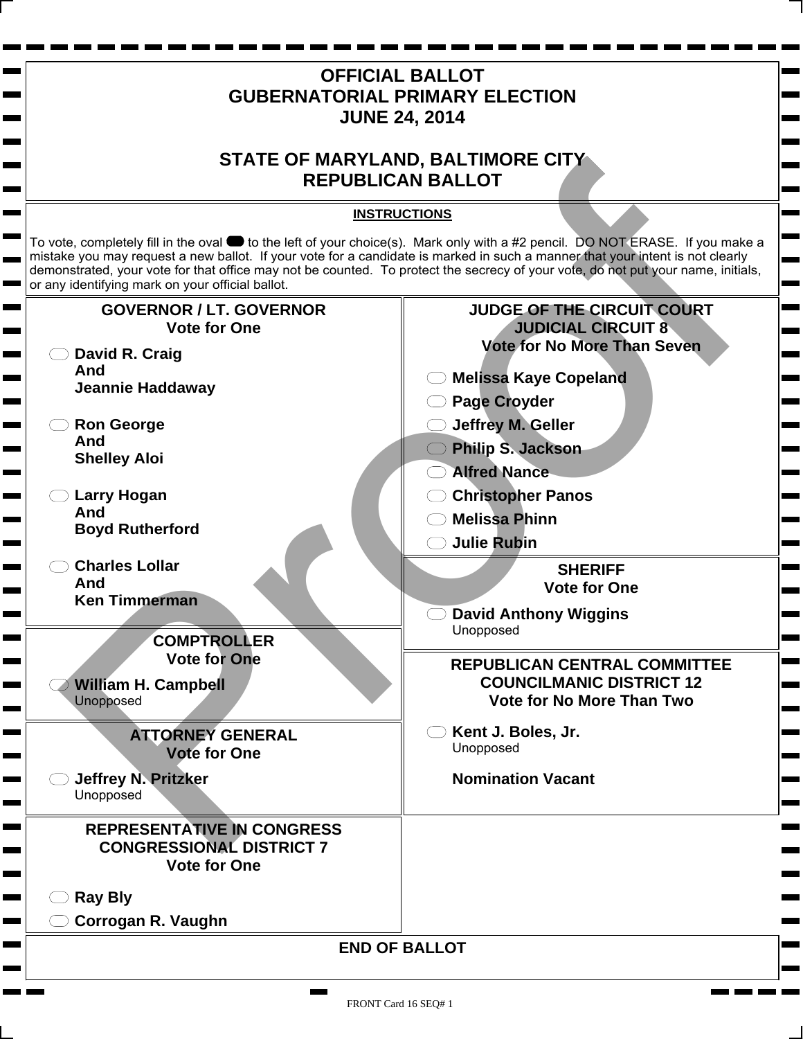# OFFICIAL BALLOT
# GUBERNATORIAL PRIMARY ELECTION
# JUNE 24, 2014

# STATE OF MARYLAND, BALTIMORE CITY
# REPUBLICAN BALLOT

**INSTRUCTIONS**

To vote, completely fill in the oval to the left of your choice(s). Mark only with a #2 pencil. DO NOT ERASE. If you make a mistake you may request a new ballot. If your vote for a candidate is marked in such a manner that your intent is not clearly demonstrated, your vote for that office may not be counted. To protect the secrecy of your vote, do not put your name, initials, or any identifying mark on your official ballot.

## GOVERNOR / LT. GOVERNOR
**Vote for One**

- **David R. Craig And Jeannie Haddaway**
- **Ron George And Shelley Aloi**
- **Larry Hogan And Boyd Rutherford**
- **Charles Lollar And Ken Timmerman**

## COMPTROLLER
**Vote for One**

- **William H. Campbell**
  Unopposed

## ATTORNEY GENERAL
**Vote for One**

- **Jeffrey N. Pritzker**
  Unopposed

## REPRESENTATIVE IN CONGRESS
## CONGRESSIONAL DISTRICT 7
**Vote for One**

- **Ray Bly**
- **Corrogan R. Vaughn**

## JUDGE OF THE CIRCUIT COURT
## JUDICIAL CIRCUIT 8
**Vote for No More Than Seven**

- **Melissa Kaye Copeland**
- **Page Croyder**
- **Jeffrey M. Geller**
- **Philip S. Jackson**
- **Alfred Nance**
- **Christopher Panos**
- **Melissa Phinn**
- **Julie Rubin**

## SHERIFF
**Vote for One**

- **David Anthony Wiggins**
  Unopposed

## REPUBLICAN CENTRAL COMMITTEE
## COUNCILMANIC DISTRICT 12
**Vote for No More Than Two**

- **Kent J. Boles, Jr.**
  Unopposed

**Nomination Vacant**

**END OF BALLOT**

Proof

FRONT Card 16 SEQ# 1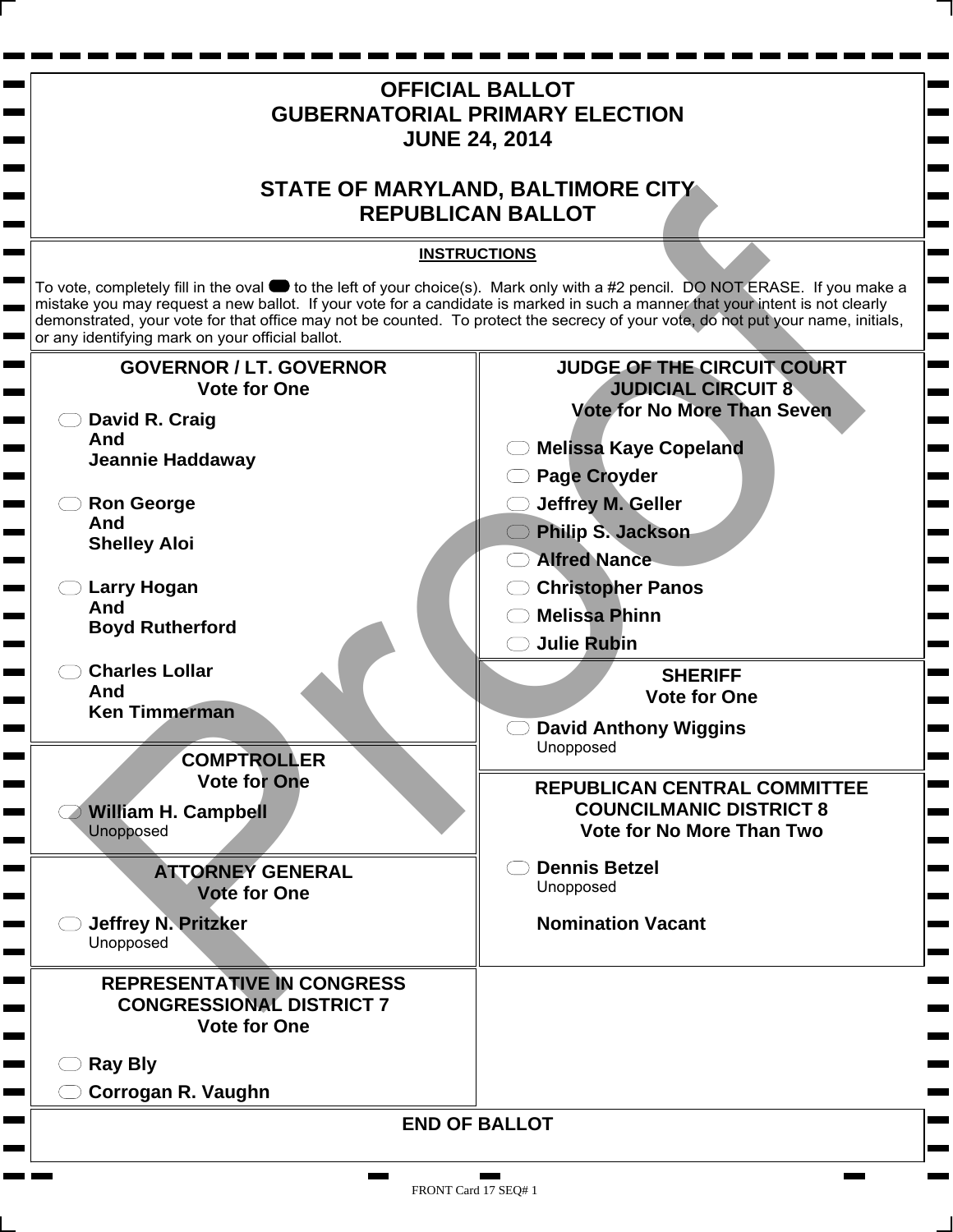# OFFICIAL BALLOT
# GUBERNATORIAL PRIMARY ELECTION
# JUNE 24, 2014

# STATE OF MARYLAND, BALTIMORE CITY
# REPUBLICAN BALLOT

**INSTRUCTIONS**

To vote, completely fill in the oval to the left of your choice(s). Mark only with a #2 pencil. DO NOT ERASE. If you make a mistake you may request a new ballot. If your vote for a candidate is marked in such a manner that your intent is not clearly demonstrated, your vote for that office may not be counted. To protect the secrecy of your vote, do not put your name, initials, or any identifying mark on your official ballot.

## GOVERNOR / LT. GOVERNOR
**Vote for One**

- **David R. Craig And Jeannie Haddaway**
- **Ron George And Shelley Aloi**
- **Larry Hogan And Boyd Rutherford**
- **Charles Lollar And Ken Timmerman**

## COMPTROLLER
**Vote for One**

- **William H. Campbell** Unopposed

## ATTORNEY GENERAL
**Vote for One**

- **Jeffrey N. Pritzker** Unopposed

## REPRESENTATIVE IN CONGRESS CONGRESSIONAL DISTRICT 7
**Vote for One**

- **Ray Bly**
- **Corrogan R. Vaughn**

## JUDGE OF THE CIRCUIT COURT JUDICIAL CIRCUIT 8
**Vote for No More Than Seven**

- **Melissa Kaye Copeland**
- **Page Croyder**
- **Jeffrey M. Geller**
- **Philip S. Jackson**
- **Alfred Nance**
- **Christopher Panos**
- **Melissa Phinn**
- **Julie Rubin**

## SHERIFF
**Vote for One**

- **David Anthony Wiggins** Unopposed

## REPUBLICAN CENTRAL COMMITTEE COUNCILMANIC DISTRICT 8
**Vote for No More Than Two**

- **Dennis Betzel** Unopposed

**Nomination Vacant**

## END OF BALLOT

FRONT Card 17 SEQ# 1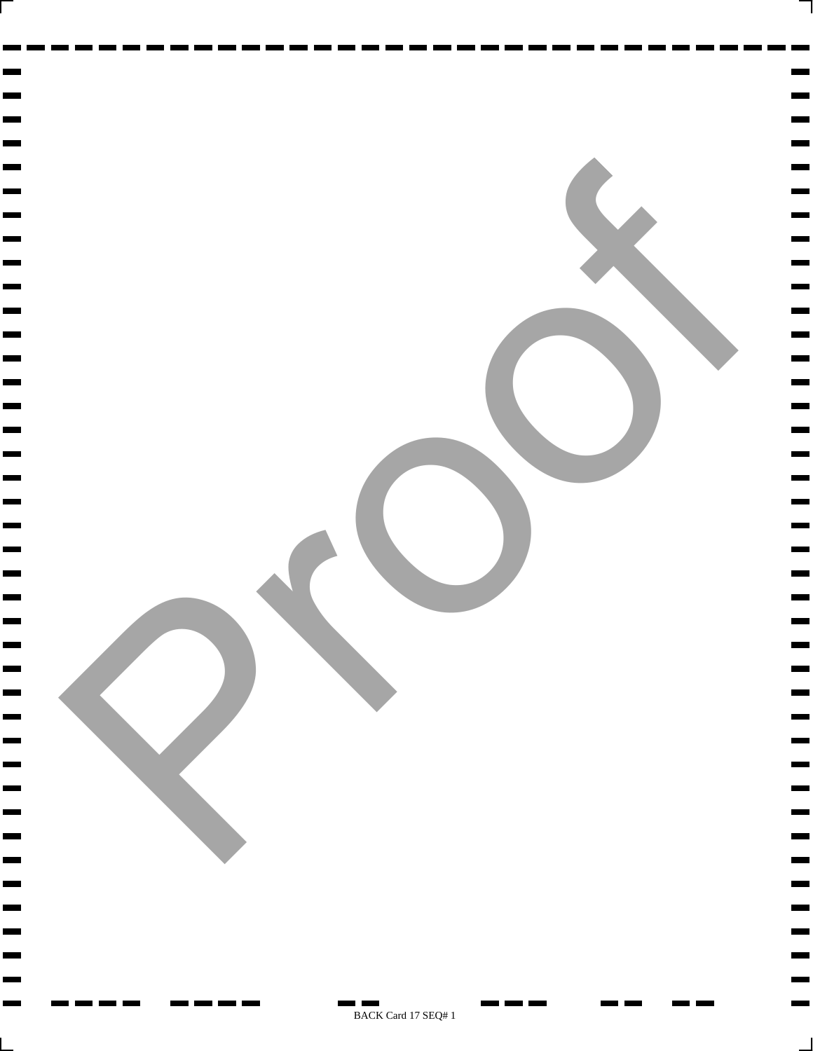Proof

BACK Card 17 SEQ# 1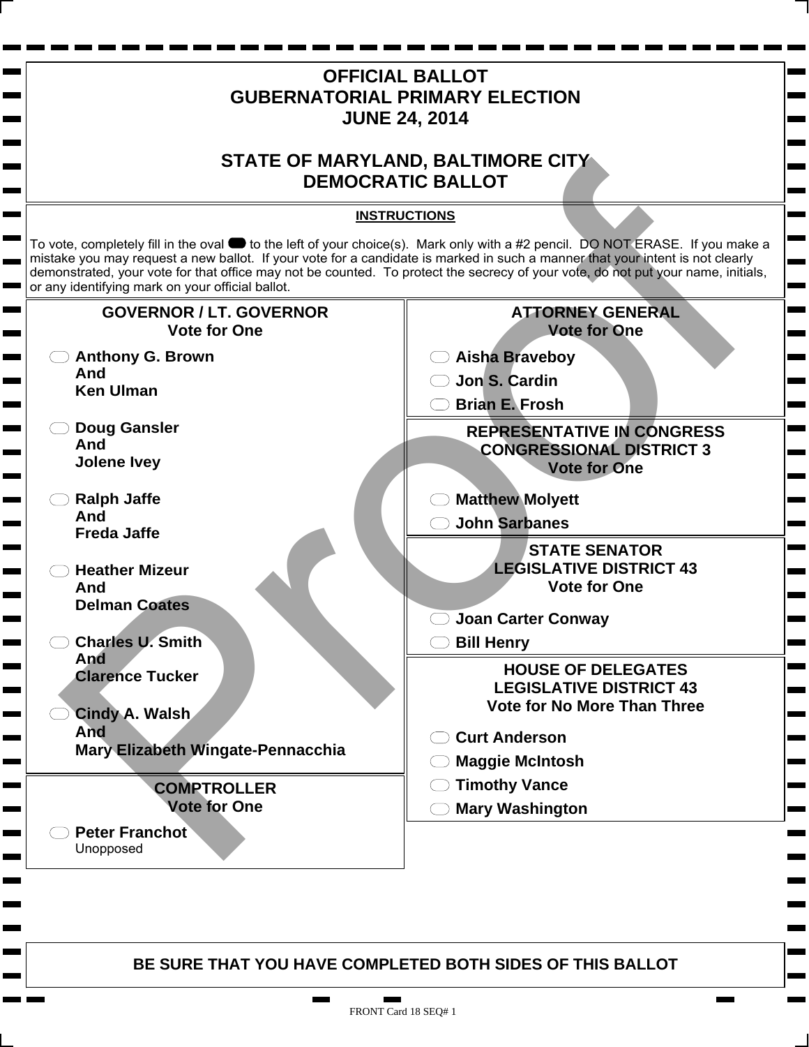# OFFICIAL BALLOT
# GUBERNATORIAL PRIMARY ELECTION
# JUNE 24, 2014

# STATE OF MARYLAND, BALTIMORE CITY
# DEMOCRATIC BALLOT

**INSTRUCTIONS**

To vote, completely fill in the oval to the left of your choice(s). Mark only with a #2 pencil. DO NOT ERASE. If you make a mistake you may request a new ballot. If your vote for a candidate is marked in such a manner that your intent is not clearly demonstrated, your vote for that office may not be counted. To protect the secrecy of your vote, do not put your name, initials, or any identifying mark on your official ballot.

## GOVERNOR / LT. GOVERNOR
**Vote for One**

- **Anthony G. Brown And Ken Ulman**
- **Doug Gansler And Jolene Ivey**
- **Ralph Jaffe And Freda Jaffe**
- **Heather Mizeur And Delman Coates**
- **Charles U. Smith And Clarence Tucker**
- **Cindy A. Walsh And Mary Elizabeth Wingate-Pennacchia**

## COMPTROLLER
**Vote for One**

- **Peter Franchot**
  Unopposed

## ATTORNEY GENERAL
**Vote for One**

- **Aisha Braveboy**
- **Jon S. Cardin**
- **Brian E. Frosh**

## REPRESENTATIVE IN CONGRESS CONGRESSIONAL DISTRICT 3
**Vote for One**

- **Matthew Molyett**
- **John Sarbanes**

## STATE SENATOR LEGISLATIVE DISTRICT 43
**Vote for One**

- **Joan Carter Conway**
- **Bill Henry**

## HOUSE OF DELEGATES LEGISLATIVE DISTRICT 43
**Vote for No More Than Three**

- **Curt Anderson**
- **Maggie McIntosh**
- **Timothy Vance**
- **Mary Washington**

**BE SURE THAT YOU HAVE COMPLETED BOTH SIDES OF THIS BALLOT**

FRONT Card 18 SEQ# 1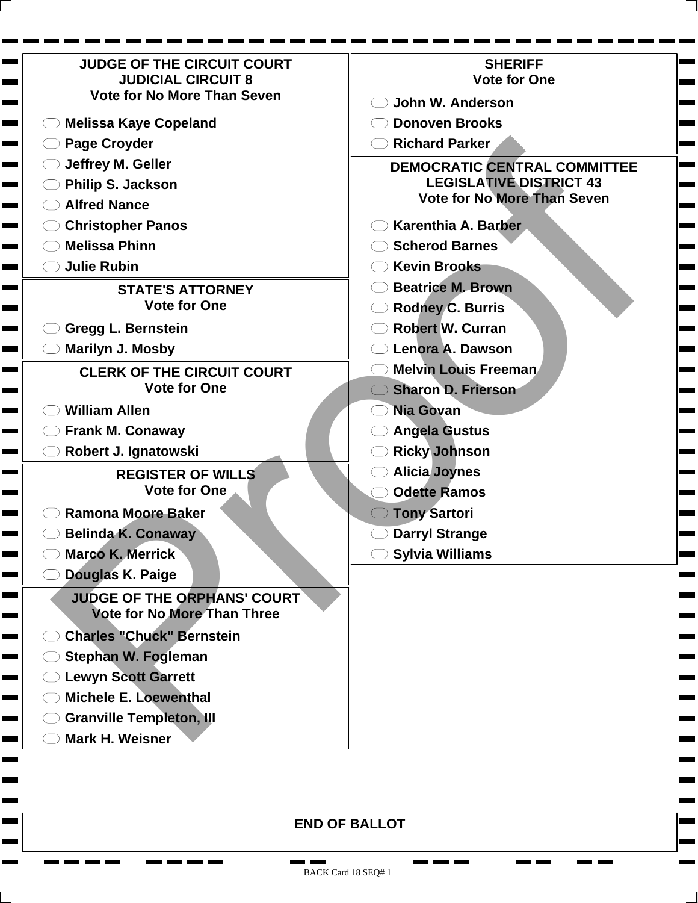## JUDGE OF THE CIRCUIT COURT
## JUDICIAL CIRCUIT 8
### Vote for No More Than Seven

- Melissa Kaye Copeland
- Page Croyder
- Jeffrey M. Geller
- Philip S. Jackson
- Alfred Nance
- Christopher Panos
- Melissa Phinn
- Julie Rubin

## STATE'S ATTORNEY
### Vote for One

- Gregg L. Bernstein
- Marilyn J. Mosby

## CLERK OF THE CIRCUIT COURT
### Vote for One

- William Allen
- Frank M. Conaway
- Robert J. Ignatowski

## REGISTER OF WILLS
### Vote for One

- Ramona Moore Baker
- Belinda K. Conaway
- Marco K. Merrick
- Douglas K. Paige

## JUDGE OF THE ORPHANS' COURT
### Vote for No More Than Three

- Charles "Chuck" Bernstein
- Stephan W. Fogleman
- Lewyn Scott Garrett
- Michele E. Loewenthal
- Granville Templeton, III
- Mark H. Weisner

## SHERIFF
### Vote for One

- John W. Anderson
- Donoven Brooks
- Richard Parker

## DEMOCRATIC CENTRAL COMMITTEE
## LEGISLATIVE DISTRICT 43
### Vote for No More Than Seven

- Karenthia A. Barber
- Scherod Barnes
- Kevin Brooks
- Beatrice M. Brown
- Rodney C. Burris
- Robert W. Curran
- Lenora A. Dawson
- Melvin Louis Freeman
- Sharon D. Frierson
- Nia Govan
- Angela Gustus
- Ricky Johnson
- Alicia Joynes
- Odette Ramos
- Tony Sartori
- Darryl Strange
- Sylvia Williams

**END OF BALLOT**

Proof

BACK Card 18 SEQ# 1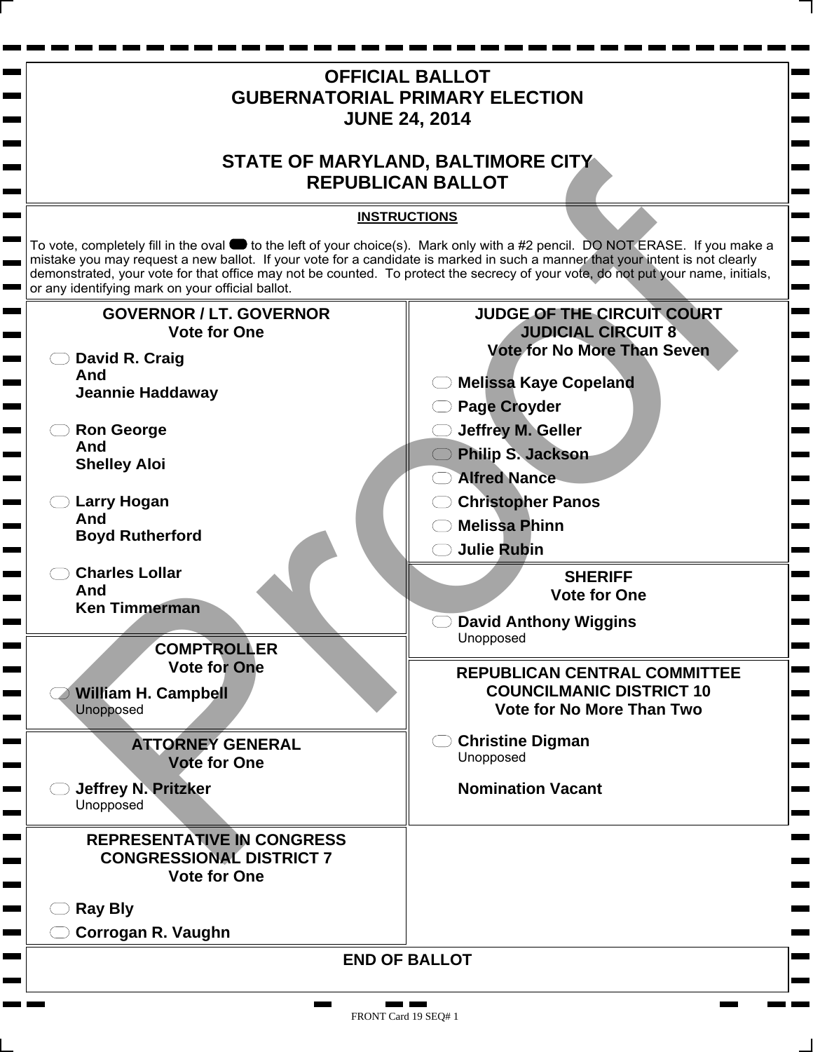# OFFICIAL BALLOT
# GUBERNATORIAL PRIMARY ELECTION
# JUNE 24, 2014

# STATE OF MARYLAND, BALTIMORE CITY
# REPUBLICAN BALLOT

**INSTRUCTIONS**

To vote, completely fill in the oval to the left of your choice(s). Mark only with a #2 pencil. DO NOT ERASE. If you make a mistake you may request a new ballot. If your vote for a candidate is marked in such a manner that your intent is not clearly demonstrated, your vote for that office may not be counted. To protect the secrecy of your vote, do not put your name, initials, or any identifying mark on your official ballot.

## GOVERNOR / LT. GOVERNOR
**Vote for One**

- **David R. Craig And Jeannie Haddaway**
- **Ron George And Shelley Aloi**
- **Larry Hogan And Boyd Rutherford**
- **Charles Lollar And Ken Timmerman**

## COMPTROLLER
**Vote for One**

- **William H. Campbell**
  Unopposed

## ATTORNEY GENERAL
**Vote for One**

- **Jeffrey N. Pritzker**
  Unopposed

## REPRESENTATIVE IN CONGRESS
## CONGRESSIONAL DISTRICT 7
**Vote for One**

- **Ray Bly**
- **Corrogan R. Vaughn**

## JUDGE OF THE CIRCUIT COURT
## JUDICIAL CIRCUIT 8
**Vote for No More Than Seven**

- **Melissa Kaye Copeland**
- **Page Croyder**
- **Jeffrey M. Geller**
- **Philip S. Jackson**
- **Alfred Nance**
- **Christopher Panos**
- **Melissa Phinn**
- **Julie Rubin**

## SHERIFF
**Vote for One**

- **David Anthony Wiggins**
  Unopposed

## REPUBLICAN CENTRAL COMMITTEE
## COUNCILMANIC DISTRICT 10
**Vote for No More Than Two**

- **Christine Digman**
  Unopposed

**Nomination Vacant**

## END OF BALLOT

Proof

FRONT Card 19 SEQ# 1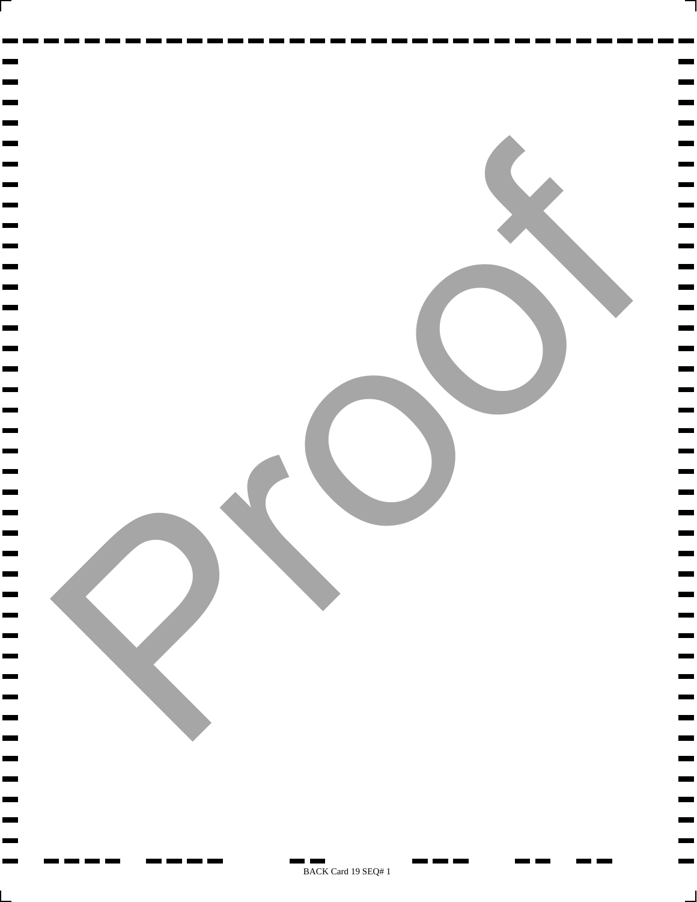Proof

BACK Card 19 SEQ# 1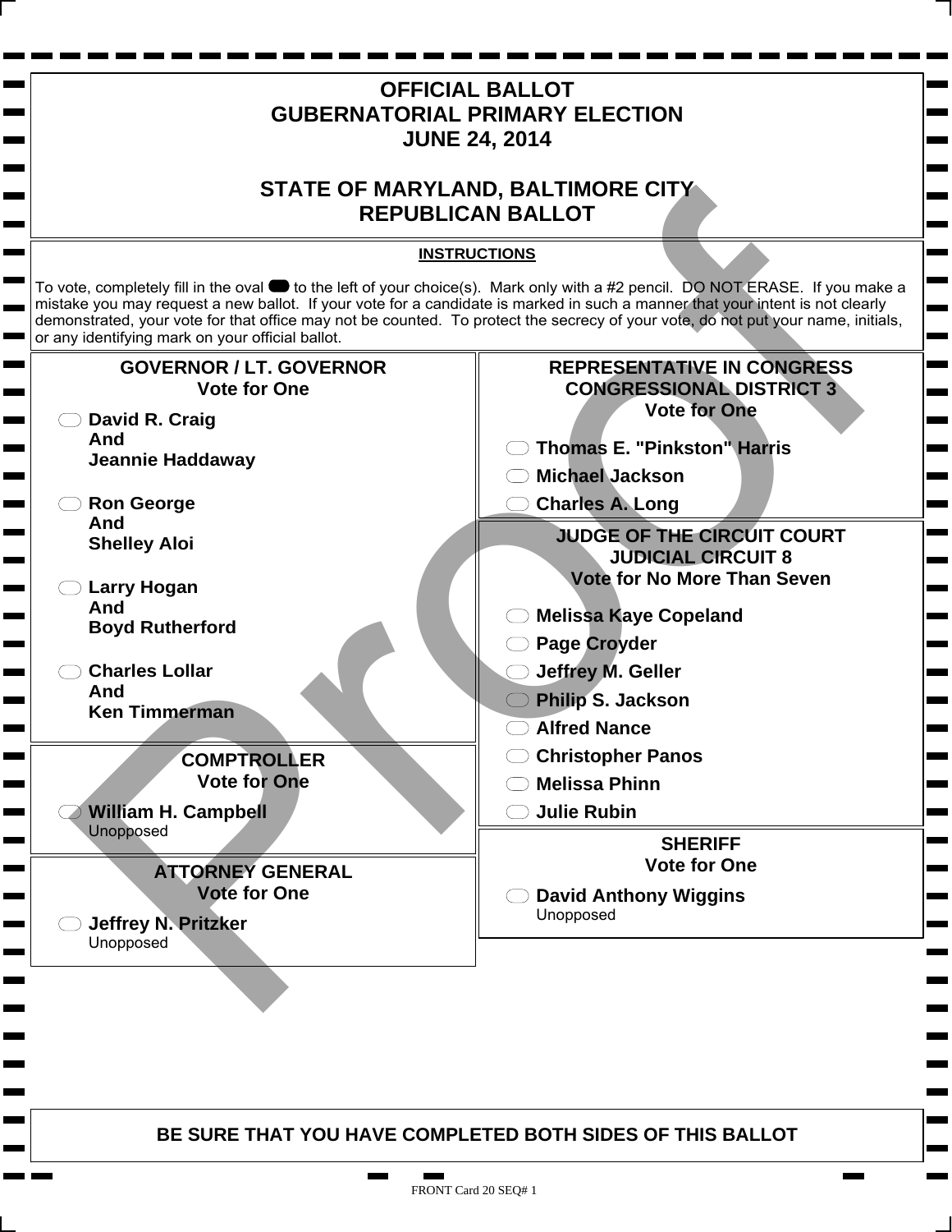# OFFICIAL BALLOT
# GUBERNATORIAL PRIMARY ELECTION
# JUNE 24, 2014

## STATE OF MARYLAND, BALTIMORE CITY
## REPUBLICAN BALLOT

**INSTRUCTIONS**

To vote, completely fill in the oval to the left of your choice(s). Mark only with a #2 pencil. DO NOT ERASE. If you make a mistake you may request a new ballot. If your vote for a candidate is marked in such a manner that your intent is not clearly demonstrated, your vote for that office may not be counted. To protect the secrecy of your vote, do not put your name, initials, or any identifying mark on your official ballot.

### GOVERNOR / LT. GOVERNOR
**Vote for One**

- **David R. Craig And Jeannie Haddaway**
- **Ron George And Shelley Aloi**
- **Larry Hogan And Boyd Rutherford**
- **Charles Lollar And Ken Timmerman**

### COMPTROLLER
**Vote for One**

- **William H. Campbell**
  Unopposed

### ATTORNEY GENERAL
**Vote for One**

- **Jeffrey N. Pritzker**
  Unopposed

### REPRESENTATIVE IN CONGRESS
### CONGRESSIONAL DISTRICT 3
**Vote for One**

- **Thomas E. "Pinkston" Harris**
- **Michael Jackson**
- **Charles A. Long**

### JUDGE OF THE CIRCUIT COURT
### JUDICIAL CIRCUIT 8
**Vote for No More Than Seven**

- **Melissa Kaye Copeland**
- **Page Croyder**
- **Jeffrey M. Geller**
- **Philip S. Jackson**
- **Alfred Nance**
- **Christopher Panos**
- **Melissa Phinn**
- **Julie Rubin**

### SHERIFF
**Vote for One**

- **David Anthony Wiggins**
  Unopposed

Proof

**BE SURE THAT YOU HAVE COMPLETED BOTH SIDES OF THIS BALLOT**

FRONT Card 20 SEQ# 1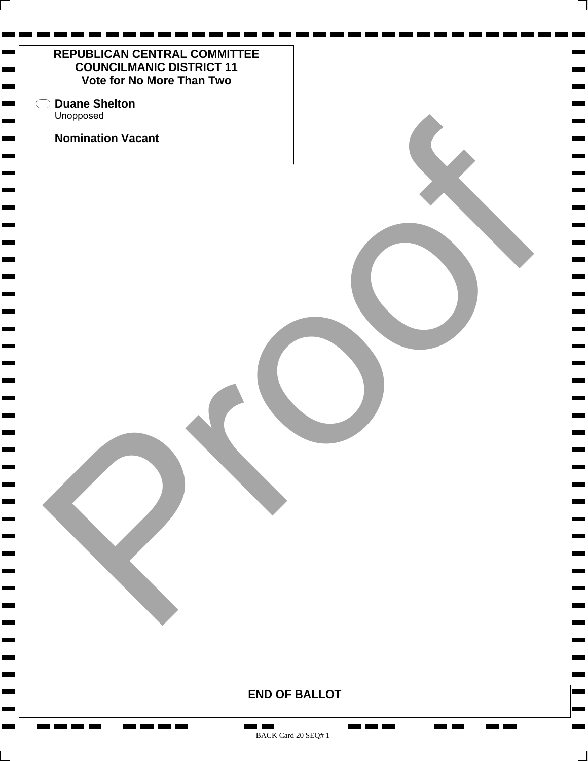**REPUBLICAN CENTRAL COMMITTEE**
**COUNCILMANIC DISTRICT 11**
**Vote for No More Than Two**

- **Duane Shelton**
  Unopposed

**Nomination Vacant**

Proof

**END OF BALLOT**

BACK Card 20 SEQ# 1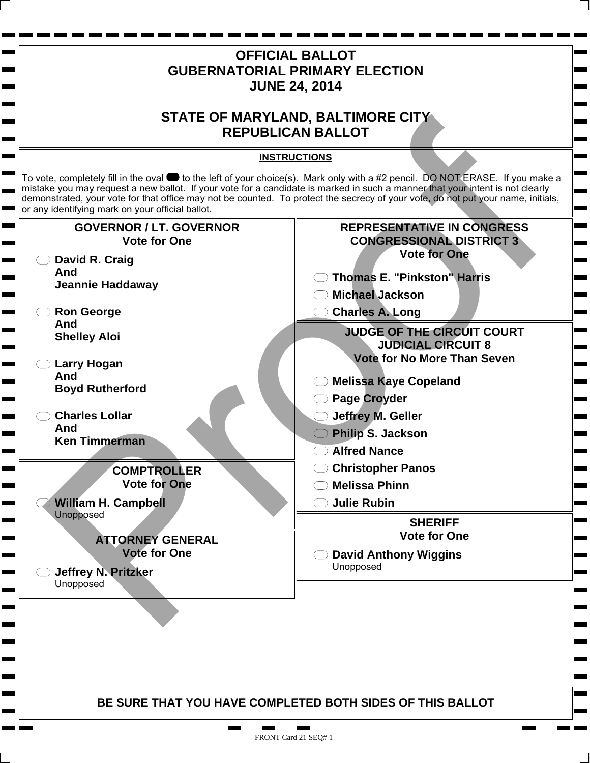# OFFICIAL BALLOT
# GUBERNATORIAL PRIMARY ELECTION
# JUNE 24, 2014

## STATE OF MARYLAND, BALTIMORE CITY
## REPUBLICAN BALLOT

**INSTRUCTIONS**

To vote, completely fill in the oval to the left of your choice(s). Mark only with a #2 pencil. DO NOT ERASE. If you make a mistake you may request a new ballot. If your vote for a candidate is marked in such a manner that your intent is not clearly demonstrated, your vote for that office may not be counted. To protect the secrecy of your vote, do not put your name, initials, or any identifying mark on your official ballot.

### GOVERNOR / LT. GOVERNOR
Vote for One

- **David R. Craig And Jeannie Haddaway**
- **Ron George And Shelley Aloi**
- **Larry Hogan And Boyd Rutherford**
- **Charles Lollar And Ken Timmerman**

### COMPTROLLER
Vote for One

- **William H. Campbell**
  Unopposed

### ATTORNEY GENERAL
Vote for One

- **Jeffrey N. Pritzker**
  Unopposed

### REPRESENTATIVE IN CONGRESS CONGRESSIONAL DISTRICT 3
Vote for One

- **Thomas E. "Pinkston" Harris**
- **Michael Jackson**
- **Charles A. Long**

### JUDGE OF THE CIRCUIT COURT JUDICIAL CIRCUIT 8
Vote for No More Than Seven

- **Melissa Kaye Copeland**
- **Page Croyder**
- **Jeffrey M. Geller**
- **Philip S. Jackson**
- **Alfred Nance**
- **Christopher Panos**
- **Melissa Phinn**
- **Julie Rubin**

### SHERIFF
Vote for One

- **David Anthony Wiggins**
  Unopposed

**BE SURE THAT YOU HAVE COMPLETED BOTH SIDES OF THIS BALLOT**

FRONT Card 21 SEQ# 1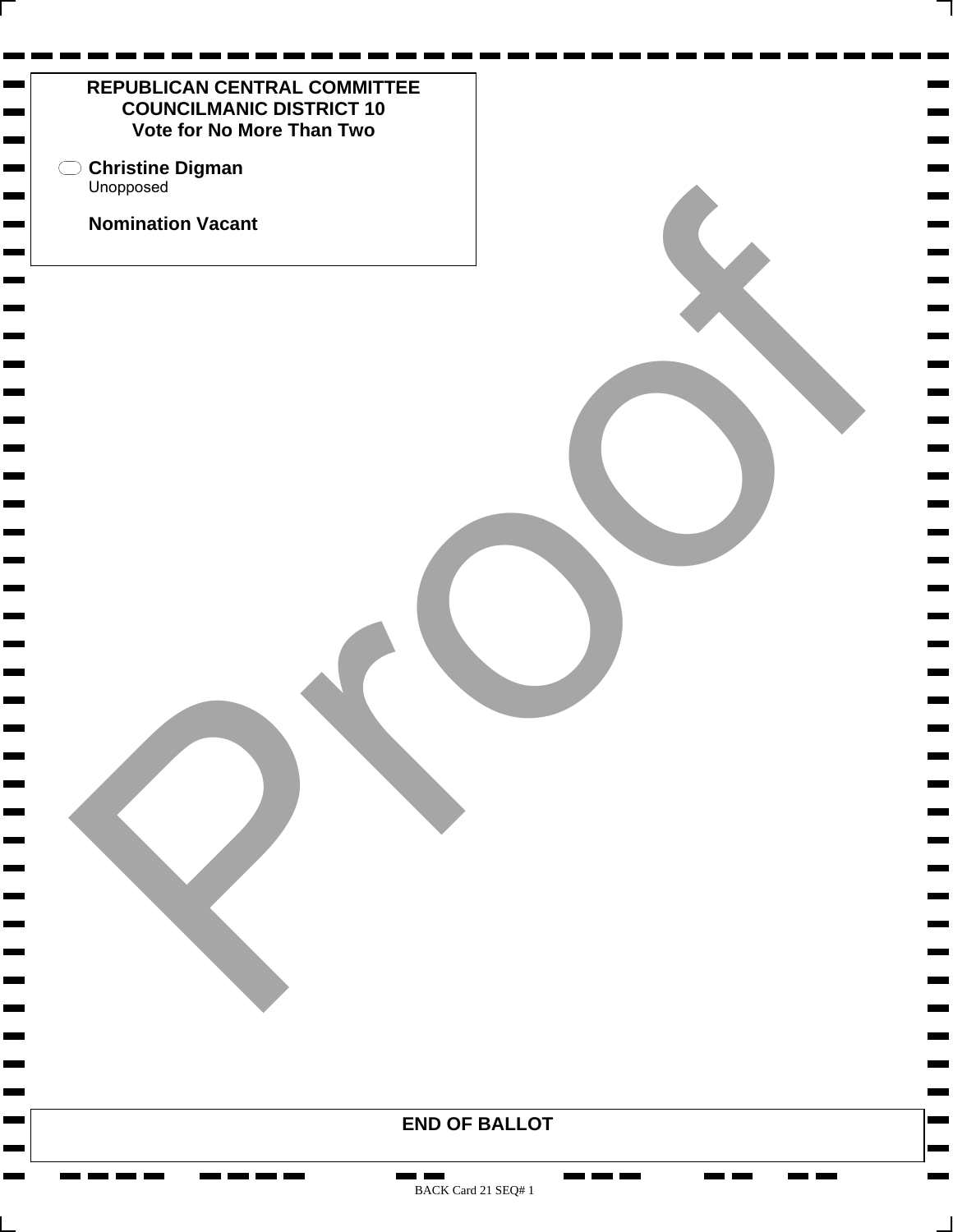**REPUBLICAN CENTRAL COMMITTEE**
**COUNCILMANIC DISTRICT 10**
**Vote for No More Than Two**

**Christine Digman**
Unopposed

**Nomination Vacant**

Proof

**END OF BALLOT**

BACK Card 21 SEQ# 1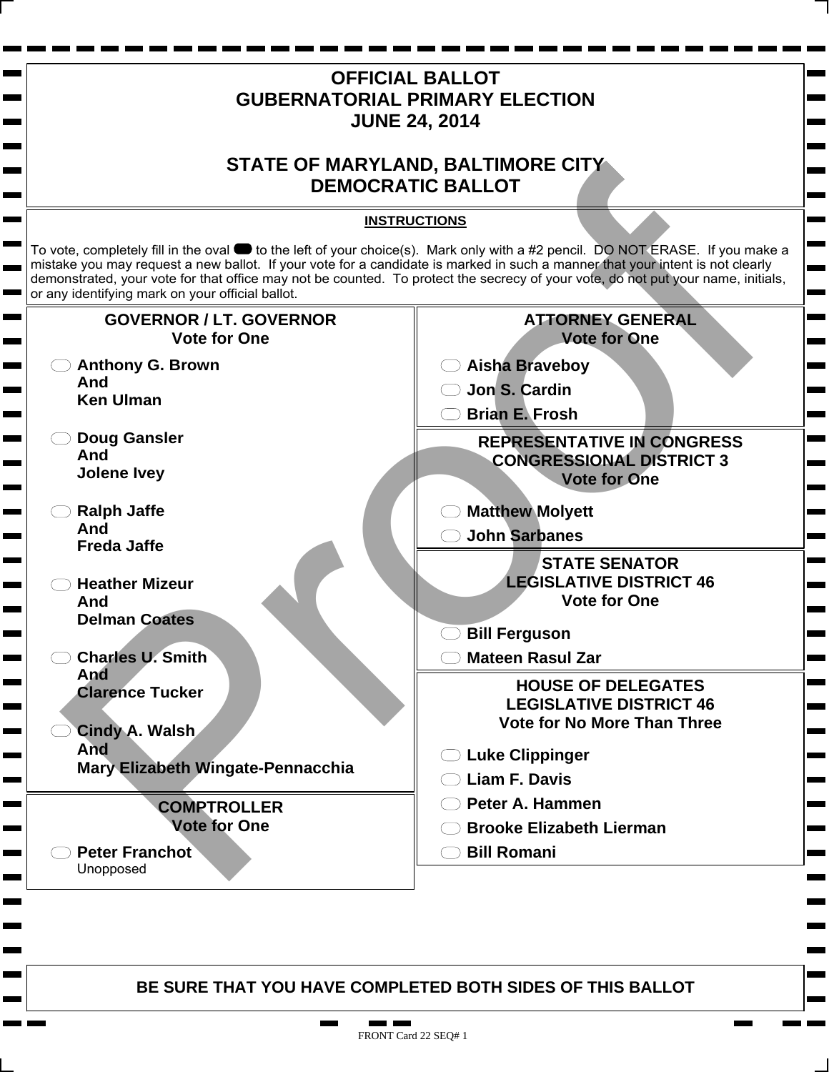# OFFICIAL BALLOT
# GUBERNATORIAL PRIMARY ELECTION
# JUNE 24, 2014

## STATE OF MARYLAND, BALTIMORE CITY
## DEMOCRATIC BALLOT

**INSTRUCTIONS**

To vote, completely fill in the oval to the left of your choice(s). Mark only with a #2 pencil. DO NOT ERASE. If you make a mistake you may request a new ballot. If your vote for a candidate is marked in such a manner that your intent is not clearly demonstrated, your vote for that office may not be counted. To protect the secrecy of your vote, do not put your name, initials, or any identifying mark on your official ballot.

### GOVERNOR / LT. GOVERNOR
**Vote for One**

- **Anthony G. Brown And Ken Ulman**
- **Doug Gansler And Jolene Ivey**
- **Ralph Jaffe And Freda Jaffe**
- **Heather Mizeur And Delman Coates**
- **Charles U. Smith And Clarence Tucker**
- **Cindy A. Walsh And Mary Elizabeth Wingate-Pennacchia**

### COMPTROLLER
**Vote for One**

- **Peter Franchot** Unopposed

### ATTORNEY GENERAL
**Vote for One**

- **Aisha Braveboy**
- **Jon S. Cardin**
- **Brian E. Frosh**

### REPRESENTATIVE IN CONGRESS CONGRESSIONAL DISTRICT 3
**Vote for One**

- **Matthew Molyett**
- **John Sarbanes**

### STATE SENATOR LEGISLATIVE DISTRICT 46
**Vote for One**

- **Bill Ferguson**
- **Mateen Rasul Zar**

### HOUSE OF DELEGATES LEGISLATIVE DISTRICT 46
**Vote for No More Than Three**

- **Luke Clippinger**
- **Liam F. Davis**
- **Peter A. Hammen**
- **Brooke Elizabeth Lierman**
- **Bill Romani**

**BE SURE THAT YOU HAVE COMPLETED BOTH SIDES OF THIS BALLOT**

FRONT Card 22 SEQ# 1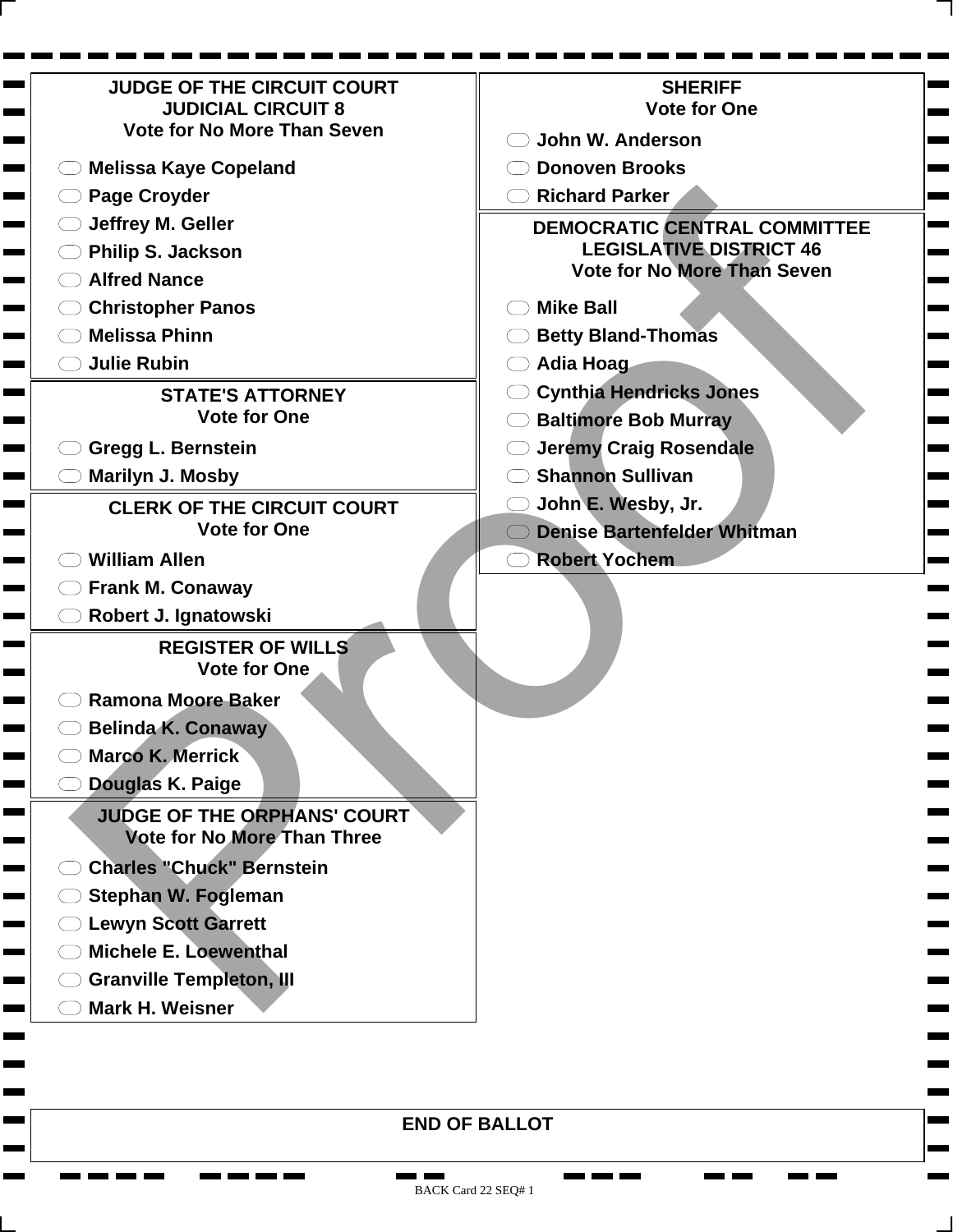## JUDGE OF THE CIRCUIT COURT
## JUDICIAL CIRCUIT 8
### Vote for No More Than Seven

- Melissa Kaye Copeland
- Page Croyder
- Jeffrey M. Geller
- Philip S. Jackson
- Alfred Nance
- Christopher Panos
- Melissa Phinn
- Julie Rubin

## STATE'S ATTORNEY
### Vote for One

- Gregg L. Bernstein
- Marilyn J. Mosby

## CLERK OF THE CIRCUIT COURT
### Vote for One

- William Allen
- Frank M. Conaway
- Robert J. Ignatowski

## REGISTER OF WILLS
### Vote for One

- Ramona Moore Baker
- Belinda K. Conaway
- Marco K. Merrick
- Douglas K. Paige

## JUDGE OF THE ORPHANS' COURT
### Vote for No More Than Three

- Charles "Chuck" Bernstein
- Stephan W. Fogleman
- Lewyn Scott Garrett
- Michele E. Loewenthal
- Granville Templeton, III
- Mark H. Weisner

## SHERIFF
### Vote for One

- John W. Anderson
- Donoven Brooks
- Richard Parker

## DEMOCRATIC CENTRAL COMMITTEE
## LEGISLATIVE DISTRICT 46
### Vote for No More Than Seven

- Mike Ball
- Betty Bland-Thomas
- Adia Hoag
- Cynthia Hendricks Jones
- Baltimore Bob Murray
- Jeremy Craig Rosendale
- Shannon Sullivan
- John E. Wesby, Jr.
- Denise Bartenfelder Whitman
- Robert Yochem

**END OF BALLOT**

BACK Card 22 SEQ# 1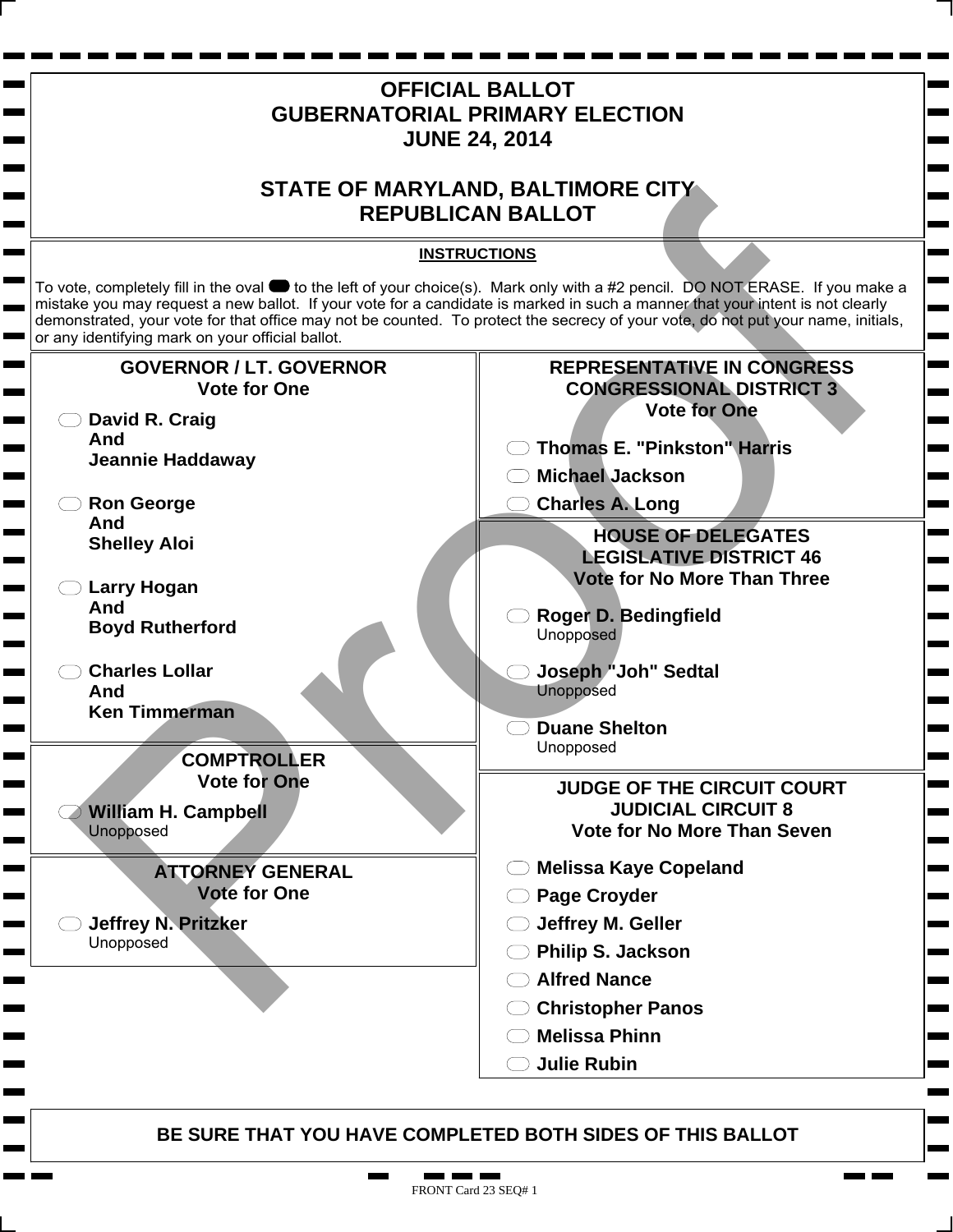# OFFICIAL BALLOT
# GUBERNATORIAL PRIMARY ELECTION
# JUNE 24, 2014

## STATE OF MARYLAND, BALTIMORE CITY
## REPUBLICAN BALLOT

**INSTRUCTIONS**

To vote, completely fill in the oval to the left of your choice(s). Mark only with a #2 pencil. DO NOT ERASE. If you make a mistake you may request a new ballot. If your vote for a candidate is marked in such a manner that your intent is not clearly demonstrated, your vote for that office may not be counted. To protect the secrecy of your vote, do not put your name, initials, or any identifying mark on your official ballot.

### GOVERNOR / LT. GOVERNOR
**Vote for One**

- **David R. Craig And Jeannie Haddaway**
- **Ron George And Shelley Aloi**
- **Larry Hogan And Boyd Rutherford**
- **Charles Lollar And Ken Timmerman**

### COMPTROLLER
**Vote for One**

- **William H. Campbell** Unopposed

### ATTORNEY GENERAL
**Vote for One**

- **Jeffrey N. Pritzker** Unopposed

### REPRESENTATIVE IN CONGRESS CONGRESSIONAL DISTRICT 3
**Vote for One**

- **Thomas E. "Pinkston" Harris**
- **Michael Jackson**
- **Charles A. Long**

### HOUSE OF DELEGATES LEGISLATIVE DISTRICT 46
**Vote for No More Than Three**

- **Roger D. Bedingfield** Unopposed
- **Joseph "Joh" Sedtal** Unopposed
- **Duane Shelton** Unopposed

### JUDGE OF THE CIRCUIT COURT JUDICIAL CIRCUIT 8
**Vote for No More Than Seven**

- **Melissa Kaye Copeland**
- **Page Croyder**
- **Jeffrey M. Geller**
- **Philip S. Jackson**
- **Alfred Nance**
- **Christopher Panos**
- **Melissa Phinn**
- **Julie Rubin**

**BE SURE THAT YOU HAVE COMPLETED BOTH SIDES OF THIS BALLOT**

FRONT Card 23 SEQ# 1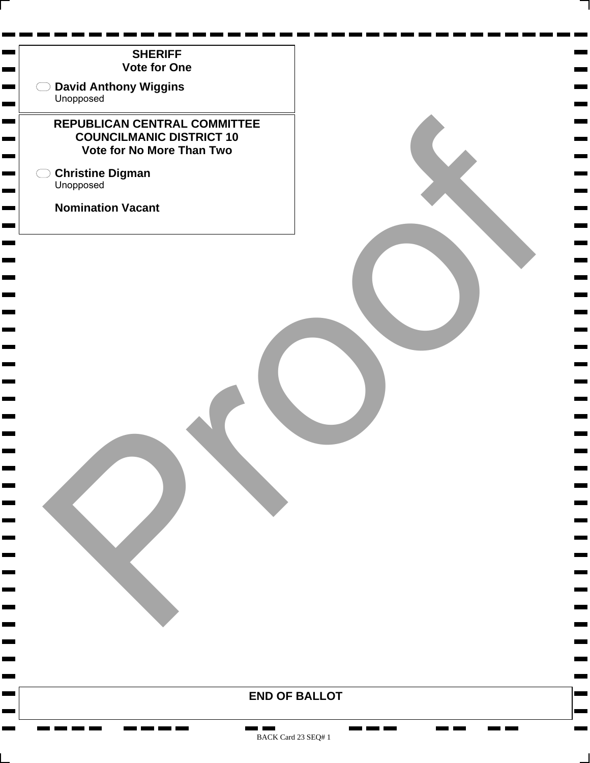## SHERIFF
### Vote for One

- David Anthony Wiggins
  Unopposed

## REPUBLICAN CENTRAL COMMITTEE COUNCILMANIC DISTRICT 10
### Vote for No More Than Two

- Christine Digman
  Unopposed

**Nomination Vacant**

**END OF BALLOT**

BACK Card 23 SEQ# 1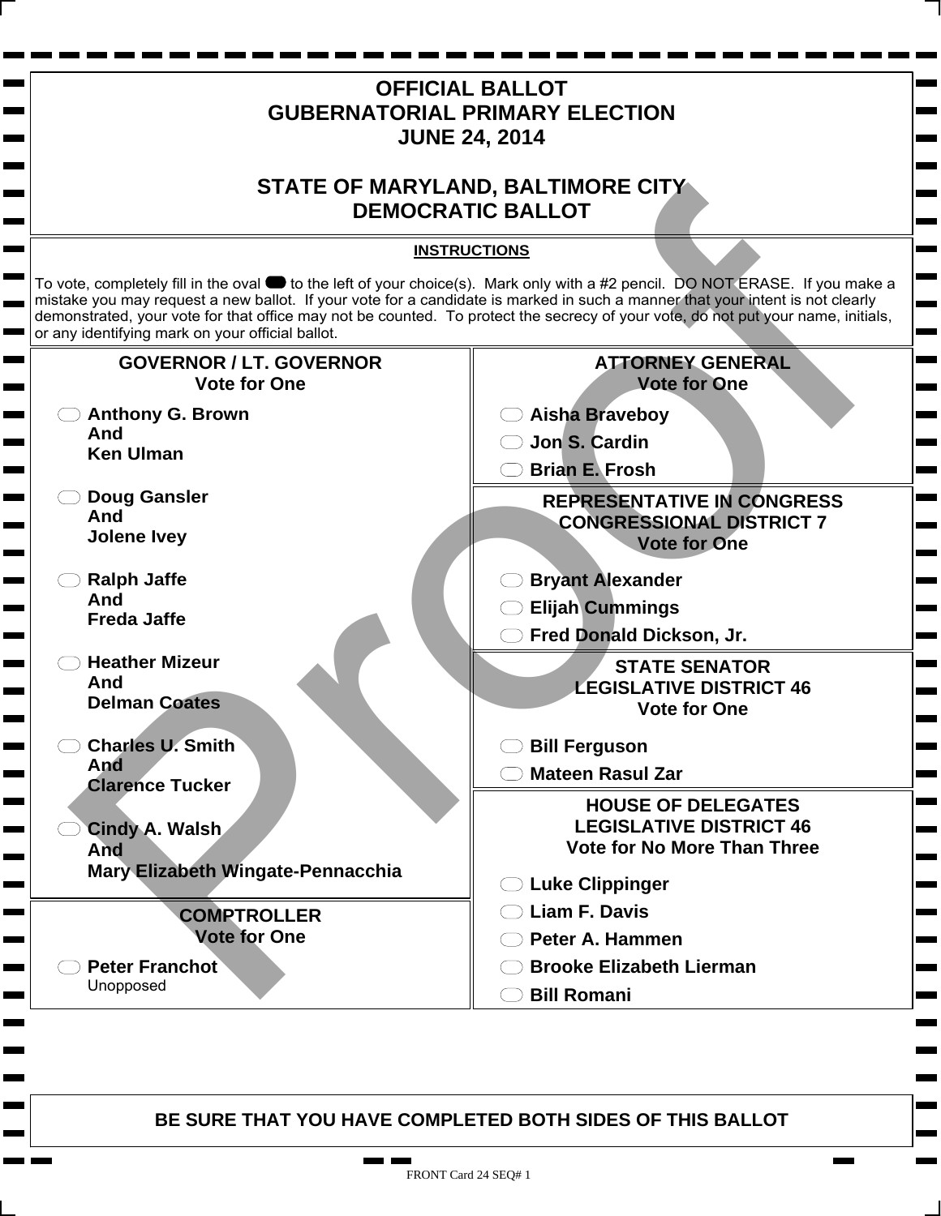# OFFICIAL BALLOT
# GUBERNATORIAL PRIMARY ELECTION
# JUNE 24, 2014

# STATE OF MARYLAND, BALTIMORE CITY
# DEMOCRATIC BALLOT

**INSTRUCTIONS**

To vote, completely fill in the oval to the left of your choice(s). Mark only with a #2 pencil. DO NOT ERASE. If you make a mistake you may request a new ballot. If your vote for a candidate is marked in such a manner that your intent is not clearly demonstrated, your vote for that office may not be counted. To protect the secrecy of your vote, do not put your name, initials, or any identifying mark on your official ballot.

## GOVERNOR / LT. GOVERNOR
**Vote for One**

- **Anthony G. Brown And Ken Ulman**
- **Doug Gansler And Jolene Ivey**
- **Ralph Jaffe And Freda Jaffe**
- **Heather Mizeur And Delman Coates**
- **Charles U. Smith And Clarence Tucker**
- **Cindy A. Walsh And Mary Elizabeth Wingate-Pennacchia**

## COMPTROLLER
**Vote for One**

- **Peter Franchot** Unopposed

## ATTORNEY GENERAL
**Vote for One**

- **Aisha Braveboy**
- **Jon S. Cardin**
- **Brian E. Frosh**

## REPRESENTATIVE IN CONGRESS CONGRESSIONAL DISTRICT 7
**Vote for One**

- **Bryant Alexander**
- **Elijah Cummings**
- **Fred Donald Dickson, Jr.**

## STATE SENATOR LEGISLATIVE DISTRICT 46
**Vote for One**

- **Bill Ferguson**
- **Mateen Rasul Zar**

## HOUSE OF DELEGATES LEGISLATIVE DISTRICT 46
**Vote for No More Than Three**

- **Luke Clippinger**
- **Liam F. Davis**
- **Peter A. Hammen**
- **Brooke Elizabeth Lierman**
- **Bill Romani**

**BE SURE THAT YOU HAVE COMPLETED BOTH SIDES OF THIS BALLOT**

Proof

FRONT Card 24 SEQ# 1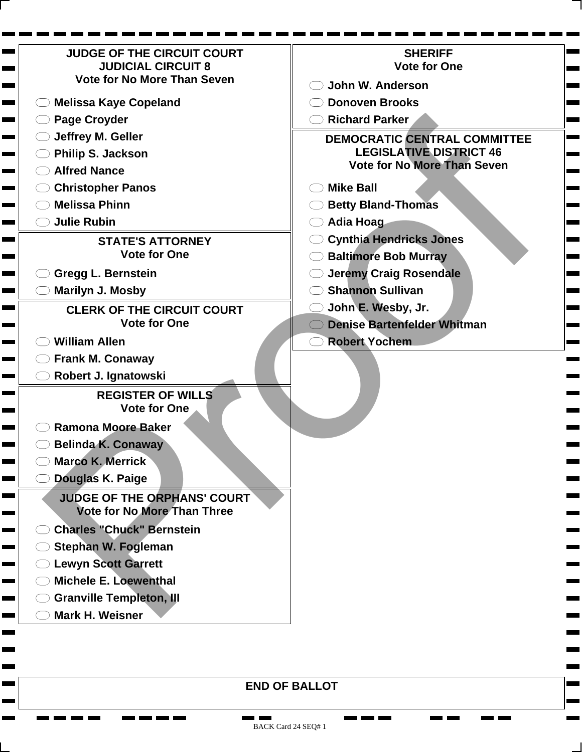## JUDGE OF THE CIRCUIT COURT
## JUDICIAL CIRCUIT 8
**Vote for No More Than Seven**

- Melissa Kaye Copeland
- Page Croyder
- Jeffrey M. Geller
- Philip S. Jackson
- Alfred Nance
- Christopher Panos
- Melissa Phinn
- Julie Rubin

## STATE'S ATTORNEY
**Vote for One**

- Gregg L. Bernstein
- Marilyn J. Mosby

## CLERK OF THE CIRCUIT COURT
**Vote for One**

- William Allen
- Frank M. Conaway
- Robert J. Ignatowski

## REGISTER OF WILLS
**Vote for One**

- Ramona Moore Baker
- Belinda K. Conaway
- Marco K. Merrick
- Douglas K. Paige

## JUDGE OF THE ORPHANS' COURT
**Vote for No More Than Three**

- Charles "Chuck" Bernstein
- Stephan W. Fogleman
- Lewyn Scott Garrett
- Michele E. Loewenthal
- Granville Templeton, III
- Mark H. Weisner

## SHERIFF
**Vote for One**

- John W. Anderson
- Donoven Brooks
- Richard Parker

## DEMOCRATIC CENTRAL COMMITTEE
## LEGISLATIVE DISTRICT 46
**Vote for No More Than Seven**

- Mike Ball
- Betty Bland-Thomas
- Adia Hoag
- Cynthia Hendricks Jones
- Baltimore Bob Murray
- Jeremy Craig Rosendale
- Shannon Sullivan
- John E. Wesby, Jr.
- Denise Bartenfelder Whitman
- Robert Yochem

**END OF BALLOT**

Proof

BACK Card 24 SEQ# 1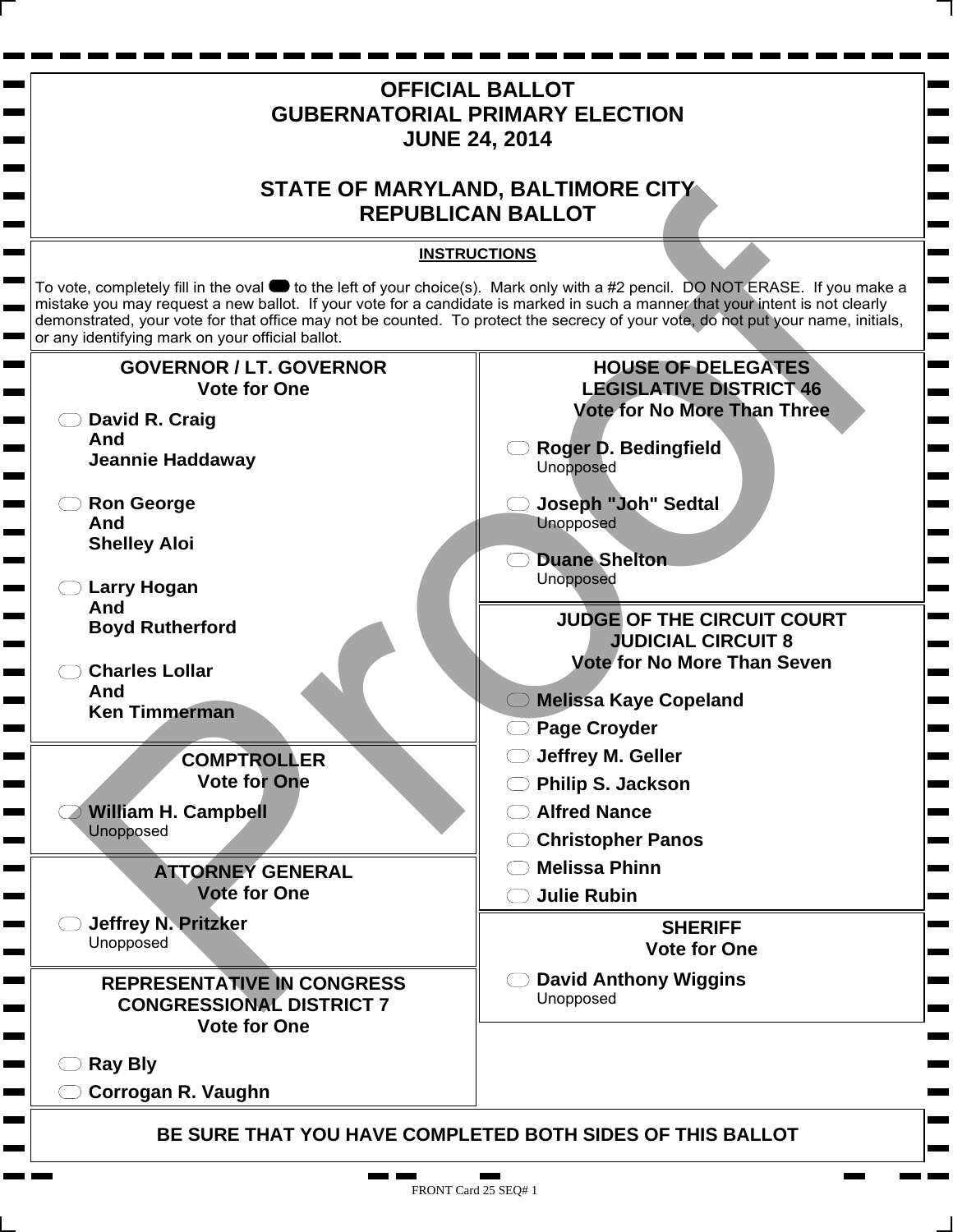# OFFICIAL BALLOT
# GUBERNATORIAL PRIMARY ELECTION
# JUNE 24, 2014

## STATE OF MARYLAND, BALTIMORE CITY
## REPUBLICAN BALLOT

**INSTRUCTIONS**

To vote, completely fill in the oval to the left of your choice(s). Mark only with a #2 pencil. DO NOT ERASE. If you make a mistake you may request a new ballot. If your vote for a candidate is marked in such a manner that your intent is not clearly demonstrated, your vote for that office may not be counted. To protect the secrecy of your vote, do not put your name, initials, or any identifying mark on your official ballot.

### GOVERNOR / LT. GOVERNOR
**Vote for One**

- **David R. Craig And Jeannie Haddaway**
- **Ron George And Shelley Aloi**
- **Larry Hogan And Boyd Rutherford**
- **Charles Lollar And Ken Timmerman**

### COMPTROLLER
**Vote for One**

- **William H. Campbell** Unopposed

### ATTORNEY GENERAL
**Vote for One**

- **Jeffrey N. Pritzker** Unopposed

### REPRESENTATIVE IN CONGRESS CONGRESSIONAL DISTRICT 7
**Vote for One**

- **Ray Bly**
- **Corrogan R. Vaughn**

### HOUSE OF DELEGATES LEGISLATIVE DISTRICT 46
**Vote for No More Than Three**

- **Roger D. Bedingfield** Unopposed
- **Joseph "Joh" Sedtal** Unopposed
- **Duane Shelton** Unopposed

### JUDGE OF THE CIRCUIT COURT JUDICIAL CIRCUIT 8
**Vote for No More Than Seven**

- **Melissa Kaye Copeland**
- **Page Croyder**
- **Jeffrey M. Geller**
- **Philip S. Jackson**
- **Alfred Nance**
- **Christopher Panos**
- **Melissa Phinn**
- **Julie Rubin**

### SHERIFF
**Vote for One**

- **David Anthony Wiggins** Unopposed

**BE SURE THAT YOU HAVE COMPLETED BOTH SIDES OF THIS BALLOT**

FRONT Card 25 SEQ# 1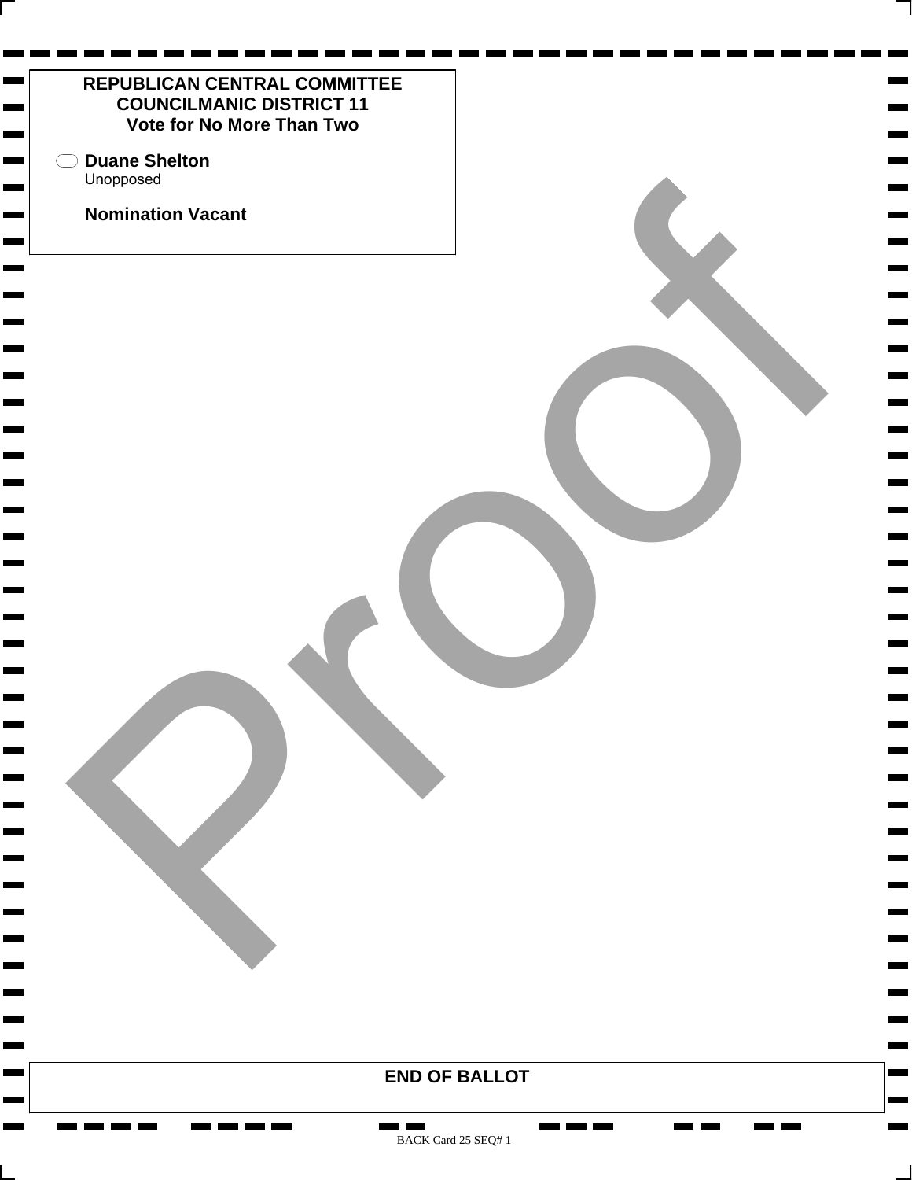**REPUBLICAN CENTRAL COMMITTEE**
**COUNCILMANIC DISTRICT 11**
**Vote for No More Than Two**

- **Duane Shelton**
  Unopposed

**Nomination Vacant**

Proof

**END OF BALLOT**

BACK Card 25 SEQ# 1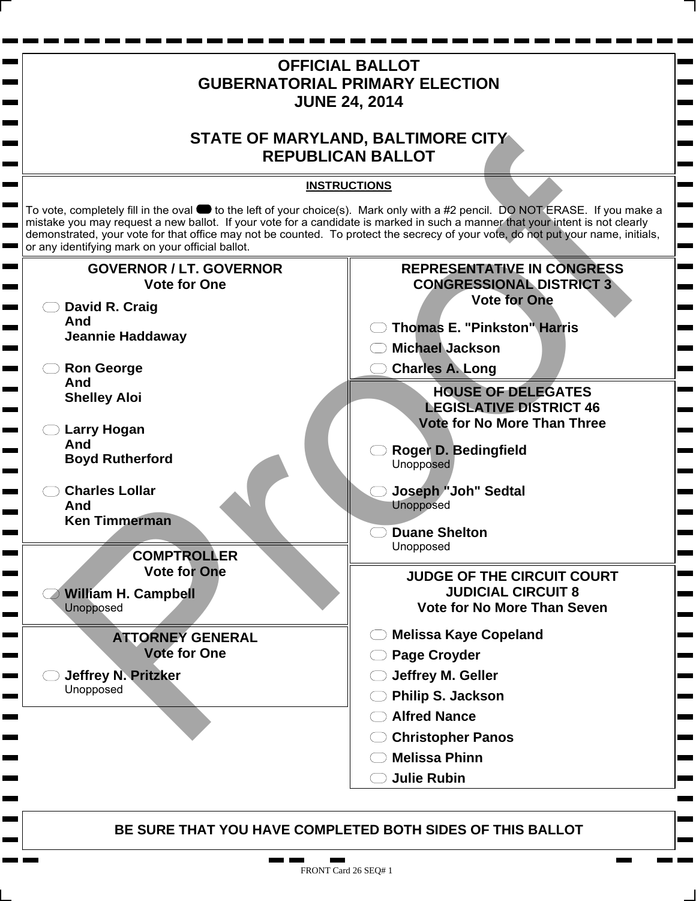# OFFICIAL BALLOT
# GUBERNATORIAL PRIMARY ELECTION
# JUNE 24, 2014

# STATE OF MARYLAND, BALTIMORE CITY
# REPUBLICAN BALLOT

**INSTRUCTIONS**

To vote, completely fill in the oval to the left of your choice(s). Mark only with a #2 pencil. DO NOT ERASE. If you make a mistake you may request a new ballot. If your vote for a candidate is marked in such a manner that your intent is not clearly demonstrated, your vote for that office may not be counted. To protect the secrecy of your vote, do not put your name, initials, or any identifying mark on your official ballot.

## GOVERNOR / LT. GOVERNOR
**Vote for One**

- **David R. Craig And Jeannie Haddaway**
- **Ron George And Shelley Aloi**
- **Larry Hogan And Boyd Rutherford**
- **Charles Lollar And Ken Timmerman**

## COMPTROLLER
**Vote for One**

- **William H. Campbell** Unopposed

## ATTORNEY GENERAL
**Vote for One**

- **Jeffrey N. Pritzker** Unopposed

## REPRESENTATIVE IN CONGRESS CONGRESSIONAL DISTRICT 3
**Vote for One**

- **Thomas E. "Pinkston" Harris**
- **Michael Jackson**
- **Charles A. Long**

## HOUSE OF DELEGATES LEGISLATIVE DISTRICT 46
**Vote for No More Than Three**

- **Roger D. Bedingfield** Unopposed
- **Joseph "Joh" Sedtal** Unopposed
- **Duane Shelton** Unopposed

## JUDGE OF THE CIRCUIT COURT JUDICIAL CIRCUIT 8
**Vote for No More Than Seven**

- **Melissa Kaye Copeland**
- **Page Croyder**
- **Jeffrey M. Geller**
- **Philip S. Jackson**
- **Alfred Nance**
- **Christopher Panos**
- **Melissa Phinn**
- **Julie Rubin**

**BE SURE THAT YOU HAVE COMPLETED BOTH SIDES OF THIS BALLOT**

FRONT Card 26 SEQ# 1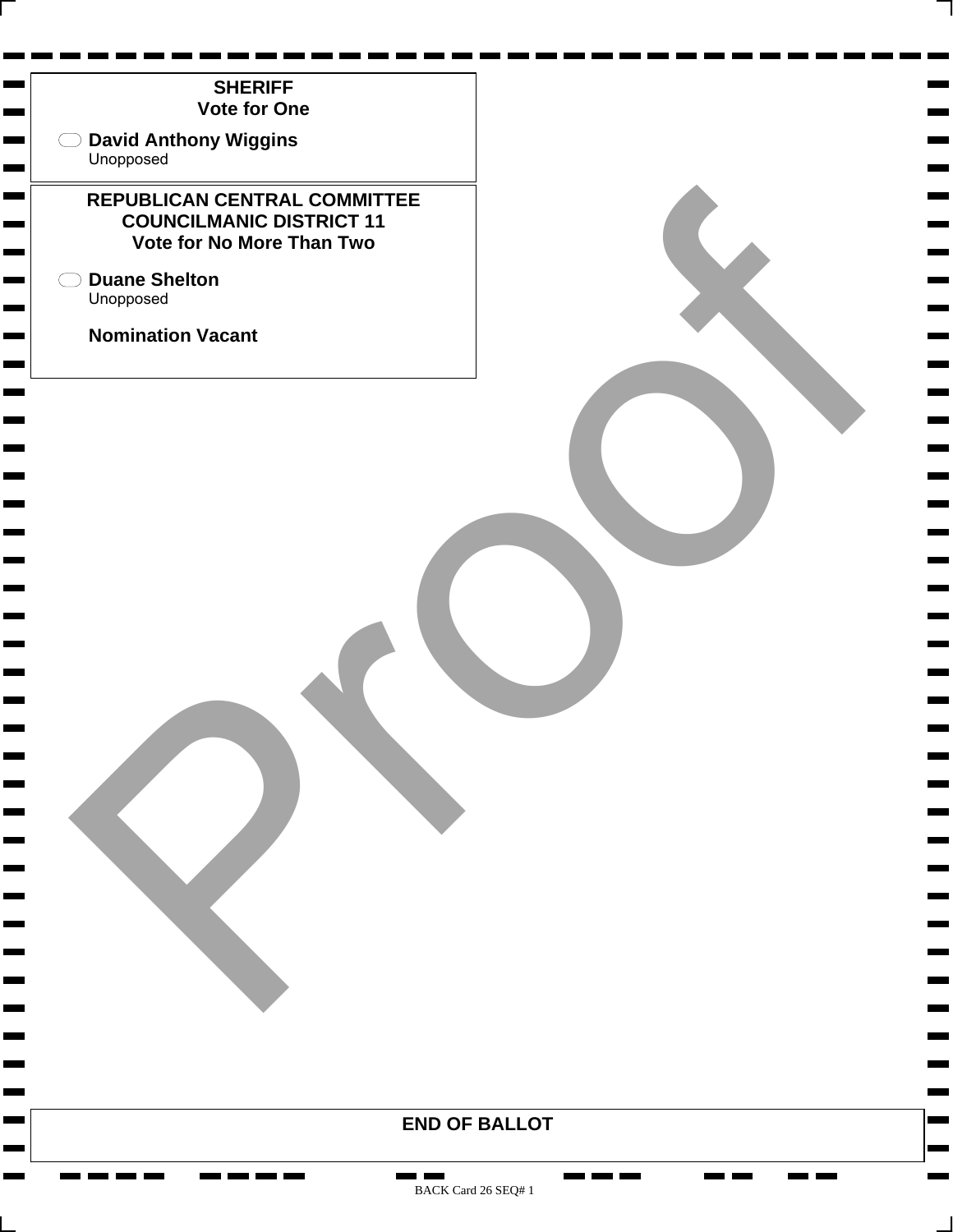## SHERIFF
### Vote for One

- **David Anthony Wiggins**
  Unopposed

## REPUBLICAN CENTRAL COMMITTEE COUNCILMANIC DISTRICT 11
### Vote for No More Than Two

- **Duane Shelton**
  Unopposed

**Nomination Vacant**

Proof

**END OF BALLOT**

BACK Card 26 SEQ# 1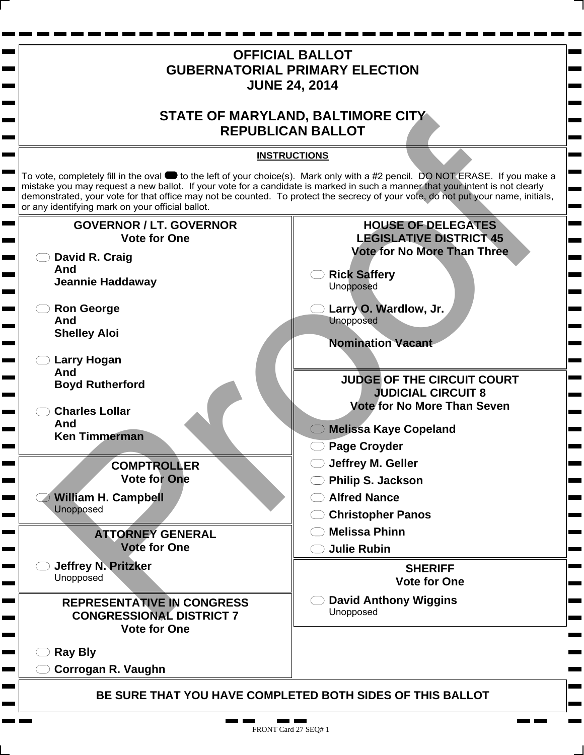# OFFICIAL BALLOT
# GUBERNATORIAL PRIMARY ELECTION
# JUNE 24, 2014

## STATE OF MARYLAND, BALTIMORE CITY
## REPUBLICAN BALLOT

**INSTRUCTIONS**

To vote, completely fill in the oval to the left of your choice(s). Mark only with a #2 pencil. DO NOT ERASE. If you make a mistake you may request a new ballot. If your vote for a candidate is marked in such a manner that your intent is not clearly demonstrated, your vote for that office may not be counted. To protect the secrecy of your vote, do not put your name, initials, or any identifying mark on your official ballot.

### GOVERNOR / LT. GOVERNOR
**Vote for One**

- **David R. Craig And Jeannie Haddaway**
- **Ron George And Shelley Aloi**
- **Larry Hogan And Boyd Rutherford**
- **Charles Lollar And Ken Timmerman**

### COMPTROLLER
**Vote for One**

- **William H. Campbell** Unopposed

### ATTORNEY GENERAL
**Vote for One**

- **Jeffrey N. Pritzker** Unopposed

### REPRESENTATIVE IN CONGRESS CONGRESSIONAL DISTRICT 7
**Vote for One**

- **Ray Bly**
- **Corrogan R. Vaughn**

### HOUSE OF DELEGATES LEGISLATIVE DISTRICT 45
**Vote for No More Than Three**

- **Rick Saffery** Unopposed
- **Larry O. Wardlow, Jr.** Unopposed

**Nomination Vacant**

### JUDGE OF THE CIRCUIT COURT JUDICIAL CIRCUIT 8
**Vote for No More Than Seven**

- **Melissa Kaye Copeland**
- **Page Croyder**
- **Jeffrey M. Geller**
- **Philip S. Jackson**
- **Alfred Nance**
- **Christopher Panos**
- **Melissa Phinn**
- **Julie Rubin**

### SHERIFF
**Vote for One**

- **David Anthony Wiggins** Unopposed

**BE SURE THAT YOU HAVE COMPLETED BOTH SIDES OF THIS BALLOT**

Proof

FRONT Card 27 SEQ# 1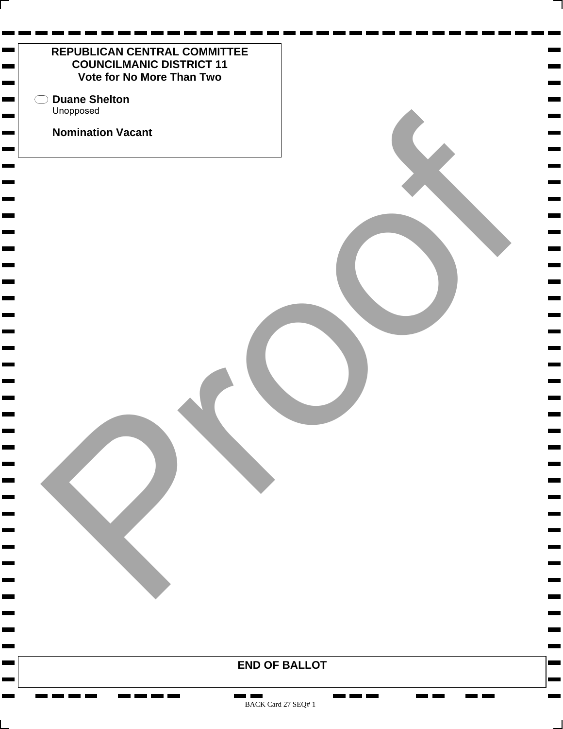**REPUBLICAN CENTRAL COMMITTEE**
**COUNCILMANIC DISTRICT 11**
**Vote for No More Than Two**

- ⬭ **Duane Shelton**
  Unopposed

**Nomination Vacant**

**END OF BALLOT**

BACK Card 27 SEQ# 1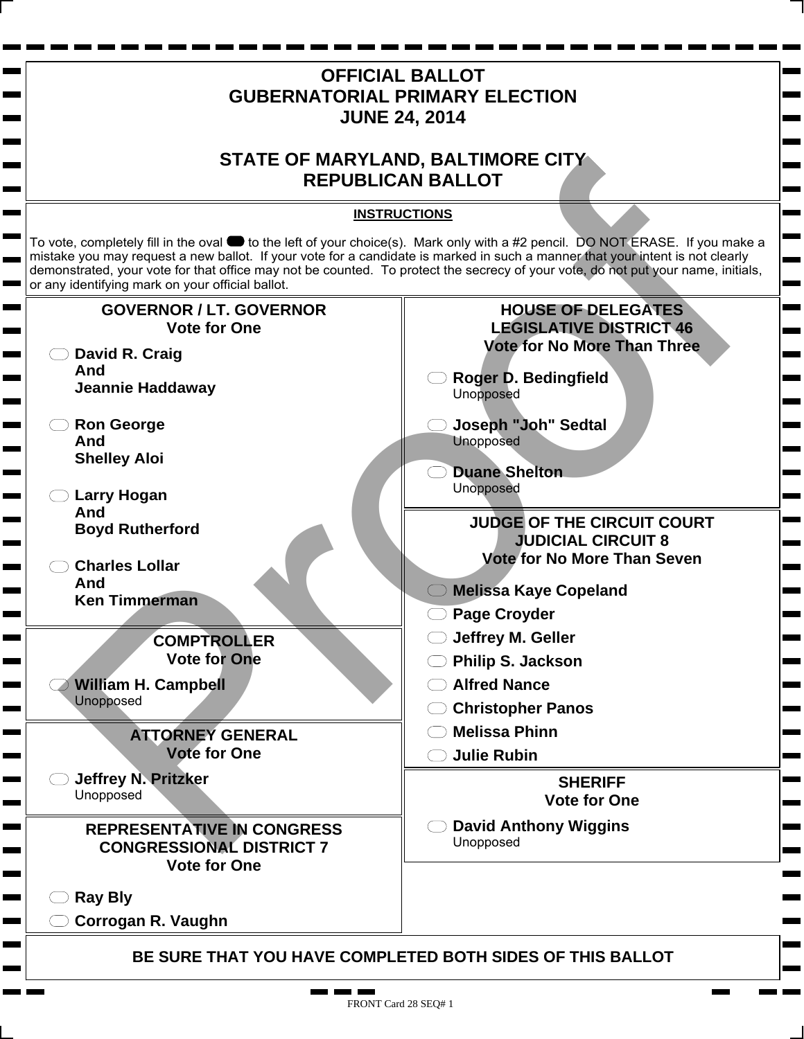# OFFICIAL BALLOT
# GUBERNATORIAL PRIMARY ELECTION
# JUNE 24, 2014

## STATE OF MARYLAND, BALTIMORE CITY
## REPUBLICAN BALLOT

**INSTRUCTIONS**

To vote, completely fill in the oval to the left of your choice(s). Mark only with a #2 pencil. DO NOT ERASE. If you make a mistake you may request a new ballot. If your vote for a candidate is marked in such a manner that your intent is not clearly demonstrated, your vote for that office may not be counted. To protect the secrecy of your vote, do not put your name, initials, or any identifying mark on your official ballot.

### GOVERNOR / LT. GOVERNOR
Vote for One

- **David R. Craig And Jeannie Haddaway**
- **Ron George And Shelley Aloi**
- **Larry Hogan And Boyd Rutherford**
- **Charles Lollar And Ken Timmerman**

### COMPTROLLER
Vote for One

- **William H. Campbell** Unopposed

### ATTORNEY GENERAL
Vote for One

- **Jeffrey N. Pritzker** Unopposed

### REPRESENTATIVE IN CONGRESS CONGRESSIONAL DISTRICT 7
Vote for One

- **Ray Bly**
- **Corrogan R. Vaughn**

### HOUSE OF DELEGATES LEGISLATIVE DISTRICT 46
Vote for No More Than Three

- **Roger D. Bedingfield** Unopposed
- **Joseph "Joh" Sedtal** Unopposed
- **Duane Shelton** Unopposed

### JUDGE OF THE CIRCUIT COURT JUDICIAL CIRCUIT 8
Vote for No More Than Seven

- **Melissa Kaye Copeland**
- **Page Croyder**
- **Jeffrey M. Geller**
- **Philip S. Jackson**
- **Alfred Nance**
- **Christopher Panos**
- **Melissa Phinn**
- **Julie Rubin**

### SHERIFF
Vote for One

- **David Anthony Wiggins** Unopposed

**BE SURE THAT YOU HAVE COMPLETED BOTH SIDES OF THIS BALLOT**

FRONT Card 28 SEQ# 1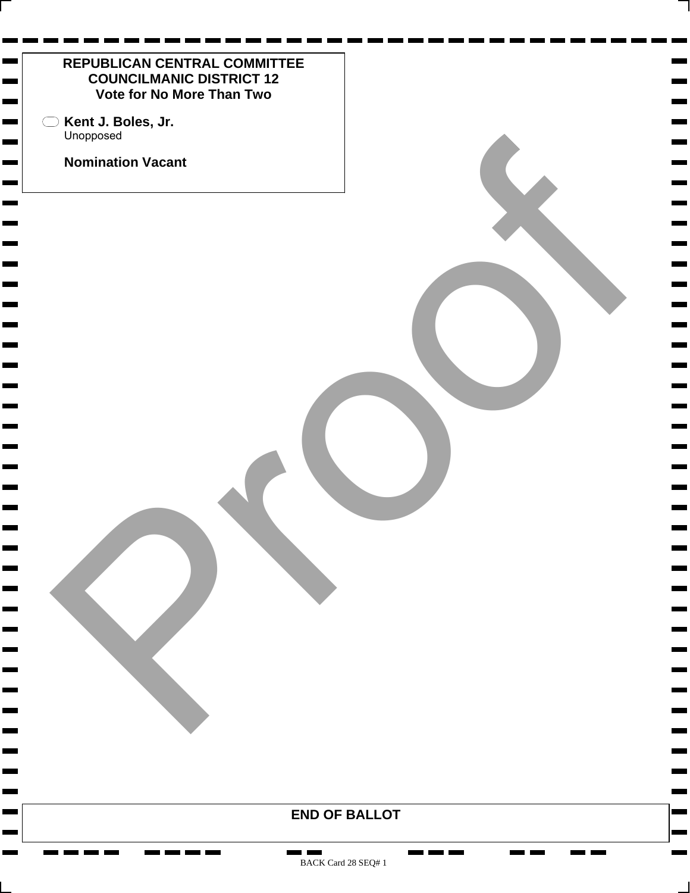## REPUBLICAN CENTRAL COMMITTEE
## COUNCILMANIC DISTRICT 12
**Vote for No More Than Two**

- ⬭ **Kent J. Boles, Jr.**
  Unopposed

**Nomination Vacant**

Proof

**END OF BALLOT**

BACK Card 28 SEQ# 1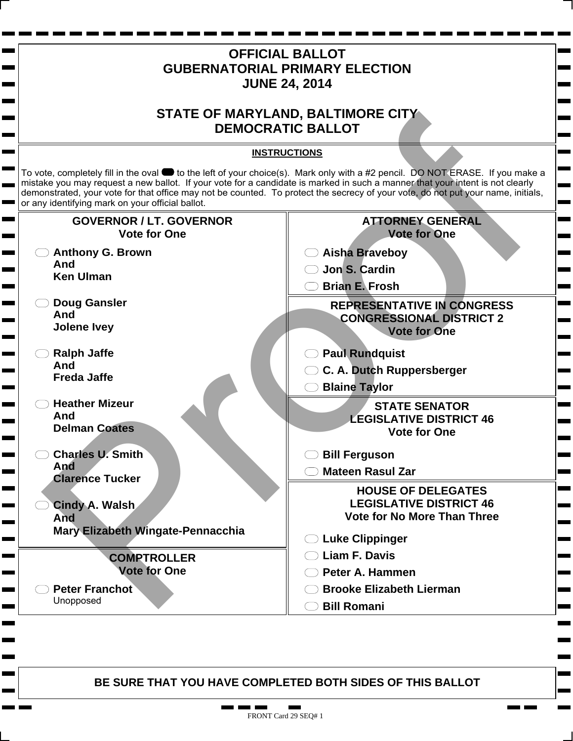# OFFICIAL BALLOT
# GUBERNATORIAL PRIMARY ELECTION
# JUNE 24, 2014

## STATE OF MARYLAND, BALTIMORE CITY
## DEMOCRATIC BALLOT

**INSTRUCTIONS**

To vote, completely fill in the oval to the left of your choice(s). Mark only with a #2 pencil. DO NOT ERASE. If you make a mistake you may request a new ballot. If your vote for a candidate is marked in such a manner that your intent is not clearly demonstrated, your vote for that office may not be counted. To protect the secrecy of your vote, do not put your name, initials, or any identifying mark on your official ballot.

### GOVERNOR / LT. GOVERNOR
Vote for One

- **Anthony G. Brown And Ken Ulman**
- **Doug Gansler And Jolene Ivey**
- **Ralph Jaffe And Freda Jaffe**
- **Heather Mizeur And Delman Coates**
- **Charles U. Smith And Clarence Tucker**
- **Cindy A. Walsh And Mary Elizabeth Wingate-Pennacchia**

### COMPTROLLER
Vote for One

- **Peter Franchot** Unopposed

### ATTORNEY GENERAL
Vote for One

- **Aisha Braveboy**
- **Jon S. Cardin**
- **Brian E. Frosh**

### REPRESENTATIVE IN CONGRESS CONGRESSIONAL DISTRICT 2
Vote for One

- **Paul Rundquist**
- **C. A. Dutch Ruppersberger**
- **Blaine Taylor**

### STATE SENATOR LEGISLATIVE DISTRICT 46
Vote for One

- **Bill Ferguson**
- **Mateen Rasul Zar**

### HOUSE OF DELEGATES LEGISLATIVE DISTRICT 46
Vote for No More Than Three

- **Luke Clippinger**
- **Liam F. Davis**
- **Peter A. Hammen**
- **Brooke Elizabeth Lierman**
- **Bill Romani**

**BE SURE THAT YOU HAVE COMPLETED BOTH SIDES OF THIS BALLOT**

FRONT Card 29 SEQ# 1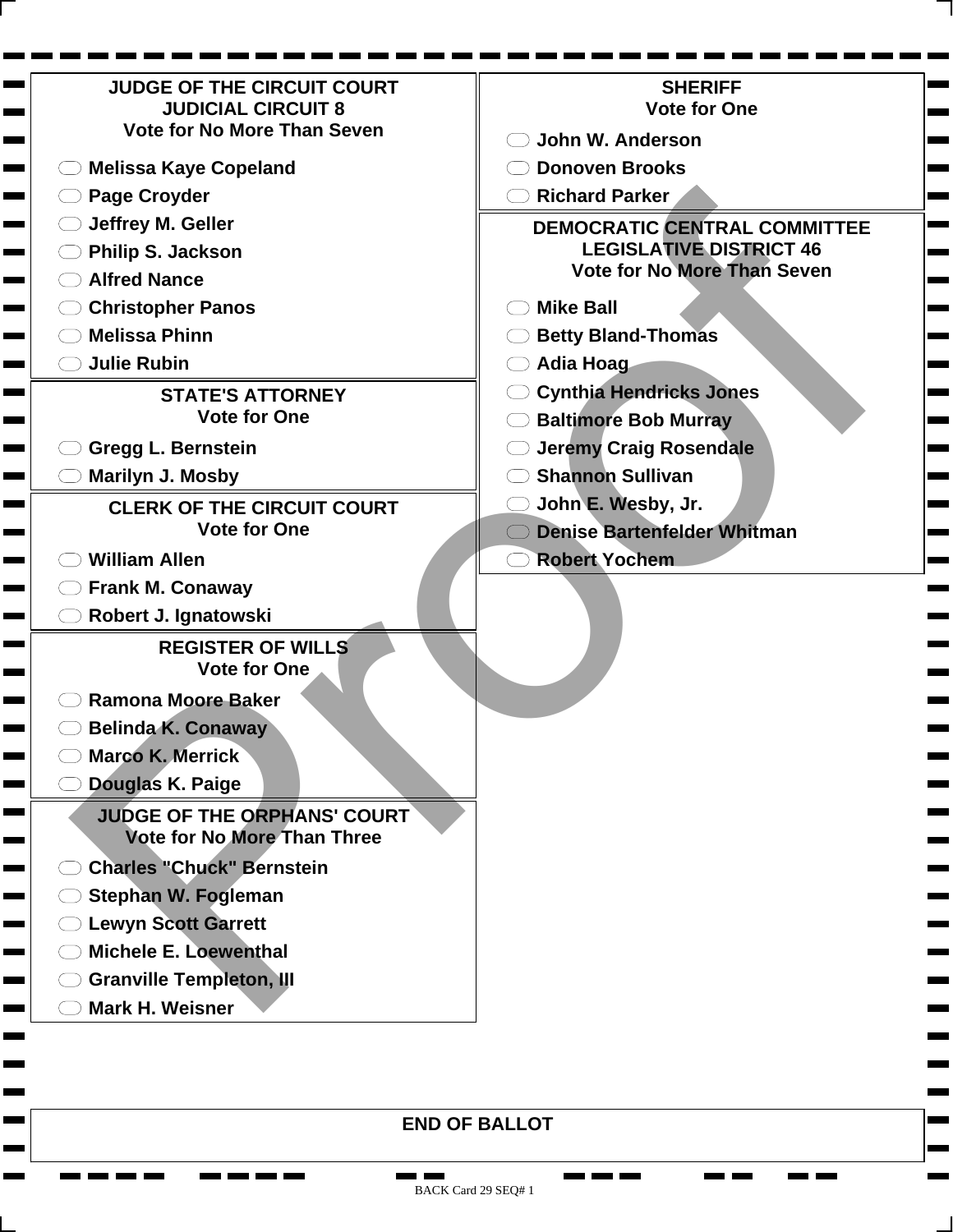## JUDGE OF THE CIRCUIT COURT
### JUDICIAL CIRCUIT 8
Vote for No More Than Seven

- Melissa Kaye Copeland
- Page Croyder
- Jeffrey M. Geller
- Philip S. Jackson
- Alfred Nance
- Christopher Panos
- Melissa Phinn
- Julie Rubin

## STATE'S ATTORNEY
Vote for One

- Gregg L. Bernstein
- Marilyn J. Mosby

## CLERK OF THE CIRCUIT COURT
Vote for One

- William Allen
- Frank M. Conaway
- Robert J. Ignatowski

## REGISTER OF WILLS
Vote for One

- Ramona Moore Baker
- Belinda K. Conaway
- Marco K. Merrick
- Douglas K. Paige

## JUDGE OF THE ORPHANS' COURT
Vote for No More Than Three

- Charles "Chuck" Bernstein
- Stephan W. Fogleman
- Lewyn Scott Garrett
- Michele E. Loewenthal
- Granville Templeton, III
- Mark H. Weisner

## SHERIFF
Vote for One

- John W. Anderson
- Donoven Brooks
- Richard Parker

## DEMOCRATIC CENTRAL COMMITTEE
### LEGISLATIVE DISTRICT 46
Vote for No More Than Seven

- Mike Ball
- Betty Bland-Thomas
- Adia Hoag
- Cynthia Hendricks Jones
- Baltimore Bob Murray
- Jeremy Craig Rosendale
- Shannon Sullivan
- John E. Wesby, Jr.
- Denise Bartenfelder Whitman
- Robert Yochem

## END OF BALLOT

Proof

BACK Card 29 SEQ# 1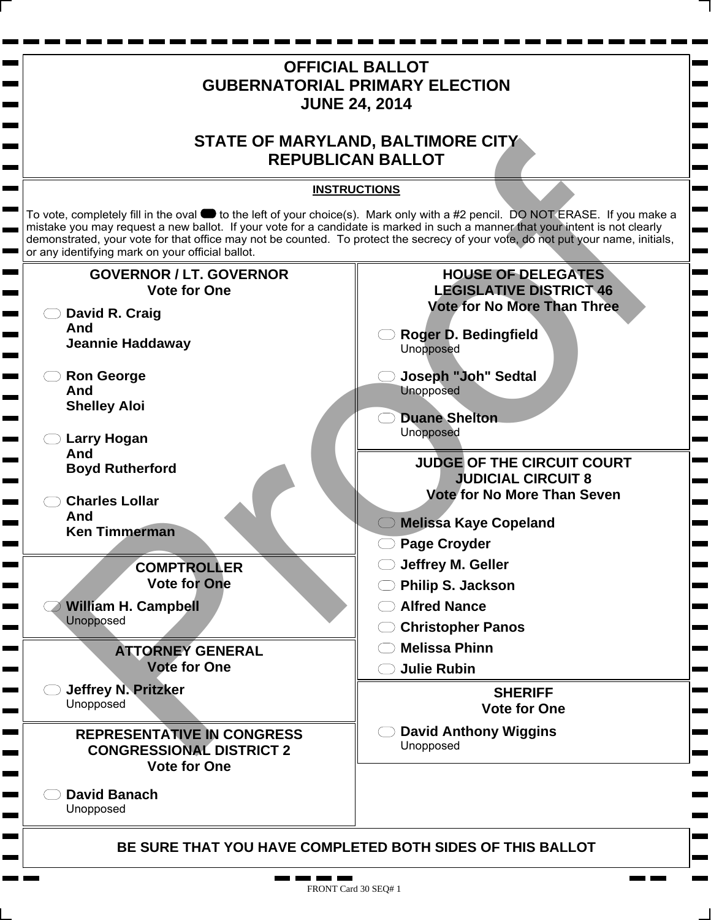# OFFICIAL BALLOT
# GUBERNATORIAL PRIMARY ELECTION
# JUNE 24, 2014

## STATE OF MARYLAND, BALTIMORE CITY
## REPUBLICAN BALLOT

**INSTRUCTIONS**

To vote, completely fill in the oval to the left of your choice(s). Mark only with a #2 pencil. DO NOT ERASE. If you make a mistake you may request a new ballot. If your vote for a candidate is marked in such a manner that your intent is not clearly demonstrated, your vote for that office may not be counted. To protect the secrecy of your vote, do not put your name, initials, or any identifying mark on your official ballot.

### GOVERNOR / LT. GOVERNOR
Vote for One

- **David R. Craig And Jeannie Haddaway**
- **Ron George And Shelley Aloi**
- **Larry Hogan And Boyd Rutherford**
- **Charles Lollar And Ken Timmerman**

### COMPTROLLER
Vote for One

- **William H. Campbell** Unopposed

### ATTORNEY GENERAL
Vote for One

- **Jeffrey N. Pritzker** Unopposed

### REPRESENTATIVE IN CONGRESS CONGRESSIONAL DISTRICT 2
Vote for One

- **David Banach** Unopposed

### HOUSE OF DELEGATES LEGISLATIVE DISTRICT 46
Vote for No More Than Three

- **Roger D. Bedingfield** Unopposed
- **Joseph "Joh" Sedtal** Unopposed
- **Duane Shelton** Unopposed

### JUDGE OF THE CIRCUIT COURT JUDICIAL CIRCUIT 8
Vote for No More Than Seven

- **Melissa Kaye Copeland**
- **Page Croyder**
- **Jeffrey M. Geller**
- **Philip S. Jackson**
- **Alfred Nance**
- **Christopher Panos**
- **Melissa Phinn**
- **Julie Rubin**

### SHERIFF
Vote for One

- **David Anthony Wiggins** Unopposed

**BE SURE THAT YOU HAVE COMPLETED BOTH SIDES OF THIS BALLOT**

FRONT Card 30 SEQ# 1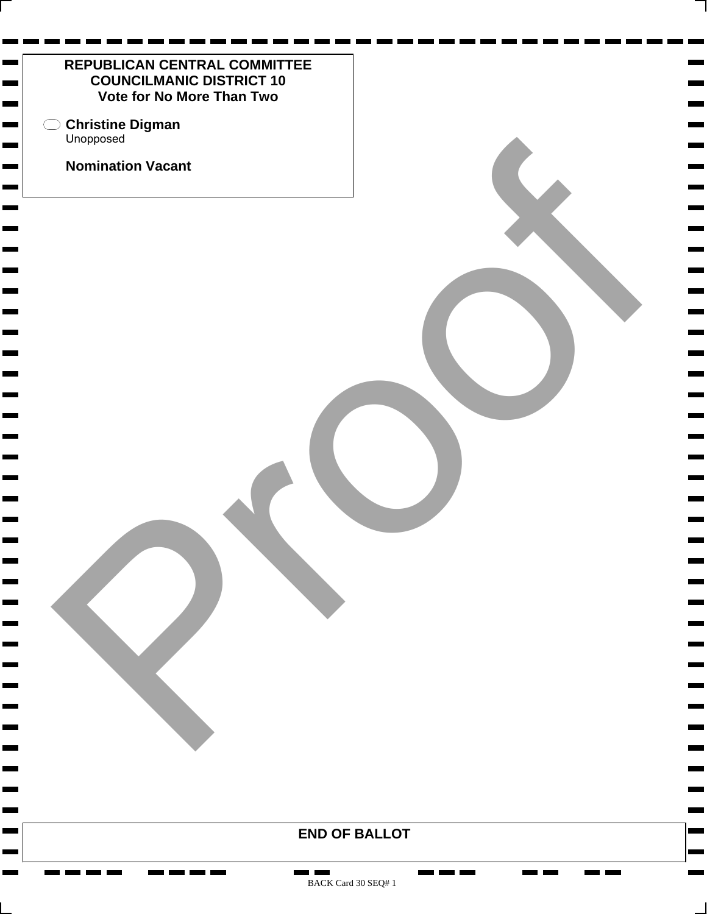**REPUBLICAN CENTRAL COMMITTEE**
**COUNCILMANIC DISTRICT 10**
**Vote for No More Than Two**

- **Christine Digman**
  Unopposed

**Nomination Vacant**

**END OF BALLOT**

BACK Card 30 SEQ# 1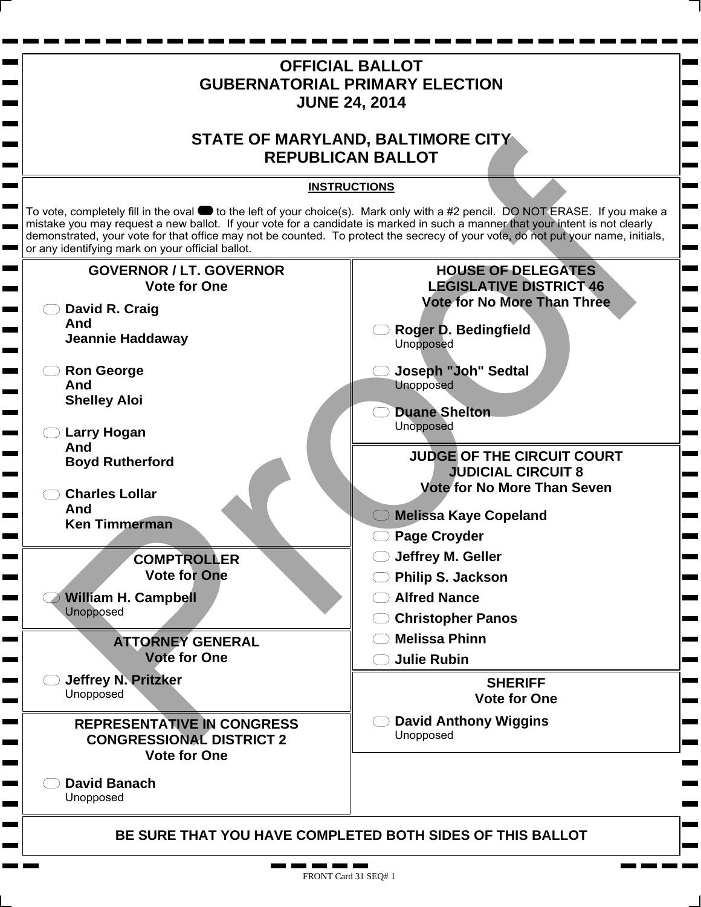# OFFICIAL BALLOT
# GUBERNATORIAL PRIMARY ELECTION
# JUNE 24, 2014

# STATE OF MARYLAND, BALTIMORE CITY
# REPUBLICAN BALLOT

**INSTRUCTIONS**

To vote, completely fill in the oval to the left of your choice(s). Mark only with a #2 pencil. DO NOT ERASE. If you make a mistake you may request a new ballot. If your vote for a candidate is marked in such a manner that your intent is not clearly demonstrated, your vote for that office may not be counted. To protect the secrecy of your vote, do not put your name, initials, or any identifying mark on your official ballot.

## GOVERNOR / LT. GOVERNOR
**Vote for One**

- **David R. Craig And Jeannie Haddaway**
- **Ron George And Shelley Aloi**
- **Larry Hogan And Boyd Rutherford**
- **Charles Lollar And Ken Timmerman**

## COMPTROLLER
**Vote for One**

- **William H. Campbell** Unopposed

## ATTORNEY GENERAL
**Vote for One**

- **Jeffrey N. Pritzker** Unopposed

## REPRESENTATIVE IN CONGRESS CONGRESSIONAL DISTRICT 2
**Vote for One**

- **David Banach** Unopposed

## HOUSE OF DELEGATES LEGISLATIVE DISTRICT 46
**Vote for No More Than Three**

- **Roger D. Bedingfield** Unopposed
- **Joseph "Joh" Sedtal** Unopposed
- **Duane Shelton** Unopposed

## JUDGE OF THE CIRCUIT COURT JUDICIAL CIRCUIT 8
**Vote for No More Than Seven**

- **Melissa Kaye Copeland**
- **Page Croyder**
- **Jeffrey M. Geller**
- **Philip S. Jackson**
- **Alfred Nance**
- **Christopher Panos**
- **Melissa Phinn**
- **Julie Rubin**

## SHERIFF
**Vote for One**

- **David Anthony Wiggins** Unopposed

**BE SURE THAT YOU HAVE COMPLETED BOTH SIDES OF THIS BALLOT**

FRONT Card 31 SEQ# 1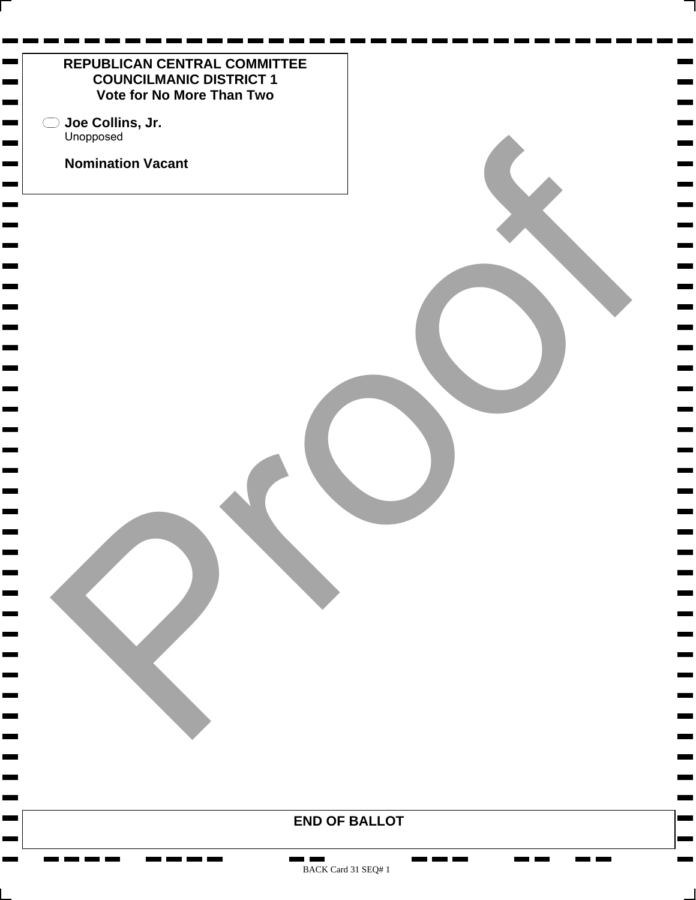**REPUBLICAN CENTRAL COMMITTEE**
**COUNCILMANIC DISTRICT 1**
**Vote for No More Than Two**

**Joe Collins, Jr.**
Unopposed

**Nomination Vacant**

**END OF BALLOT**

BACK Card 31 SEQ# 1

Proof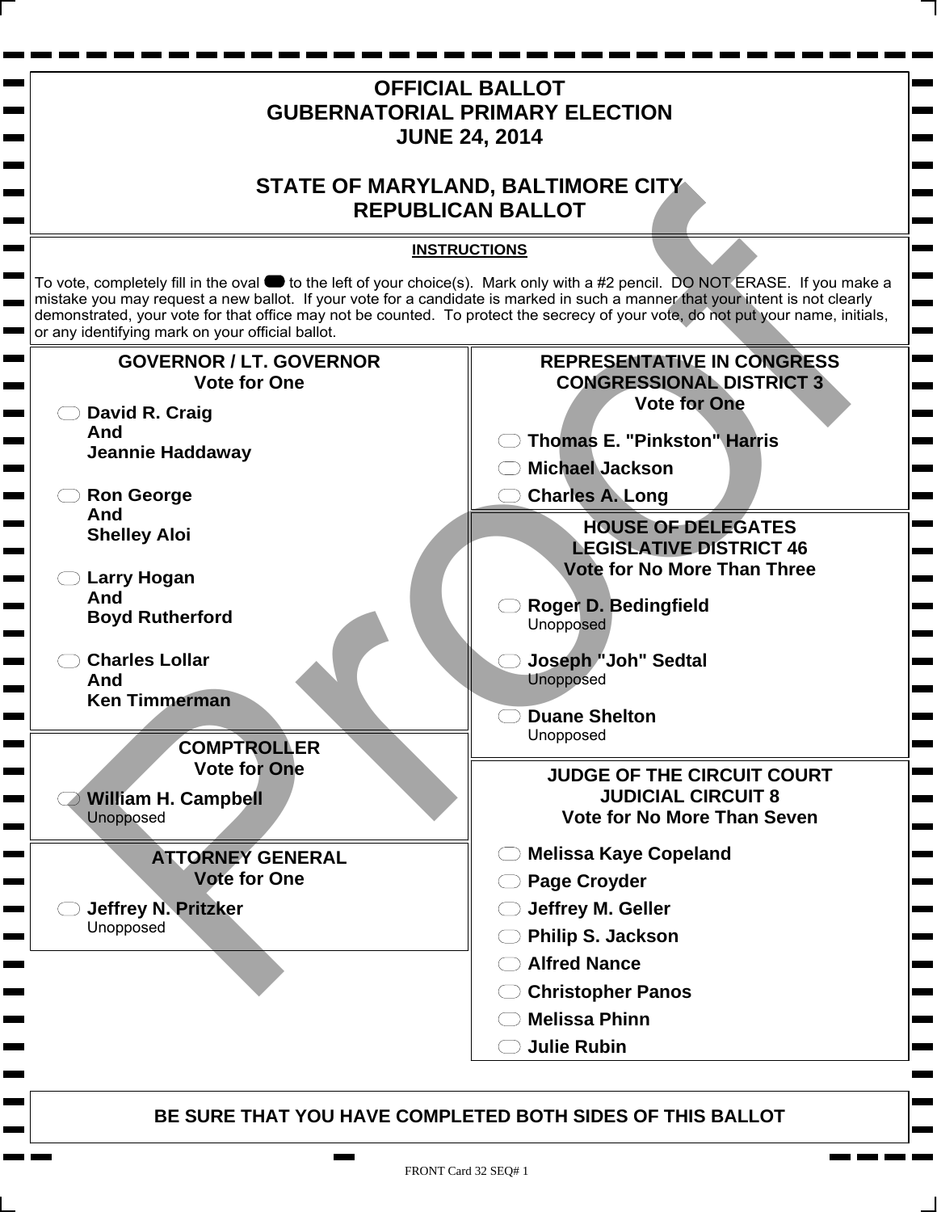# OFFICIAL BALLOT
# GUBERNATORIAL PRIMARY ELECTION
# JUNE 24, 2014

# STATE OF MARYLAND, BALTIMORE CITY
# REPUBLICAN BALLOT

**INSTRUCTIONS**

To vote, completely fill in the oval to the left of your choice(s). Mark only with a #2 pencil. DO NOT ERASE. If you make a mistake you may request a new ballot. If your vote for a candidate is marked in such a manner that your intent is not clearly demonstrated, your vote for that office may not be counted. To protect the secrecy of your vote, do not put your name, initials, or any identifying mark on your official ballot.

## GOVERNOR / LT. GOVERNOR
**Vote for One**

- **David R. Craig And Jeannie Haddaway**
- **Ron George And Shelley Aloi**
- **Larry Hogan And Boyd Rutherford**
- **Charles Lollar And Ken Timmerman**

## COMPTROLLER
**Vote for One**

- **William H. Campbell**
  Unopposed

## ATTORNEY GENERAL
**Vote for One**

- **Jeffrey N. Pritzker**
  Unopposed

## REPRESENTATIVE IN CONGRESS
## CONGRESSIONAL DISTRICT 3
**Vote for One**

- **Thomas E. "Pinkston" Harris**
- **Michael Jackson**
- **Charles A. Long**

## HOUSE OF DELEGATES
## LEGISLATIVE DISTRICT 46
**Vote for No More Than Three**

- **Roger D. Bedingfield**
  Unopposed
- **Joseph "Joh" Sedtal**
  Unopposed
- **Duane Shelton**
  Unopposed

## JUDGE OF THE CIRCUIT COURT
## JUDICIAL CIRCUIT 8
**Vote for No More Than Seven**

- **Melissa Kaye Copeland**
- **Page Croyder**
- **Jeffrey M. Geller**
- **Philip S. Jackson**
- **Alfred Nance**
- **Christopher Panos**
- **Melissa Phinn**
- **Julie Rubin**

**BE SURE THAT YOU HAVE COMPLETED BOTH SIDES OF THIS BALLOT**

FRONT Card 32 SEQ# 1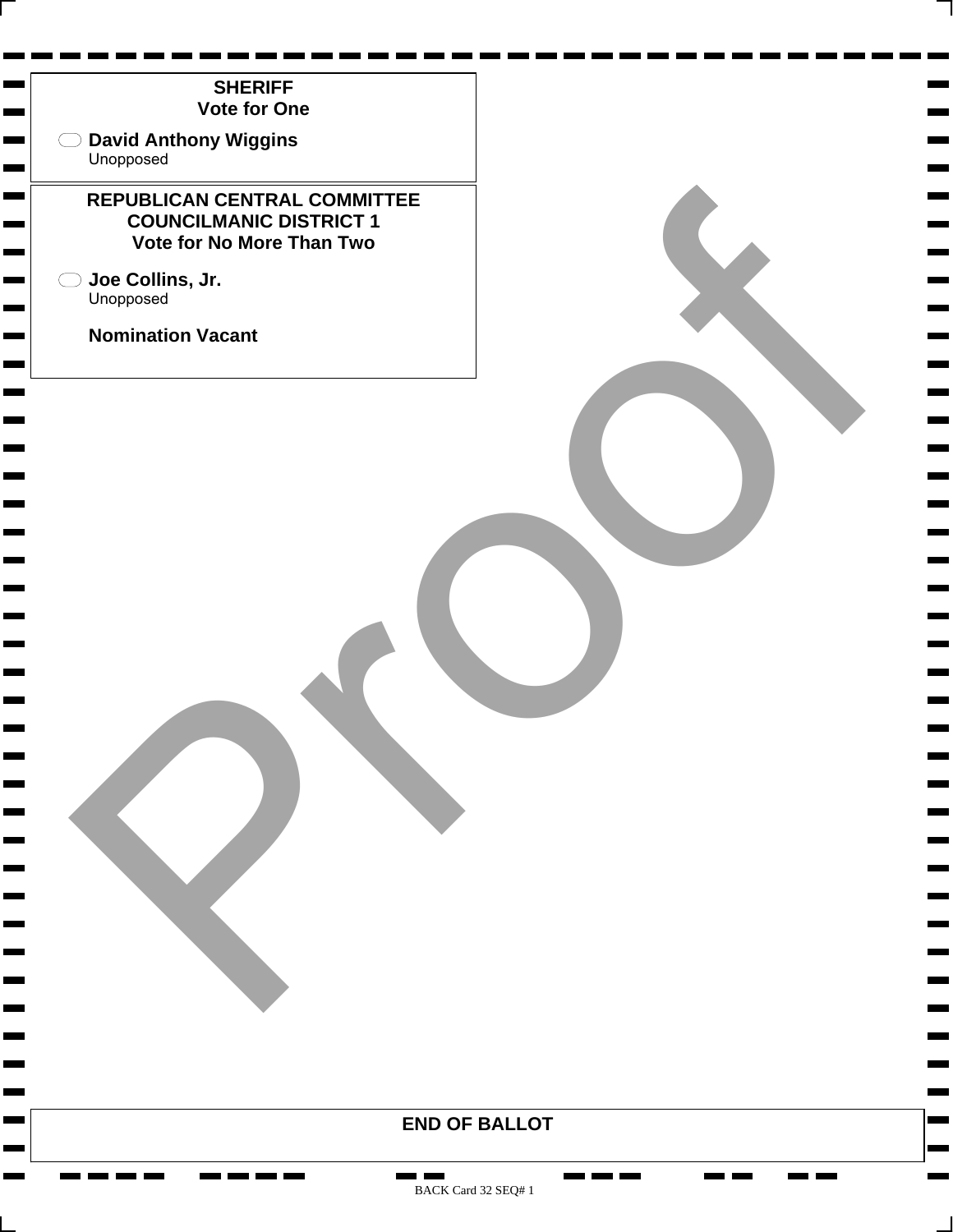**SHERIFF**
**Vote for One**

- [ ] **David Anthony Wiggins**
  Unopposed

**REPUBLICAN CENTRAL COMMITTEE**
**COUNCILMANIC DISTRICT 1**
**Vote for No More Than Two**

- [ ] **Joe Collins, Jr.**
  Unopposed

**Nomination Vacant**

Proof

**END OF BALLOT**

BACK Card 32 SEQ# 1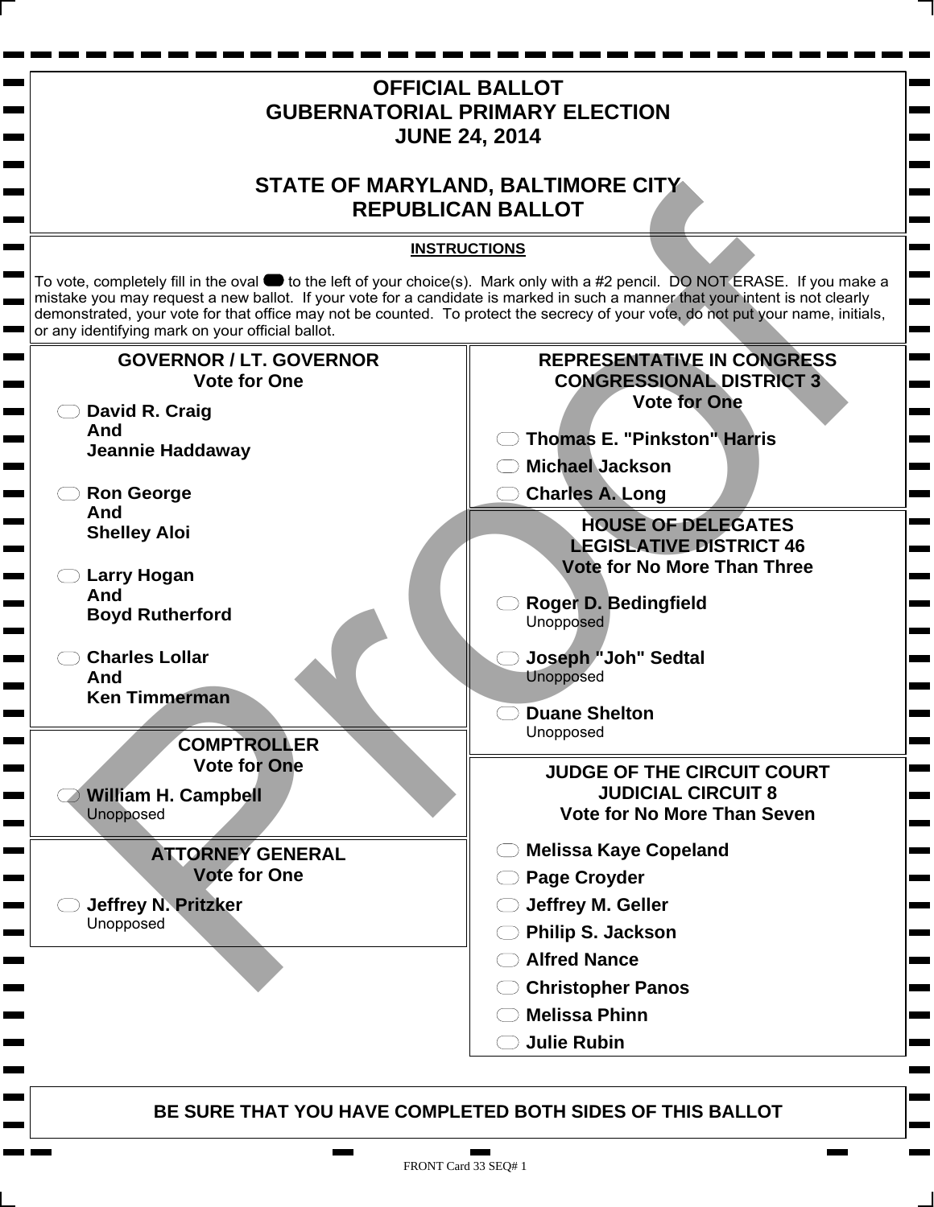# OFFICIAL BALLOT
# GUBERNATORIAL PRIMARY ELECTION
# JUNE 24, 2014

# STATE OF MARYLAND, BALTIMORE CITY
# REPUBLICAN BALLOT

**INSTRUCTIONS**

To vote, completely fill in the oval to the left of your choice(s). Mark only with a #2 pencil. DO NOT ERASE. If you make a mistake you may request a new ballot. If your vote for a candidate is marked in such a manner that your intent is not clearly demonstrated, your vote for that office may not be counted. To protect the secrecy of your vote, do not put your name, initials, or any identifying mark on your official ballot.

## GOVERNOR / LT. GOVERNOR
**Vote for One**

- **David R. Craig And Jeannie Haddaway**
- **Ron George And Shelley Aloi**
- **Larry Hogan And Boyd Rutherford**
- **Charles Lollar And Ken Timmerman**

## COMPTROLLER
**Vote for One**

- **William H. Campbell**
  Unopposed

## ATTORNEY GENERAL
**Vote for One**

- **Jeffrey N. Pritzker**
  Unopposed

## REPRESENTATIVE IN CONGRESS
## CONGRESSIONAL DISTRICT 3
**Vote for One**

- **Thomas E. "Pinkston" Harris**
- **Michael Jackson**
- **Charles A. Long**

## HOUSE OF DELEGATES
## LEGISLATIVE DISTRICT 46
**Vote for No More Than Three**

- **Roger D. Bedingfield**
  Unopposed
- **Joseph "Joh" Sedtal**
  Unopposed
- **Duane Shelton**
  Unopposed

## JUDGE OF THE CIRCUIT COURT
## JUDICIAL CIRCUIT 8
**Vote for No More Than Seven**

- **Melissa Kaye Copeland**
- **Page Croyder**
- **Jeffrey M. Geller**
- **Philip S. Jackson**
- **Alfred Nance**
- **Christopher Panos**
- **Melissa Phinn**
- **Julie Rubin**

**BE SURE THAT YOU HAVE COMPLETED BOTH SIDES OF THIS BALLOT**

FRONT Card 33 SEQ# 1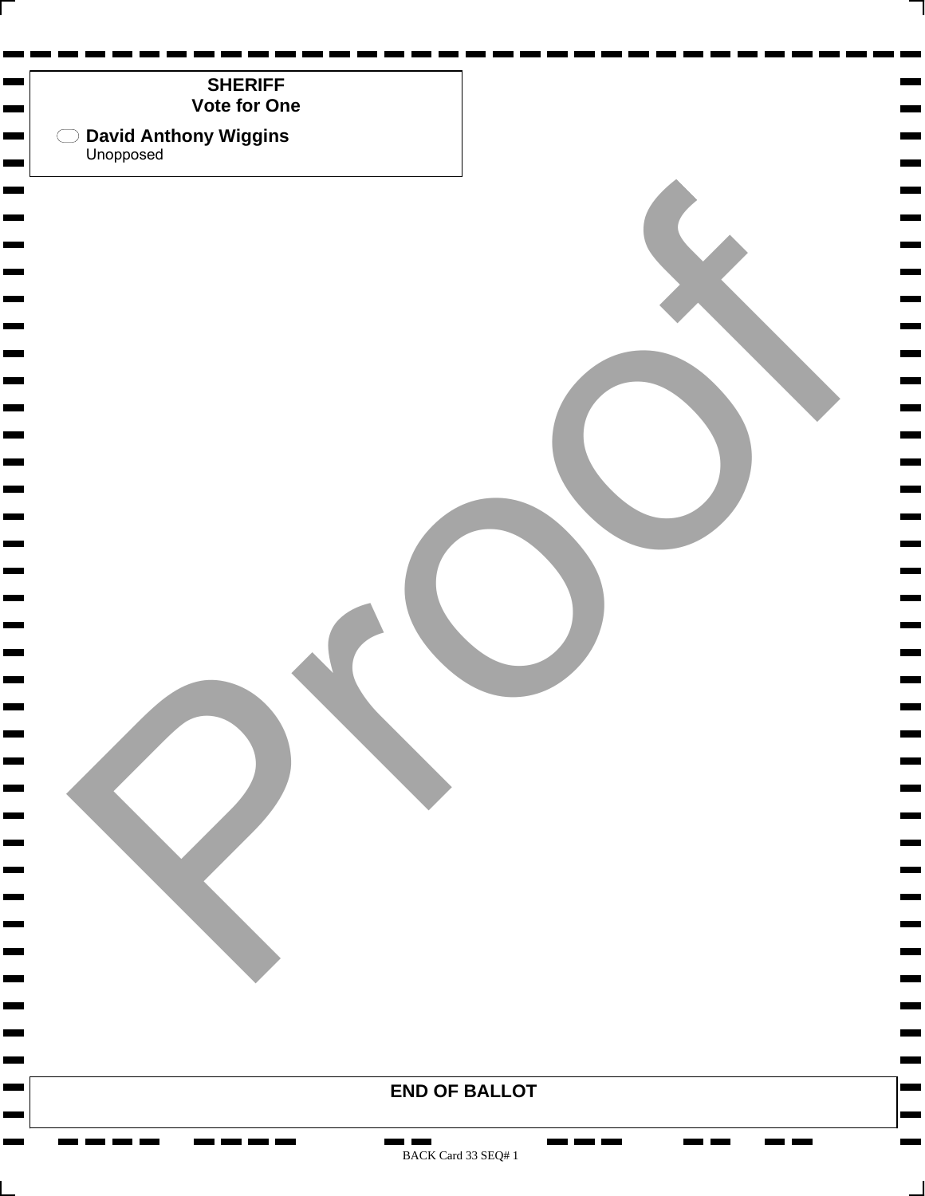**SHERIFF**
**Vote for One**

- [ ] **David Anthony Wiggins**
  Unopposed

**END OF BALLOT**

BACK Card 33 SEQ# 1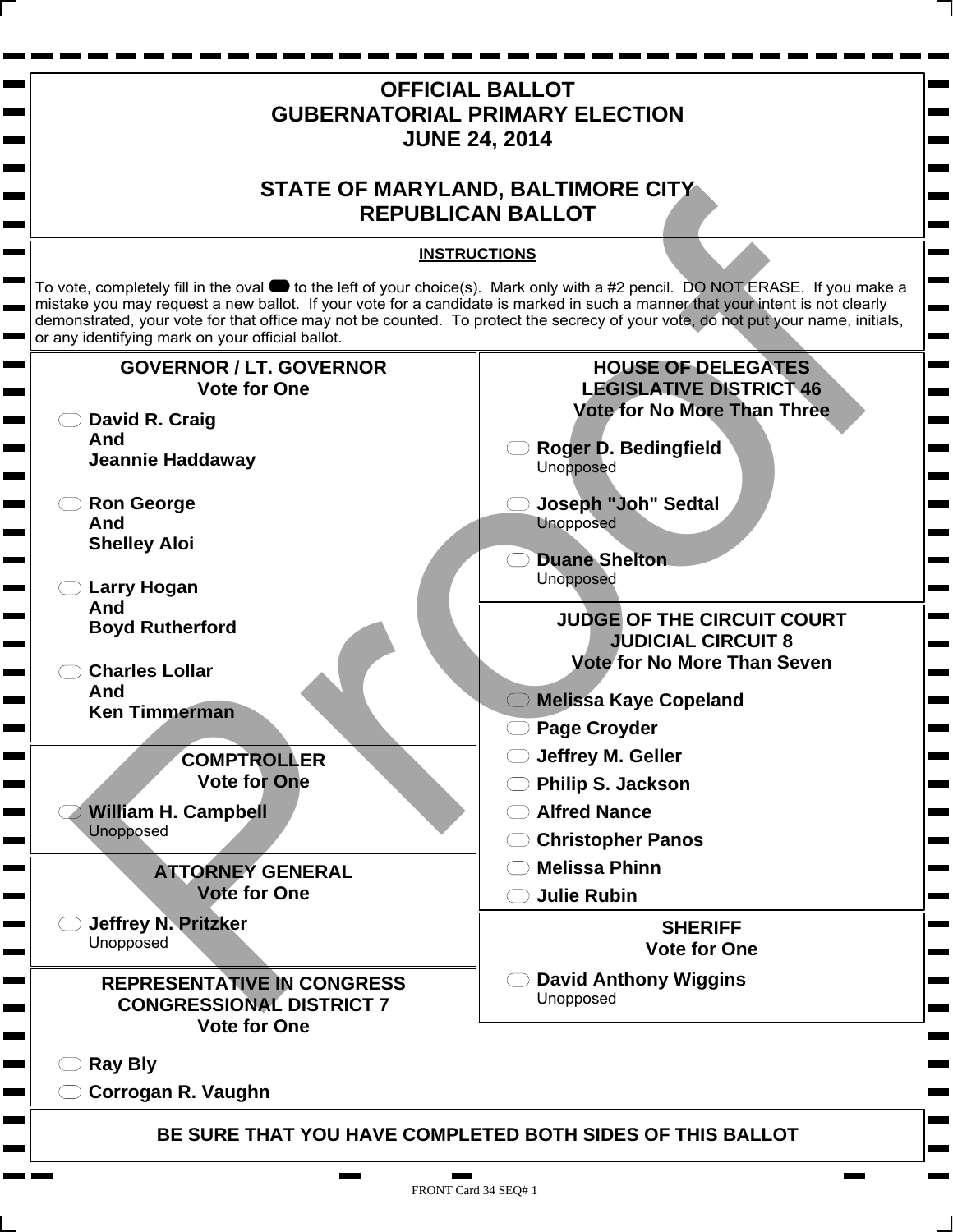# OFFICIAL BALLOT
# GUBERNATORIAL PRIMARY ELECTION
# JUNE 24, 2014

# STATE OF MARYLAND, BALTIMORE CITY
# REPUBLICAN BALLOT

**INSTRUCTIONS**

To vote, completely fill in the oval to the left of your choice(s). Mark only with a #2 pencil. DO NOT ERASE. If you make a mistake you may request a new ballot. If your vote for a candidate is marked in such a manner that your intent is not clearly demonstrated, your vote for that office may not be counted. To protect the secrecy of your vote, do not put your name, initials, or any identifying mark on your official ballot.

## GOVERNOR / LT. GOVERNOR
**Vote for One**

- **David R. Craig And Jeannie Haddaway**
- **Ron George And Shelley Aloi**
- **Larry Hogan And Boyd Rutherford**
- **Charles Lollar And Ken Timmerman**

## COMPTROLLER
**Vote for One**

- **William H. Campbell**
  Unopposed

## ATTORNEY GENERAL
**Vote for One**

- **Jeffrey N. Pritzker**
  Unopposed

## REPRESENTATIVE IN CONGRESS CONGRESSIONAL DISTRICT 7
**Vote for One**

- **Ray Bly**
- **Corrogan R. Vaughn**

## HOUSE OF DELEGATES LEGISLATIVE DISTRICT 46
**Vote for No More Than Three**

- **Roger D. Bedingfield**
  Unopposed
- **Joseph "Joh" Sedtal**
  Unopposed
- **Duane Shelton**
  Unopposed

## JUDGE OF THE CIRCUIT COURT JUDICIAL CIRCUIT 8
**Vote for No More Than Seven**

- **Melissa Kaye Copeland**
- **Page Croyder**
- **Jeffrey M. Geller**
- **Philip S. Jackson**
- **Alfred Nance**
- **Christopher Panos**
- **Melissa Phinn**
- **Julie Rubin**

## SHERIFF
**Vote for One**

- **David Anthony Wiggins**
  Unopposed

**BE SURE THAT YOU HAVE COMPLETED BOTH SIDES OF THIS BALLOT**

FRONT Card 34 SEQ# 1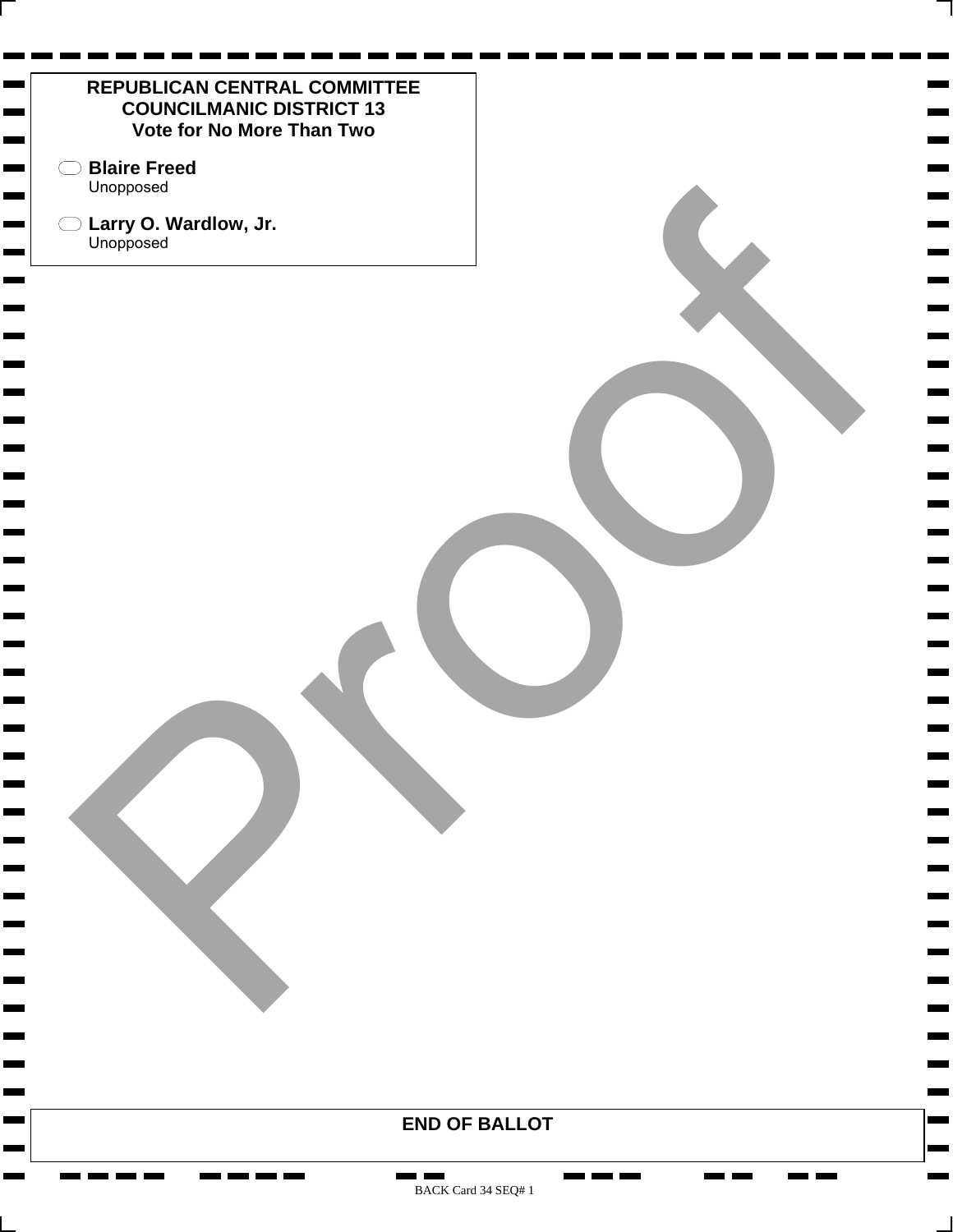## REPUBLICAN CENTRAL COMMITTEE
## COUNCILMANIC DISTRICT 13
### Vote for No More Than Two

- ⬭ **Blaire Freed**
  Unopposed

- ⬭ **Larry O. Wardlow, Jr.**
  Unopposed

Proof

**END OF BALLOT**

BACK Card 34 SEQ# 1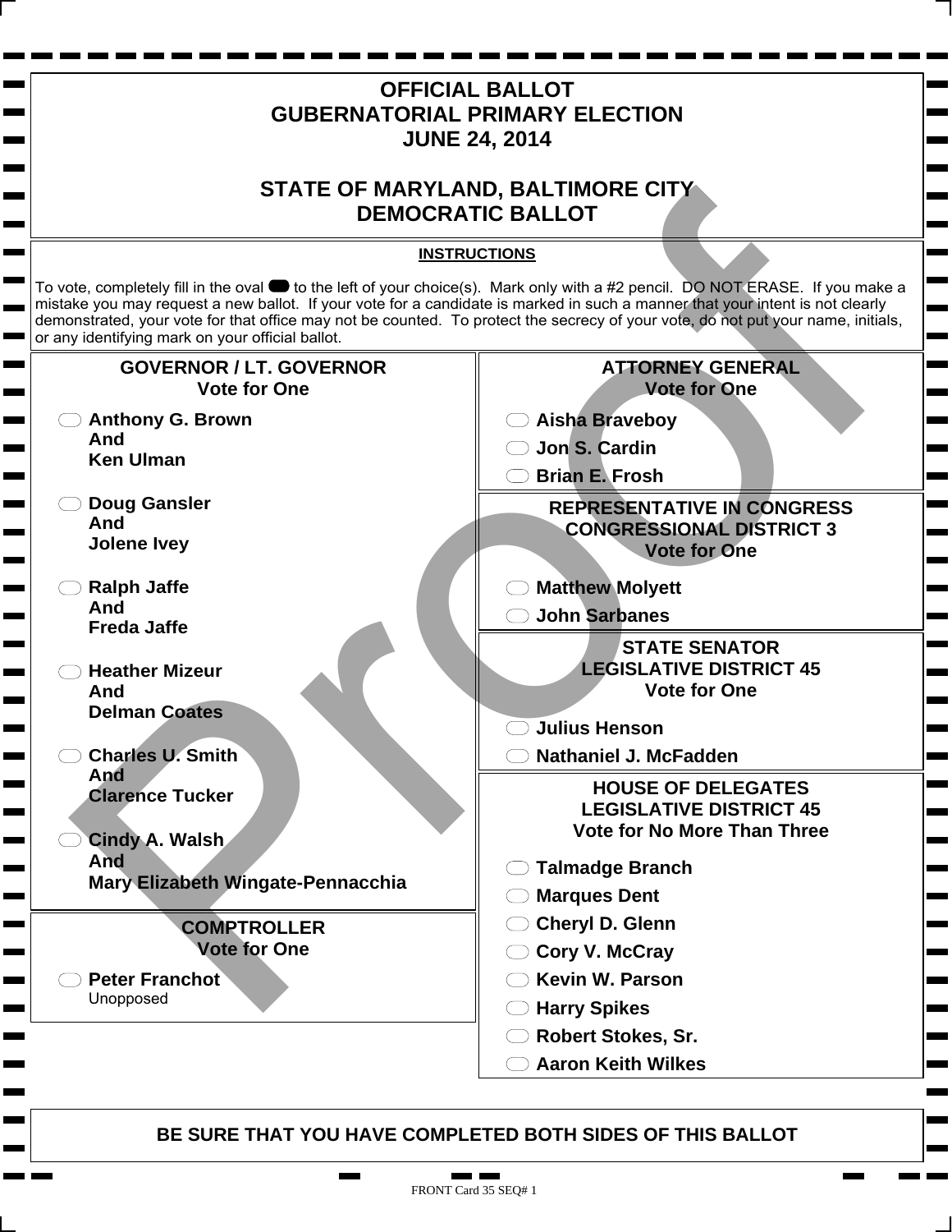# OFFICIAL BALLOT
# GUBERNATORIAL PRIMARY ELECTION
# JUNE 24, 2014

# STATE OF MARYLAND, BALTIMORE CITY
# DEMOCRATIC BALLOT

**INSTRUCTIONS**

To vote, completely fill in the oval to the left of your choice(s). Mark only with a #2 pencil. DO NOT ERASE. If you make a mistake you may request a new ballot. If your vote for a candidate is marked in such a manner that your intent is not clearly demonstrated, your vote for that office may not be counted. To protect the secrecy of your vote, do not put your name, initials, or any identifying mark on your official ballot.

## GOVERNOR / LT. GOVERNOR
**Vote for One**

- ⬭ **Anthony G. Brown And Ken Ulman**
- ⬭ **Doug Gansler And Jolene Ivey**
- ⬭ **Ralph Jaffe And Freda Jaffe**
- ⬭ **Heather Mizeur And Delman Coates**
- ⬭ **Charles U. Smith And Clarence Tucker**
- ⬭ **Cindy A. Walsh And Mary Elizabeth Wingate-Pennacchia**

## COMPTROLLER
**Vote for One**

- ⬭ **Peter Franchot**
  Unopposed

## ATTORNEY GENERAL
**Vote for One**

- ⬭ **Aisha Braveboy**
- ⬭ **Jon S. Cardin**
- ⬭ **Brian E. Frosh**

## REPRESENTATIVE IN CONGRESS
## CONGRESSIONAL DISTRICT 3
**Vote for One**

- ⬭ **Matthew Molyett**
- ⬭ **John Sarbanes**

## STATE SENATOR
## LEGISLATIVE DISTRICT 45
**Vote for One**

- ⬭ **Julius Henson**
- ⬭ **Nathaniel J. McFadden**

## HOUSE OF DELEGATES
## LEGISLATIVE DISTRICT 45
**Vote for No More Than Three**

- ⬭ **Talmadge Branch**
- ⬭ **Marques Dent**
- ⬭ **Cheryl D. Glenn**
- ⬭ **Cory V. McCray**
- ⬭ **Kevin W. Parson**
- ⬭ **Harry Spikes**
- ⬭ **Robert Stokes, Sr.**
- ⬭ **Aaron Keith Wilkes**

**BE SURE THAT YOU HAVE COMPLETED BOTH SIDES OF THIS BALLOT**

FRONT Card 35 SEQ# 1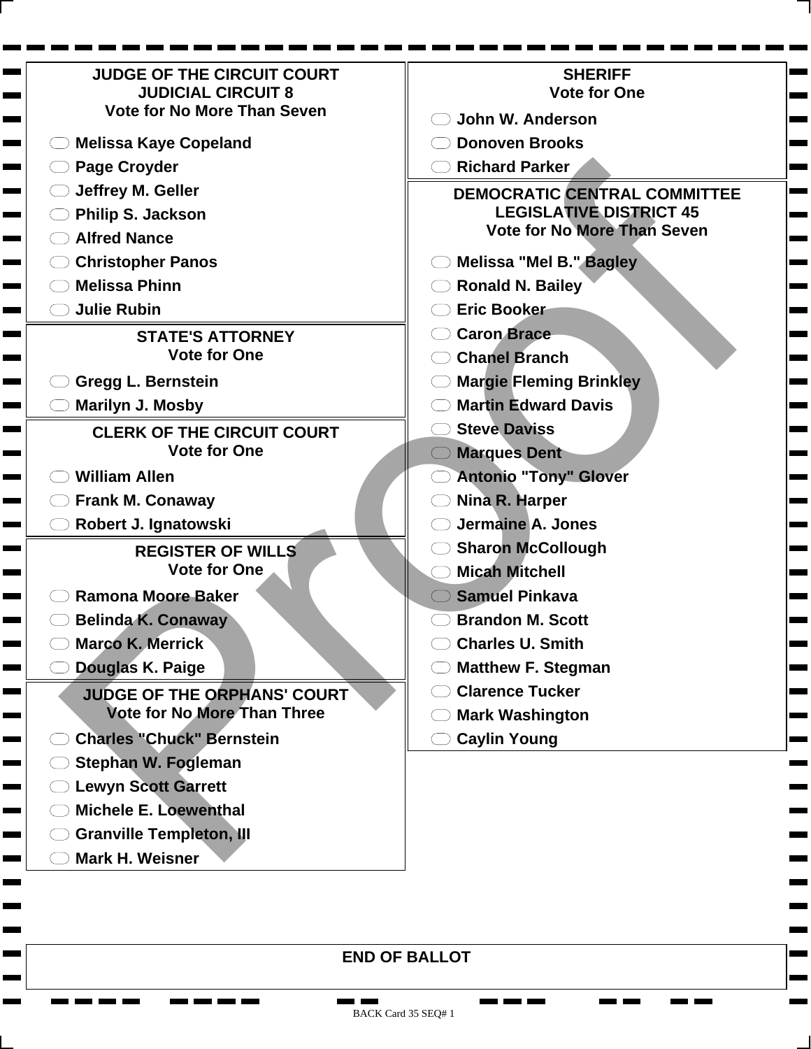## JUDGE OF THE CIRCUIT COURT
## JUDICIAL CIRCUIT 8
**Vote for No More Than Seven**

- Melissa Kaye Copeland
- Page Croyder
- Jeffrey M. Geller
- Philip S. Jackson
- Alfred Nance
- Christopher Panos
- Melissa Phinn
- Julie Rubin

## STATE'S ATTORNEY
**Vote for One**

- Gregg L. Bernstein
- Marilyn J. Mosby

## CLERK OF THE CIRCUIT COURT
**Vote for One**

- William Allen
- Frank M. Conaway
- Robert J. Ignatowski

## REGISTER OF WILLS
**Vote for One**

- Ramona Moore Baker
- Belinda K. Conaway
- Marco K. Merrick
- Douglas K. Paige

## JUDGE OF THE ORPHANS' COURT
**Vote for No More Than Three**

- Charles "Chuck" Bernstein
- Stephan W. Fogleman
- Lewyn Scott Garrett
- Michele E. Loewenthal
- Granville Templeton, III
- Mark H. Weisner

## SHERIFF
**Vote for One**

- John W. Anderson
- Donoven Brooks
- Richard Parker

## DEMOCRATIC CENTRAL COMMITTEE
## LEGISLATIVE DISTRICT 45
**Vote for No More Than Seven**

- Melissa "Mel B." Bagley
- Ronald N. Bailey
- Eric Booker
- Caron Brace
- Chanel Branch
- Margie Fleming Brinkley
- Martin Edward Davis
- Steve Daviss
- Marques Dent
- Antonio "Tony" Glover
- Nina R. Harper
- Jermaine A. Jones
- Sharon McCollough
- Micah Mitchell
- Samuel Pinkava
- Brandon M. Scott
- Charles U. Smith
- Matthew F. Stegman
- Clarence Tucker
- Mark Washington
- Caylin Young

**END OF BALLOT**

BACK Card 35 SEQ# 1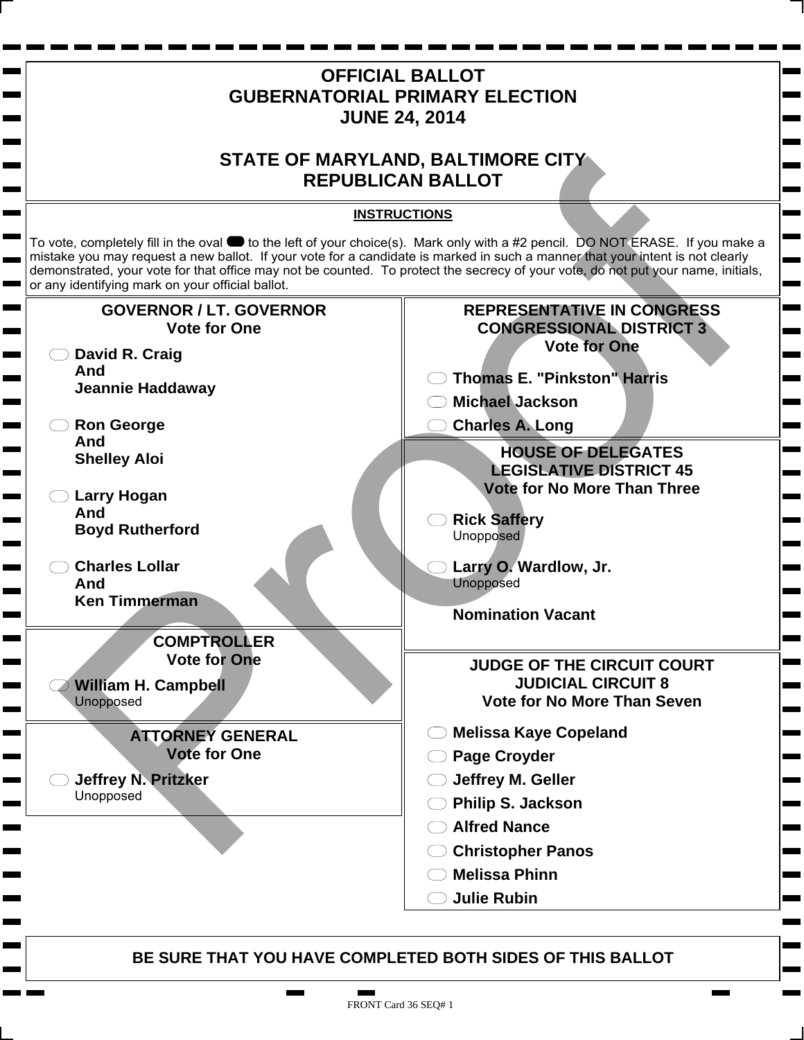# OFFICIAL BALLOT
# GUBERNATORIAL PRIMARY ELECTION
# JUNE 24, 2014

## STATE OF MARYLAND, BALTIMORE CITY
## REPUBLICAN BALLOT

**INSTRUCTIONS**

To vote, completely fill in the oval to the left of your choice(s). Mark only with a #2 pencil. DO NOT ERASE. If you make a mistake you may request a new ballot. If your vote for a candidate is marked in such a manner that your intent is not clearly demonstrated, your vote for that office may not be counted. To protect the secrecy of your vote, do not put your name, initials, or any identifying mark on your official ballot.

### GOVERNOR / LT. GOVERNOR
**Vote for One**

- **David R. Craig And Jeannie Haddaway**
- **Ron George And Shelley Aloi**
- **Larry Hogan And Boyd Rutherford**
- **Charles Lollar And Ken Timmerman**

### COMPTROLLER
**Vote for One**

- **William H. Campbell** Unopposed

### ATTORNEY GENERAL
**Vote for One**

- **Jeffrey N. Pritzker** Unopposed

### REPRESENTATIVE IN CONGRESS CONGRESSIONAL DISTRICT 3
**Vote for One**

- **Thomas E. "Pinkston" Harris**
- **Michael Jackson**
- **Charles A. Long**

### HOUSE OF DELEGATES LEGISLATIVE DISTRICT 45
**Vote for No More Than Three**

- **Rick Saffery** Unopposed
- **Larry O. Wardlow, Jr.** Unopposed

**Nomination Vacant**

### JUDGE OF THE CIRCUIT COURT JUDICIAL CIRCUIT 8
**Vote for No More Than Seven**

- **Melissa Kaye Copeland**
- **Page Croyder**
- **Jeffrey M. Geller**
- **Philip S. Jackson**
- **Alfred Nance**
- **Christopher Panos**
- **Melissa Phinn**
- **Julie Rubin**

**BE SURE THAT YOU HAVE COMPLETED BOTH SIDES OF THIS BALLOT**

FRONT Card 36 SEQ# 1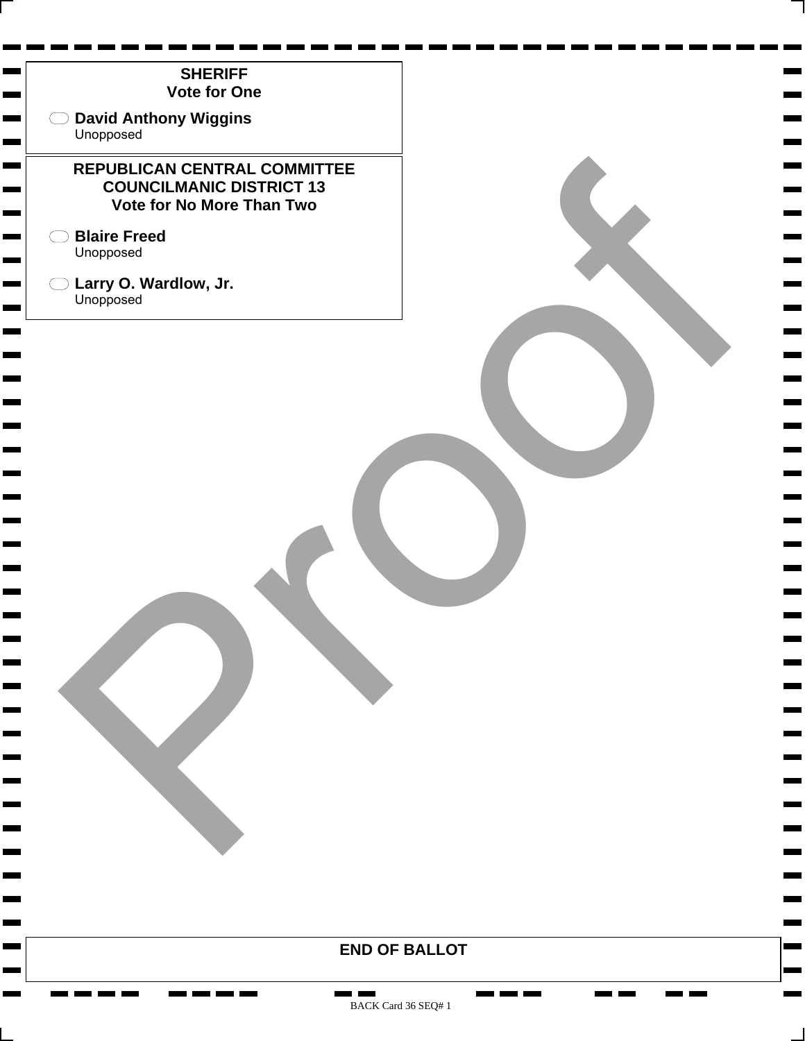## SHERIFF
**Vote for One**

- David Anthony Wiggins
  Unopposed

## REPUBLICAN CENTRAL COMMITTEE COUNCILMANIC DISTRICT 13
**Vote for No More Than Two**

- Blaire Freed
  Unopposed

- Larry O. Wardlow, Jr.
  Unopposed

Proof

**END OF BALLOT**

BACK Card 36 SEQ# 1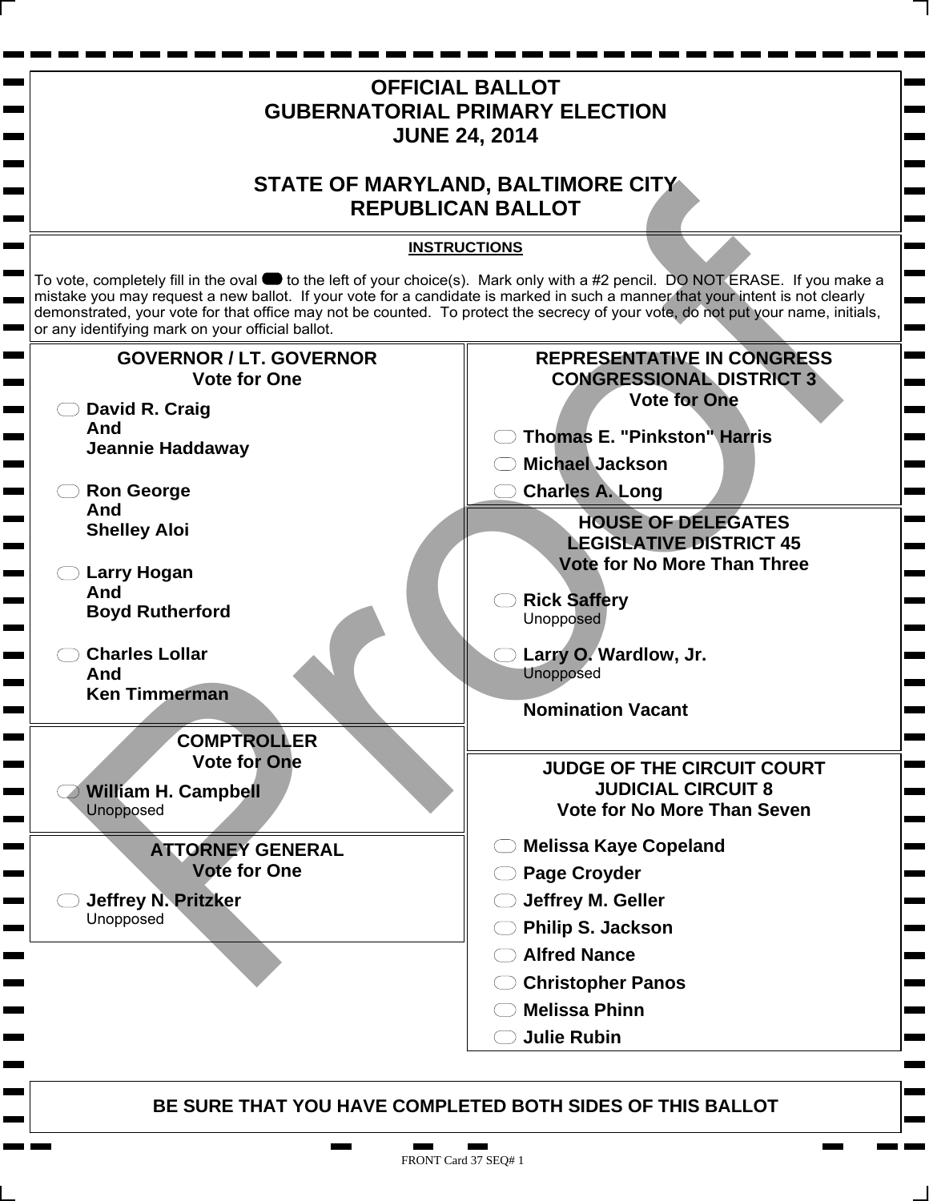# OFFICIAL BALLOT
# GUBERNATORIAL PRIMARY ELECTION
# JUNE 24, 2014

# STATE OF MARYLAND, BALTIMORE CITY
# REPUBLICAN BALLOT

**INSTRUCTIONS**

To vote, completely fill in the oval to the left of your choice(s). Mark only with a #2 pencil. DO NOT ERASE. If you make a mistake you may request a new ballot. If your vote for a candidate is marked in such a manner that your intent is not clearly demonstrated, your vote for that office may not be counted. To protect the secrecy of your vote, do not put your name, initials, or any identifying mark on your official ballot.

## GOVERNOR / LT. GOVERNOR
**Vote for One**

- **David R. Craig And Jeannie Haddaway**
- **Ron George And Shelley Aloi**
- **Larry Hogan And Boyd Rutherford**
- **Charles Lollar And Ken Timmerman**

## COMPTROLLER
**Vote for One**

- **William H. Campbell**
  Unopposed

## ATTORNEY GENERAL
**Vote for One**

- **Jeffrey N. Pritzker**
  Unopposed

## REPRESENTATIVE IN CONGRESS CONGRESSIONAL DISTRICT 3
**Vote for One**

- **Thomas E. "Pinkston" Harris**
- **Michael Jackson**
- **Charles A. Long**

## HOUSE OF DELEGATES LEGISLATIVE DISTRICT 45
**Vote for No More Than Three**

- **Rick Saffery**
  Unopposed
- **Larry O. Wardlow, Jr.**
  Unopposed

**Nomination Vacant**

## JUDGE OF THE CIRCUIT COURT JUDICIAL CIRCUIT 8
**Vote for No More Than Seven**

- **Melissa Kaye Copeland**
- **Page Croyder**
- **Jeffrey M. Geller**
- **Philip S. Jackson**
- **Alfred Nance**
- **Christopher Panos**
- **Melissa Phinn**
- **Julie Rubin**

**BE SURE THAT YOU HAVE COMPLETED BOTH SIDES OF THIS BALLOT**

FRONT Card 37 SEQ# 1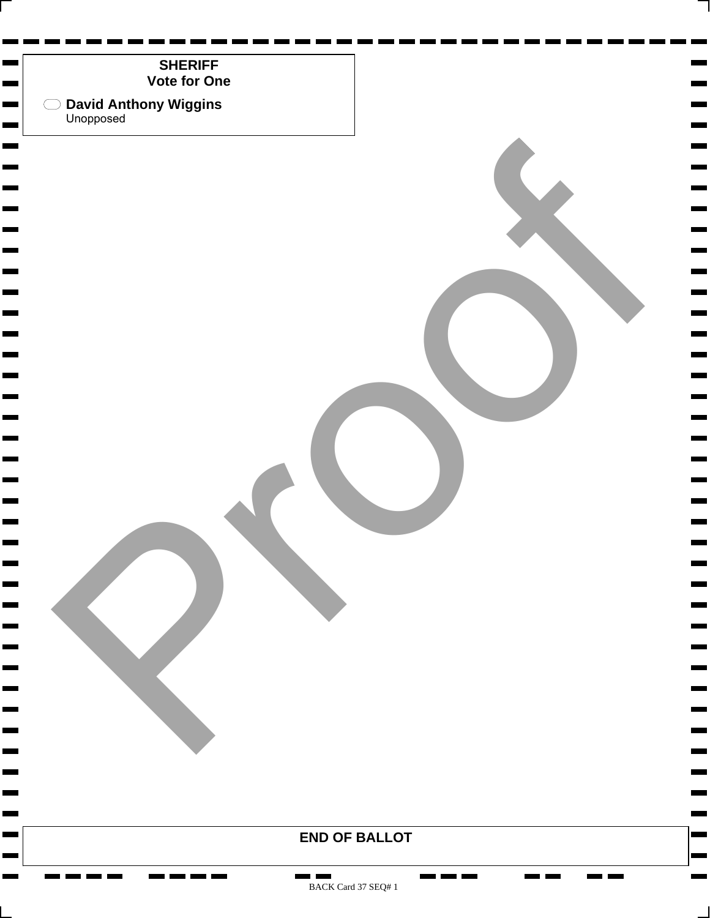**SHERIFF**
**Vote for One**

- **David Anthony Wiggins**
  Unopposed

**END OF BALLOT**

BACK Card 37 SEQ# 1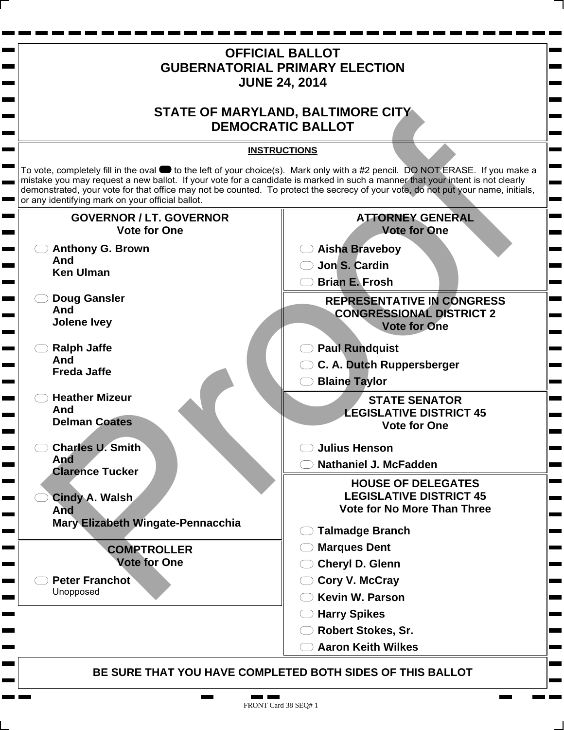# OFFICIAL BALLOT
# GUBERNATORIAL PRIMARY ELECTION
# JUNE 24, 2014

# STATE OF MARYLAND, BALTIMORE CITY
# DEMOCRATIC BALLOT

**INSTRUCTIONS**

To vote, completely fill in the oval to the left of your choice(s). Mark only with a #2 pencil. DO NOT ERASE. If you make a mistake you may request a new ballot. If your vote for a candidate is marked in such a manner that your intent is not clearly demonstrated, your vote for that office may not be counted. To protect the secrecy of your vote, do not put your name, initials, or any identifying mark on your official ballot.

## GOVERNOR / LT. GOVERNOR
**Vote for One**

- **Anthony G. Brown And Ken Ulman**
- **Doug Gansler And Jolene Ivey**
- **Ralph Jaffe And Freda Jaffe**
- **Heather Mizeur And Delman Coates**
- **Charles U. Smith And Clarence Tucker**
- **Cindy A. Walsh And Mary Elizabeth Wingate-Pennacchia**

## COMPTROLLER
**Vote for One**

- **Peter Franchot**
  Unopposed

## ATTORNEY GENERAL
**Vote for One**

- **Aisha Braveboy**
- **Jon S. Cardin**
- **Brian E. Frosh**

## REPRESENTATIVE IN CONGRESS CONGRESSIONAL DISTRICT 2
**Vote for One**

- **Paul Rundquist**
- **C. A. Dutch Ruppersberger**
- **Blaine Taylor**

## STATE SENATOR LEGISLATIVE DISTRICT 45
**Vote for One**

- **Julius Henson**
- **Nathaniel J. McFadden**

## HOUSE OF DELEGATES LEGISLATIVE DISTRICT 45
**Vote for No More Than Three**

- **Talmadge Branch**
- **Marques Dent**
- **Cheryl D. Glenn**
- **Cory V. McCray**
- **Kevin W. Parson**
- **Harry Spikes**
- **Robert Stokes, Sr.**
- **Aaron Keith Wilkes**

**BE SURE THAT YOU HAVE COMPLETED BOTH SIDES OF THIS BALLOT**

FRONT Card 38 SEQ# 1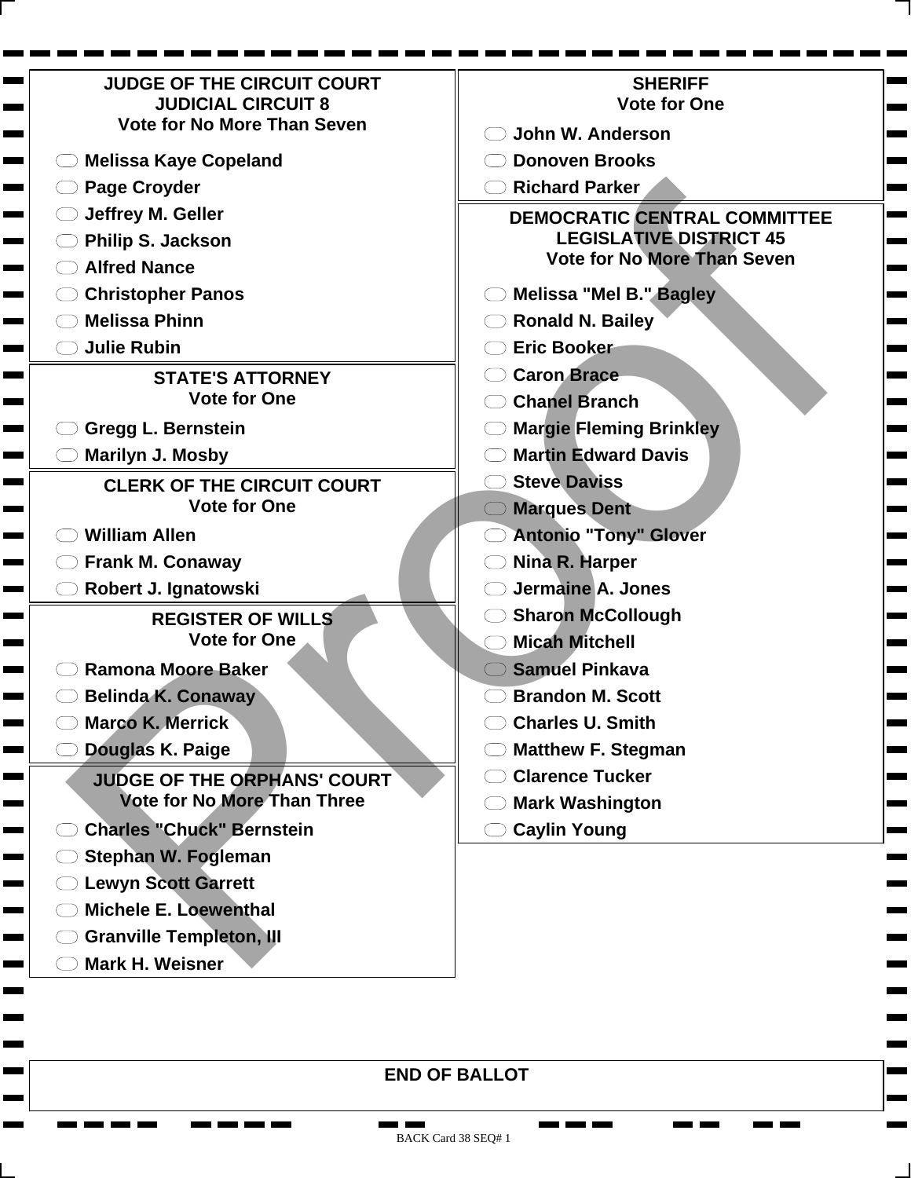## JUDGE OF THE CIRCUIT COURT
## JUDICIAL CIRCUIT 8
### Vote for No More Than Seven

- Melissa Kaye Copeland
- Page Croyder
- Jeffrey M. Geller
- Philip S. Jackson
- Alfred Nance
- Christopher Panos
- Melissa Phinn
- Julie Rubin

## STATE'S ATTORNEY
### Vote for One

- Gregg L. Bernstein
- Marilyn J. Mosby

## CLERK OF THE CIRCUIT COURT
### Vote for One

- William Allen
- Frank M. Conaway
- Robert J. Ignatowski

## REGISTER OF WILLS
### Vote for One

- Ramona Moore Baker
- Belinda K. Conaway
- Marco K. Merrick
- Douglas K. Paige

## JUDGE OF THE ORPHANS' COURT
### Vote for No More Than Three

- Charles "Chuck" Bernstein
- Stephan W. Fogleman
- Lewyn Scott Garrett
- Michele E. Loewenthal
- Granville Templeton, III
- Mark H. Weisner

## SHERIFF
### Vote for One

- John W. Anderson
- Donoven Brooks
- Richard Parker

## DEMOCRATIC CENTRAL COMMITTEE
## LEGISLATIVE DISTRICT 45
### Vote for No More Than Seven

- Melissa "Mel B." Bagley
- Ronald N. Bailey
- Eric Booker
- Caron Brace
- Chanel Branch
- Margie Fleming Brinkley
- Martin Edward Davis
- Steve Daviss
- Marques Dent
- Antonio "Tony" Glover
- Nina R. Harper
- Jermaine A. Jones
- Sharon McCollough
- Micah Mitchell
- Samuel Pinkava
- Brandon M. Scott
- Charles U. Smith
- Matthew F. Stegman
- Clarence Tucker
- Mark Washington
- Caylin Young

**END OF BALLOT**

BACK Card 38 SEQ# 1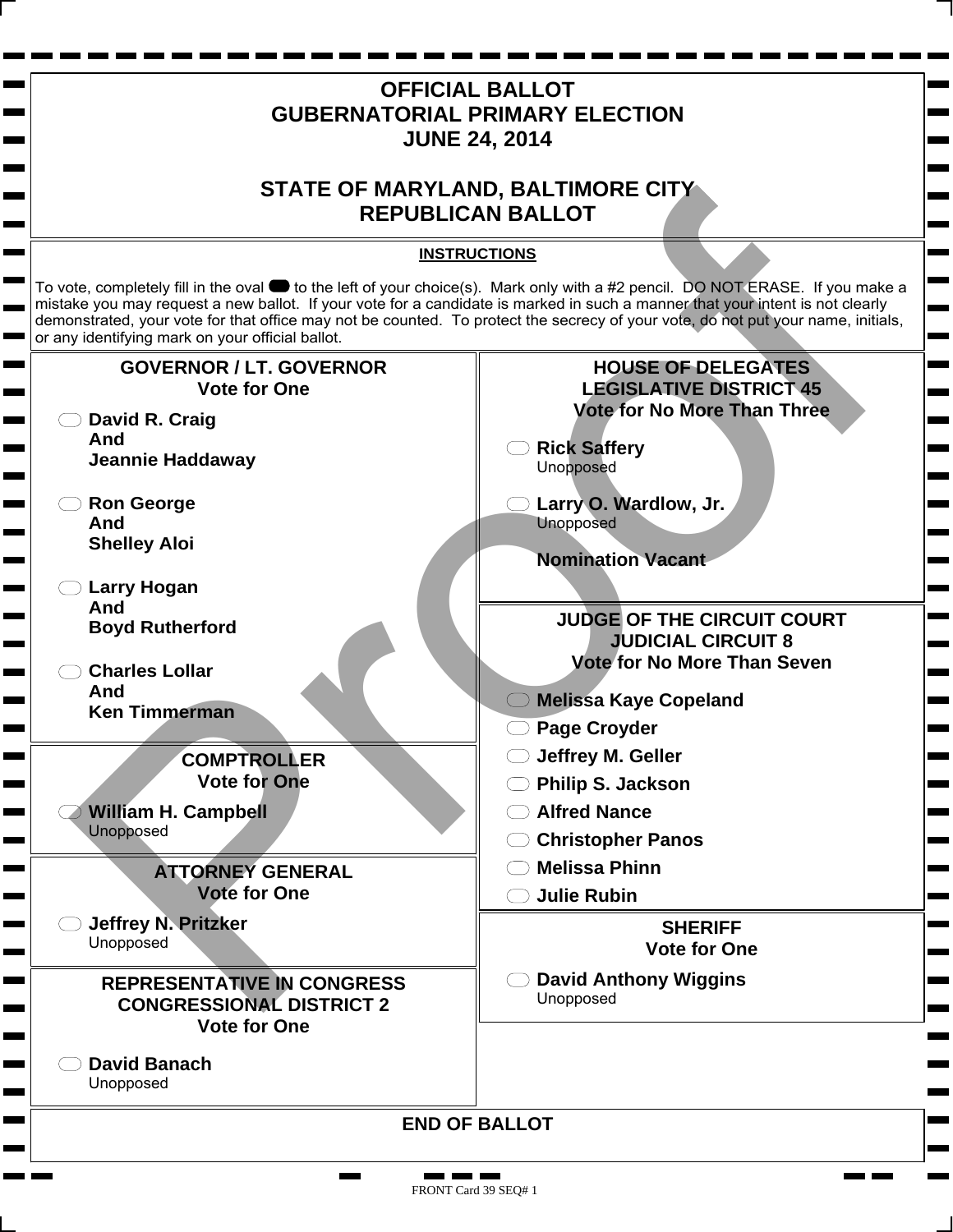# OFFICIAL BALLOT
# GUBERNATORIAL PRIMARY ELECTION
# JUNE 24, 2014

# STATE OF MARYLAND, BALTIMORE CITY
# REPUBLICAN BALLOT

**INSTRUCTIONS**

To vote, completely fill in the oval to the left of your choice(s). Mark only with a #2 pencil. DO NOT ERASE. If you make a mistake you may request a new ballot. If your vote for a candidate is marked in such a manner that your intent is not clearly demonstrated, your vote for that office may not be counted. To protect the secrecy of your vote, do not put your name, initials, or any identifying mark on your official ballot.

## GOVERNOR / LT. GOVERNOR
**Vote for One**

- **David R. Craig And Jeannie Haddaway**
- **Ron George And Shelley Aloi**
- **Larry Hogan And Boyd Rutherford**
- **Charles Lollar And Ken Timmerman**

## COMPTROLLER
**Vote for One**

- **William H. Campbell**
  Unopposed

## ATTORNEY GENERAL
**Vote for One**

- **Jeffrey N. Pritzker**
  Unopposed

## REPRESENTATIVE IN CONGRESS
## CONGRESSIONAL DISTRICT 2
**Vote for One**

- **David Banach**
  Unopposed

## HOUSE OF DELEGATES
## LEGISLATIVE DISTRICT 45
**Vote for No More Than Three**

- **Rick Saffery**
  Unopposed
- **Larry O. Wardlow, Jr.**
  Unopposed

**Nomination Vacant**

## JUDGE OF THE CIRCUIT COURT
## JUDICIAL CIRCUIT 8
**Vote for No More Than Seven**

- **Melissa Kaye Copeland**
- **Page Croyder**
- **Jeffrey M. Geller**
- **Philip S. Jackson**
- **Alfred Nance**
- **Christopher Panos**
- **Melissa Phinn**
- **Julie Rubin**

## SHERIFF
**Vote for One**

- **David Anthony Wiggins**
  Unopposed

**END OF BALLOT**

FRONT Card 39 SEQ# 1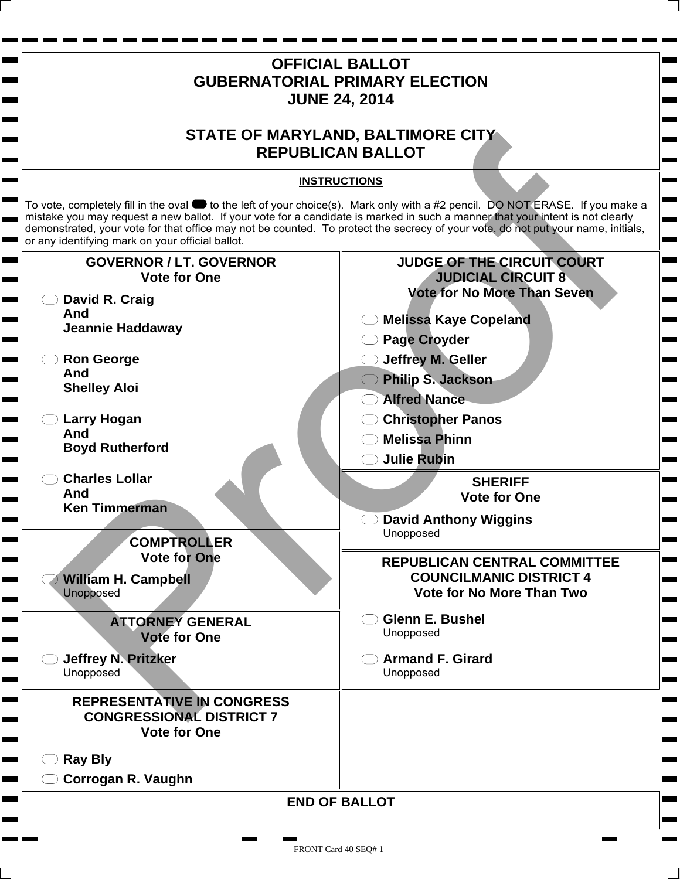# OFFICIAL BALLOT
# GUBERNATORIAL PRIMARY ELECTION
# JUNE 24, 2014

# STATE OF MARYLAND, BALTIMORE CITY
# REPUBLICAN BALLOT

**INSTRUCTIONS**

To vote, completely fill in the oval to the left of your choice(s). Mark only with a #2 pencil. DO NOT ERASE. If you make a mistake you may request a new ballot. If your vote for a candidate is marked in such a manner that your intent is not clearly demonstrated, your vote for that office may not be counted. To protect the secrecy of your vote, do not put your name, initials, or any identifying mark on your official ballot.

## GOVERNOR / LT. GOVERNOR
**Vote for One**

- **David R. Craig And Jeannie Haddaway**
- **Ron George And Shelley Aloi**
- **Larry Hogan And Boyd Rutherford**
- **Charles Lollar And Ken Timmerman**

## COMPTROLLER
**Vote for One**

- **William H. Campbell** Unopposed

## ATTORNEY GENERAL
**Vote for One**

- **Jeffrey N. Pritzker** Unopposed

## REPRESENTATIVE IN CONGRESS CONGRESSIONAL DISTRICT 7
**Vote for One**

- **Ray Bly**
- **Corrogan R. Vaughn**

## JUDGE OF THE CIRCUIT COURT JUDICIAL CIRCUIT 8
**Vote for No More Than Seven**

- **Melissa Kaye Copeland**
- **Page Croyder**
- **Jeffrey M. Geller**
- **Philip S. Jackson**
- **Alfred Nance**
- **Christopher Panos**
- **Melissa Phinn**
- **Julie Rubin**

## SHERIFF
**Vote for One**

- **David Anthony Wiggins** Unopposed

## REPUBLICAN CENTRAL COMMITTEE COUNCILMANIC DISTRICT 4
**Vote for No More Than Two**

- **Glenn E. Bushel** Unopposed
- **Armand F. Girard** Unopposed

**END OF BALLOT**

FRONT Card 40 SEQ# 1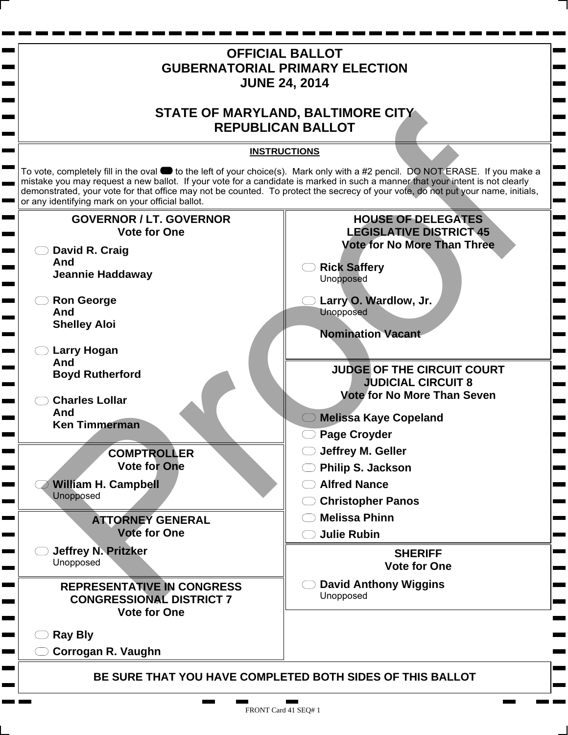# OFFICIAL BALLOT
# GUBERNATORIAL PRIMARY ELECTION
# JUNE 24, 2014

# STATE OF MARYLAND, BALTIMORE CITY
# REPUBLICAN BALLOT

**INSTRUCTIONS**

To vote, completely fill in the oval to the left of your choice(s). Mark only with a #2 pencil. DO NOT ERASE. If you make a mistake you may request a new ballot. If your vote for a candidate is marked in such a manner that your intent is not clearly demonstrated, your vote for that office may not be counted. To protect the secrecy of your vote, do not put your name, initials, or any identifying mark on your official ballot.

## GOVERNOR / LT. GOVERNOR
**Vote for One**

- **David R. Craig And Jeannie Haddaway**
- **Ron George And Shelley Aloi**
- **Larry Hogan And Boyd Rutherford**
- **Charles Lollar And Ken Timmerman**

## COMPTROLLER
**Vote for One**

- **William H. Campbell**
  Unopposed

## ATTORNEY GENERAL
**Vote for One**

- **Jeffrey N. Pritzker**
  Unopposed

## REPRESENTATIVE IN CONGRESS
## CONGRESSIONAL DISTRICT 7
**Vote for One**

- **Ray Bly**
- **Corrogan R. Vaughn**

## HOUSE OF DELEGATES
## LEGISLATIVE DISTRICT 45
**Vote for No More Than Three**

- **Rick Saffery**
  Unopposed
- **Larry O. Wardlow, Jr.**
  Unopposed

**Nomination Vacant**

## JUDGE OF THE CIRCUIT COURT
## JUDICIAL CIRCUIT 8
**Vote for No More Than Seven**

- **Melissa Kaye Copeland**
- **Page Croyder**
- **Jeffrey M. Geller**
- **Philip S. Jackson**
- **Alfred Nance**
- **Christopher Panos**
- **Melissa Phinn**
- **Julie Rubin**

## SHERIFF
**Vote for One**

- **David Anthony Wiggins**
  Unopposed

**BE SURE THAT YOU HAVE COMPLETED BOTH SIDES OF THIS BALLOT**

FRONT Card 41 SEQ# 1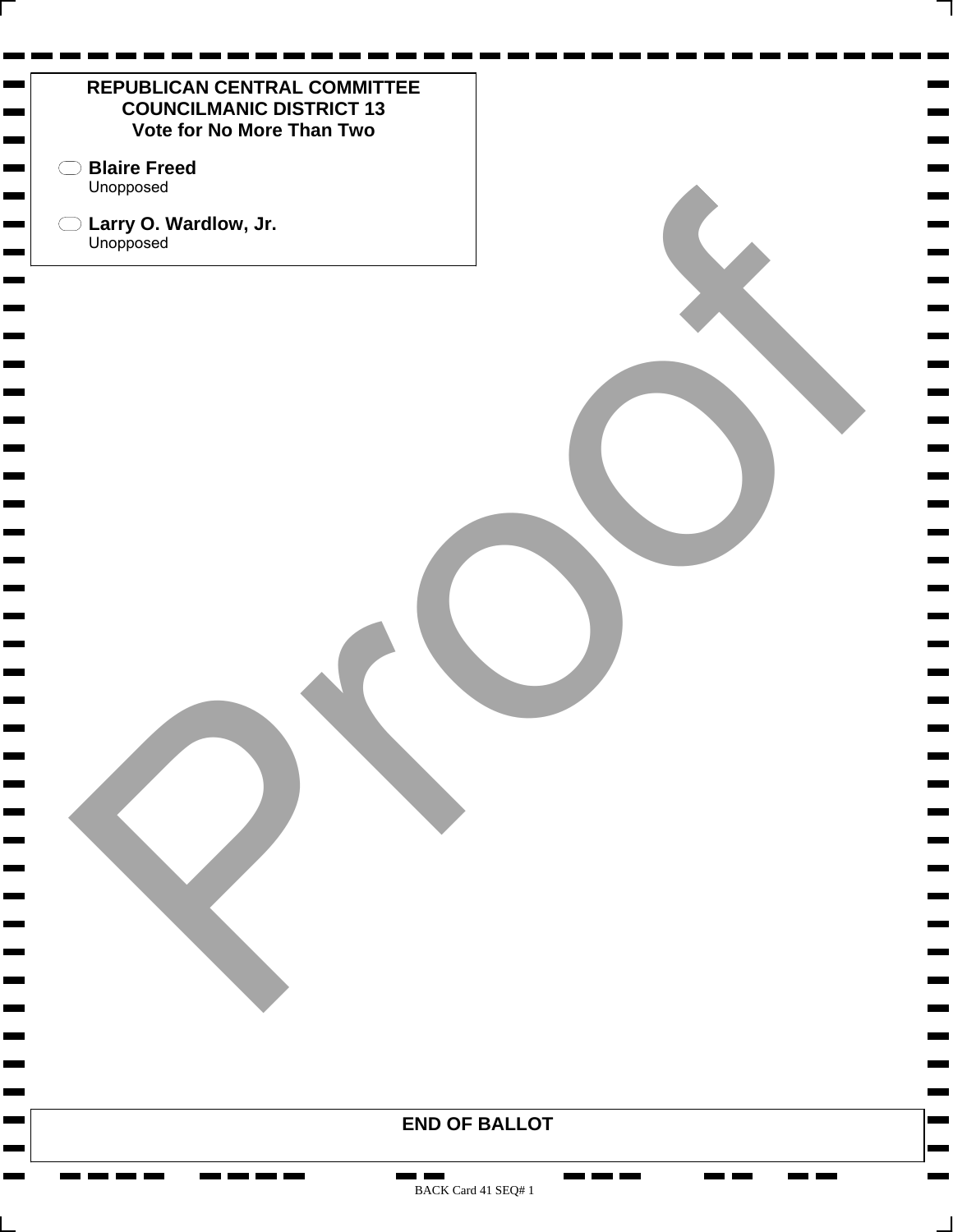**REPUBLICAN CENTRAL COMMITTEE**
**COUNCILMANIC DISTRICT 13**
**Vote for No More Than Two**

- ⬭ **Blaire Freed**
  Unopposed
- ⬭ **Larry O. Wardlow, Jr.**
  Unopposed

**END OF BALLOT**

BACK Card 41 SEQ# 1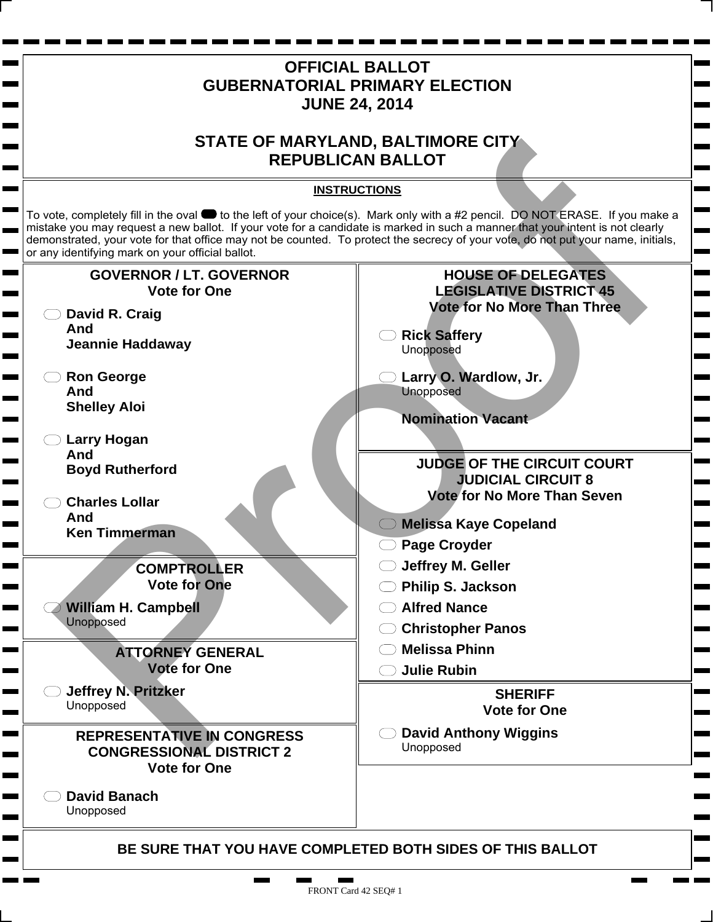# OFFICIAL BALLOT
# GUBERNATORIAL PRIMARY ELECTION
# JUNE 24, 2014

# STATE OF MARYLAND, BALTIMORE CITY
# REPUBLICAN BALLOT

**INSTRUCTIONS**

To vote, completely fill in the oval to the left of your choice(s). Mark only with a #2 pencil. DO NOT ERASE. If you make a mistake you may request a new ballot. If your vote for a candidate is marked in such a manner that your intent is not clearly demonstrated, your vote for that office may not be counted. To protect the secrecy of your vote, do not put your name, initials, or any identifying mark on your official ballot.

## GOVERNOR / LT. GOVERNOR
**Vote for One**

- **David R. Craig And Jeannie Haddaway**
- **Ron George And Shelley Aloi**
- **Larry Hogan And Boyd Rutherford**
- **Charles Lollar And Ken Timmerman**

## COMPTROLLER
**Vote for One**

- **William H. Campbell** Unopposed

## ATTORNEY GENERAL
**Vote for One**

- **Jeffrey N. Pritzker** Unopposed

## REPRESENTATIVE IN CONGRESS CONGRESSIONAL DISTRICT 2
**Vote for One**

- **David Banach** Unopposed

## HOUSE OF DELEGATES LEGISLATIVE DISTRICT 45
**Vote for No More Than Three**

- **Rick Saffery** Unopposed
- **Larry O. Wardlow, Jr.** Unopposed

**Nomination Vacant**

## JUDGE OF THE CIRCUIT COURT JUDICIAL CIRCUIT 8
**Vote for No More Than Seven**

- **Melissa Kaye Copeland**
- **Page Croyder**
- **Jeffrey M. Geller**
- **Philip S. Jackson**
- **Alfred Nance**
- **Christopher Panos**
- **Melissa Phinn**
- **Julie Rubin**

## SHERIFF
**Vote for One**

- **David Anthony Wiggins** Unopposed

**BE SURE THAT YOU HAVE COMPLETED BOTH SIDES OF THIS BALLOT**

FRONT Card 42 SEQ# 1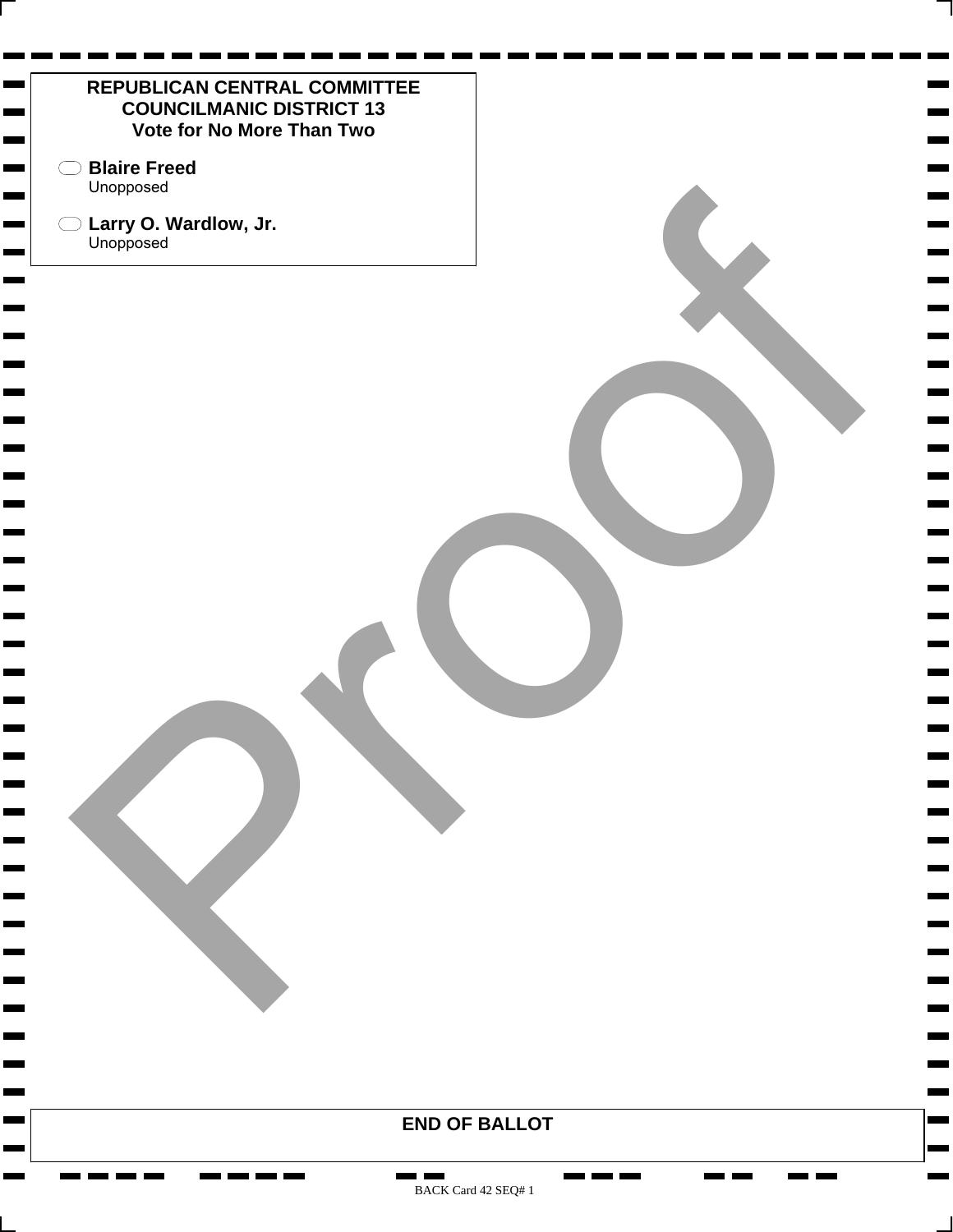## REPUBLICAN CENTRAL COMMITTEE
## COUNCILMANIC DISTRICT 13
### Vote for No More Than Two

- **Blaire Freed**
  Unopposed
- **Larry O. Wardlow, Jr.**
  Unopposed

Proof

**END OF BALLOT**

BACK Card 42 SEQ# 1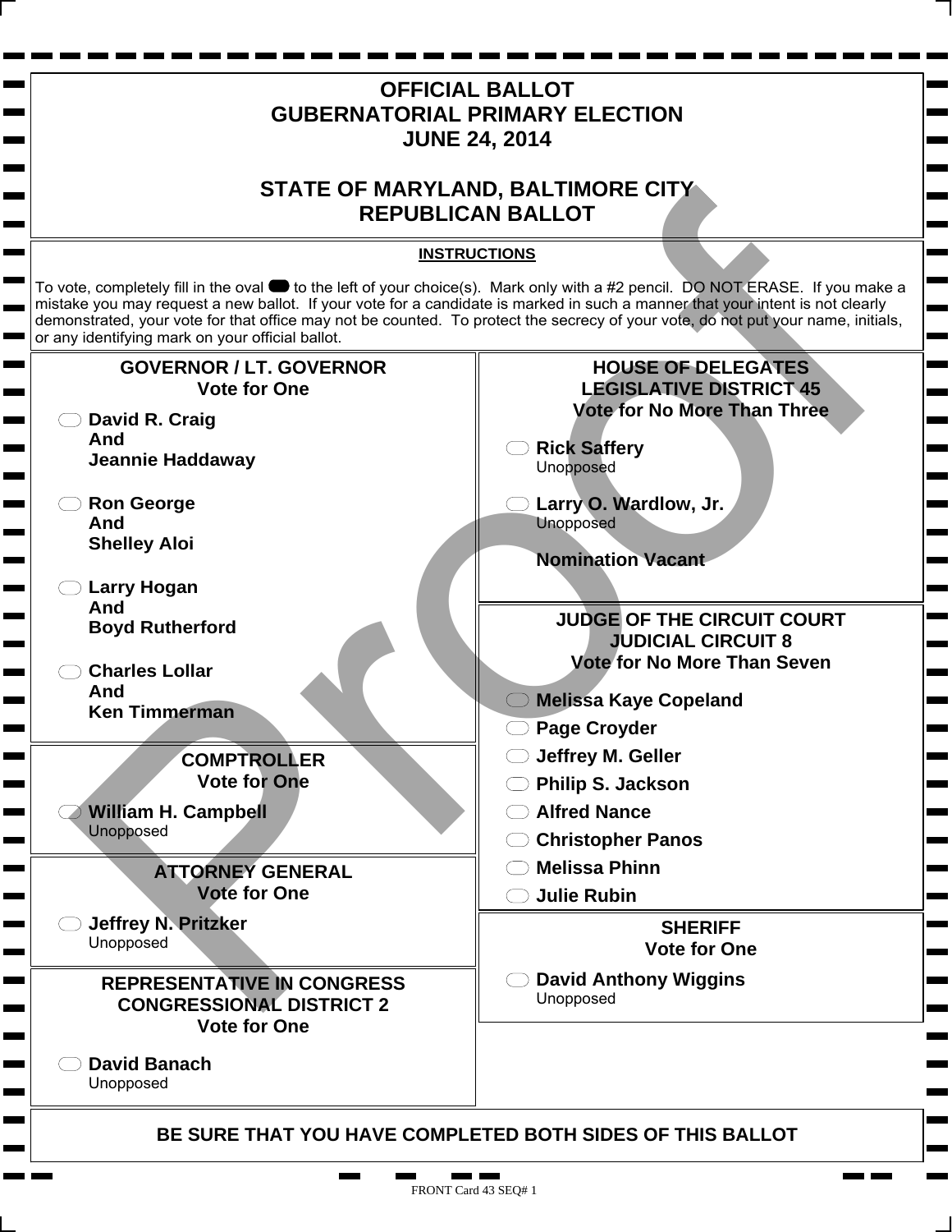# OFFICIAL BALLOT
# GUBERNATORIAL PRIMARY ELECTION
# JUNE 24, 2014

# STATE OF MARYLAND, BALTIMORE CITY
# REPUBLICAN BALLOT

**INSTRUCTIONS**

To vote, completely fill in the oval to the left of your choice(s). Mark only with a #2 pencil. DO NOT ERASE. If you make a mistake you may request a new ballot. If your vote for a candidate is marked in such a manner that your intent is not clearly demonstrated, your vote for that office may not be counted. To protect the secrecy of your vote, do not put your name, initials, or any identifying mark on your official ballot.

## GOVERNOR / LT. GOVERNOR
**Vote for One**

- **David R. Craig And Jeannie Haddaway**
- **Ron George And Shelley Aloi**
- **Larry Hogan And Boyd Rutherford**
- **Charles Lollar And Ken Timmerman**

## COMPTROLLER
**Vote for One**

- **William H. Campbell**
  Unopposed

## ATTORNEY GENERAL
**Vote for One**

- **Jeffrey N. Pritzker**
  Unopposed

## REPRESENTATIVE IN CONGRESS
## CONGRESSIONAL DISTRICT 2
**Vote for One**

- **David Banach**
  Unopposed

## HOUSE OF DELEGATES
## LEGISLATIVE DISTRICT 45
**Vote for No More Than Three**

- **Rick Saffery**
  Unopposed
- **Larry O. Wardlow, Jr.**
  Unopposed

**Nomination Vacant**

## JUDGE OF THE CIRCUIT COURT
## JUDICIAL CIRCUIT 8
**Vote for No More Than Seven**

- **Melissa Kaye Copeland**
- **Page Croyder**
- **Jeffrey M. Geller**
- **Philip S. Jackson**
- **Alfred Nance**
- **Christopher Panos**
- **Melissa Phinn**
- **Julie Rubin**

## SHERIFF
**Vote for One**

- **David Anthony Wiggins**
  Unopposed

**BE SURE THAT YOU HAVE COMPLETED BOTH SIDES OF THIS BALLOT**

FRONT Card 43 SEQ# 1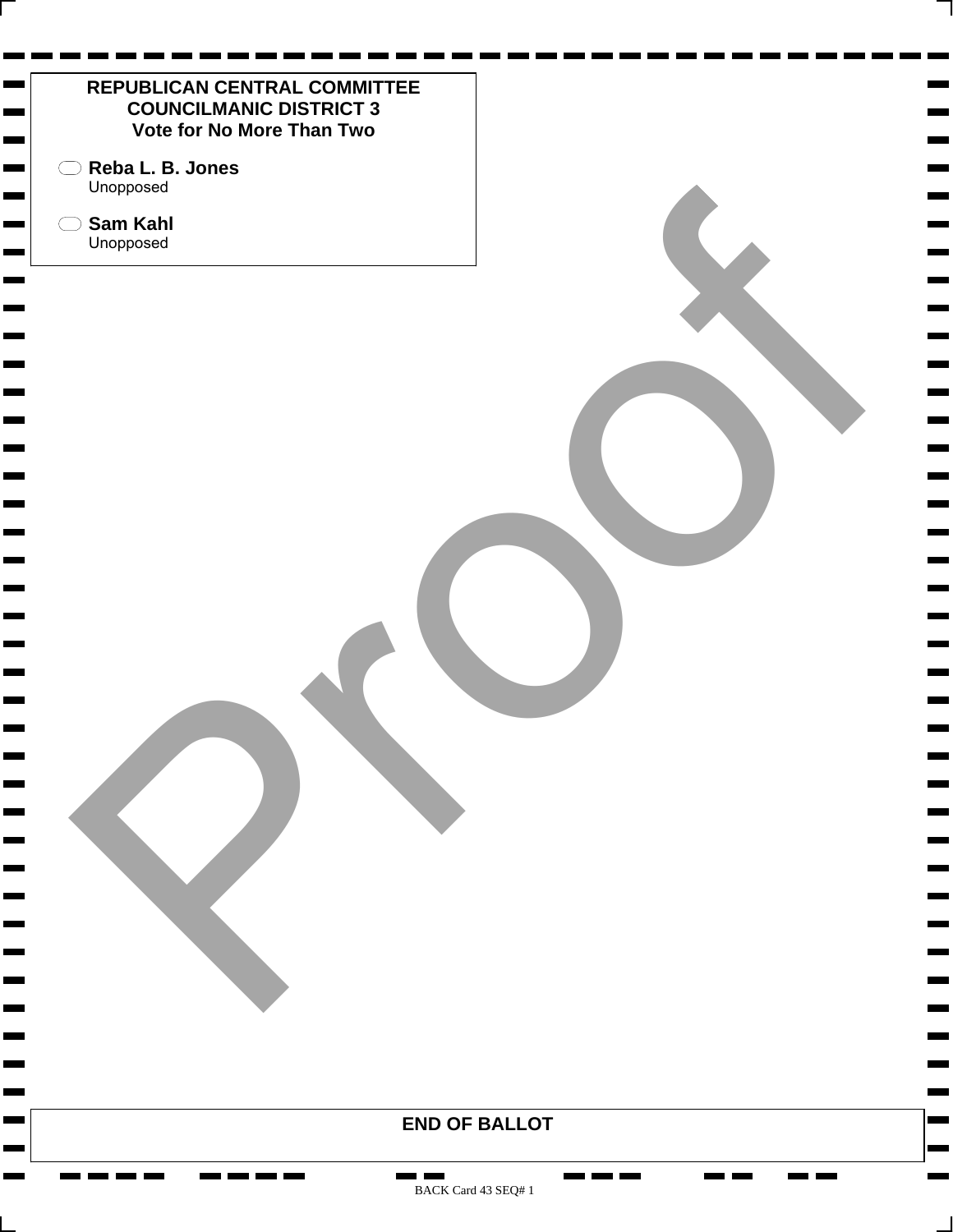## REPUBLICAN CENTRAL COMMITTEE
## COUNCILMANIC DISTRICT 3
### Vote for No More Than Two

- **Reba L. B. Jones**
  Unopposed
- **Sam Kahl**
  Unopposed

Proof

**END OF BALLOT**

BACK Card 43 SEQ# 1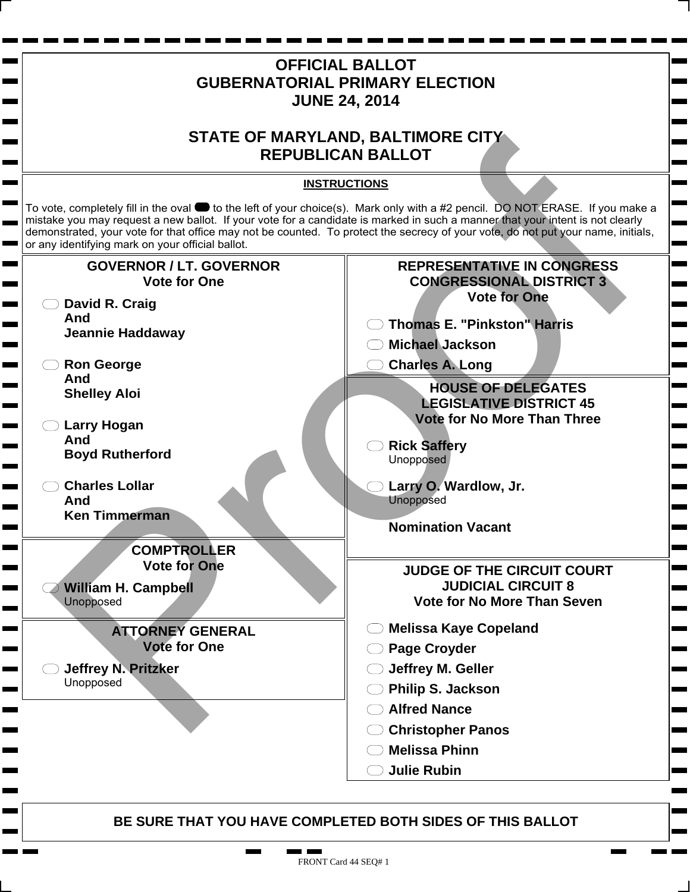# OFFICIAL BALLOT
# GUBERNATORIAL PRIMARY ELECTION
# JUNE 24, 2014

## STATE OF MARYLAND, BALTIMORE CITY
## REPUBLICAN BALLOT

**INSTRUCTIONS**

To vote, completely fill in the oval to the left of your choice(s). Mark only with a #2 pencil. DO NOT ERASE. If you make a mistake you may request a new ballot. If your vote for a candidate is marked in such a manner that your intent is not clearly demonstrated, your vote for that office may not be counted. To protect the secrecy of your vote, do not put your name, initials, or any identifying mark on your official ballot.

### GOVERNOR / LT. GOVERNOR
**Vote for One**

- **David R. Craig And Jeannie Haddaway**
- **Ron George And Shelley Aloi**
- **Larry Hogan And Boyd Rutherford**
- **Charles Lollar And Ken Timmerman**

### COMPTROLLER
**Vote for One**

- **William H. Campbell** Unopposed

### ATTORNEY GENERAL
**Vote for One**

- **Jeffrey N. Pritzker** Unopposed

### REPRESENTATIVE IN CONGRESS CONGRESSIONAL DISTRICT 3
**Vote for One**

- **Thomas E. "Pinkston" Harris**
- **Michael Jackson**
- **Charles A. Long**

### HOUSE OF DELEGATES LEGISLATIVE DISTRICT 45
**Vote for No More Than Three**

- **Rick Saffery** Unopposed
- **Larry O. Wardlow, Jr.** Unopposed

**Nomination Vacant**

### JUDGE OF THE CIRCUIT COURT JUDICIAL CIRCUIT 8
**Vote for No More Than Seven**

- **Melissa Kaye Copeland**
- **Page Croyder**
- **Jeffrey M. Geller**
- **Philip S. Jackson**
- **Alfred Nance**
- **Christopher Panos**
- **Melissa Phinn**
- **Julie Rubin**

**BE SURE THAT YOU HAVE COMPLETED BOTH SIDES OF THIS BALLOT**

FRONT Card 44 SEQ# 1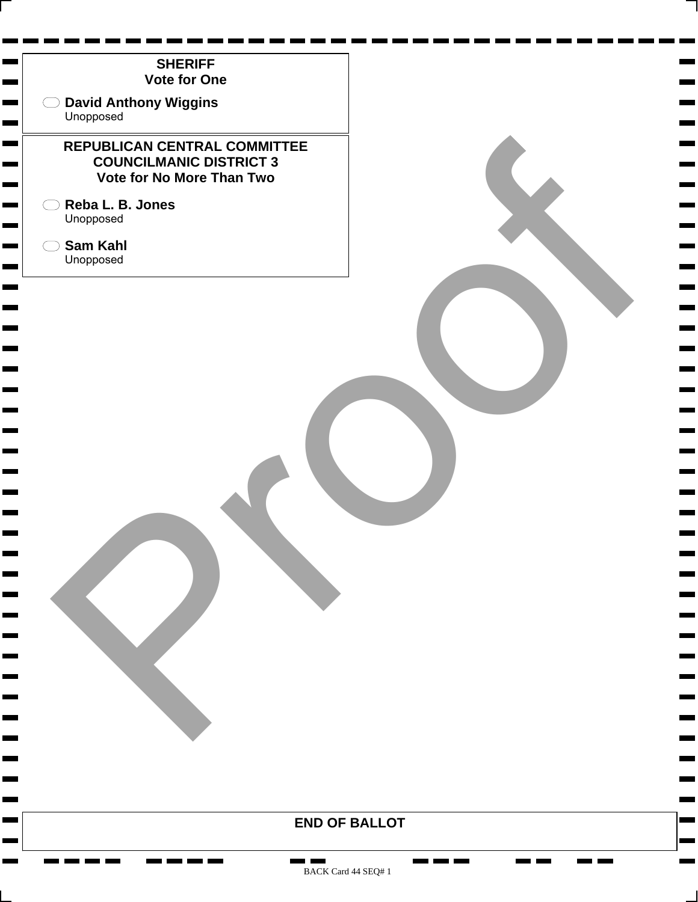**SHERIFF**
**Vote for One**

◯ **David Anthony Wiggins**
Unopposed

**REPUBLICAN CENTRAL COMMITTEE**
**COUNCILMANIC DISTRICT 3**
**Vote for No More Than Two**

◯ **Reba L. B. Jones**
Unopposed

◯ **Sam Kahl**
Unopposed

Proof

**END OF BALLOT**

BACK Card 44 SEQ# 1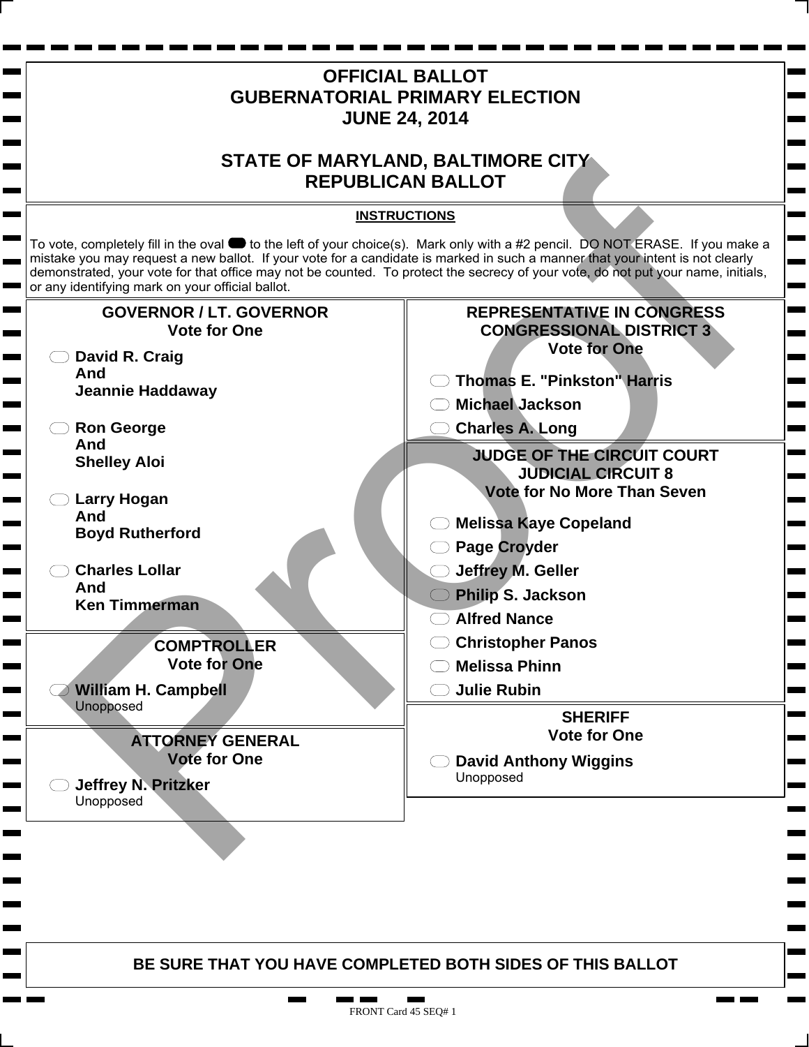# OFFICIAL BALLOT
# GUBERNATORIAL PRIMARY ELECTION
# JUNE 24, 2014

## STATE OF MARYLAND, BALTIMORE CITY
## REPUBLICAN BALLOT

**INSTRUCTIONS**

To vote, completely fill in the oval to the left of your choice(s). Mark only with a #2 pencil. DO NOT ERASE. If you make a mistake you may request a new ballot. If your vote for a candidate is marked in such a manner that your intent is not clearly demonstrated, your vote for that office may not be counted. To protect the secrecy of your vote, do not put your name, initials, or any identifying mark on your official ballot.

### GOVERNOR / LT. GOVERNOR
**Vote for One**

- **David R. Craig And Jeannie Haddaway**
- **Ron George And Shelley Aloi**
- **Larry Hogan And Boyd Rutherford**
- **Charles Lollar And Ken Timmerman**

### COMPTROLLER
**Vote for One**

- **William H. Campbell**
  Unopposed

### ATTORNEY GENERAL
**Vote for One**

- **Jeffrey N. Pritzker**
  Unopposed

### REPRESENTATIVE IN CONGRESS CONGRESSIONAL DISTRICT 3
**Vote for One**

- **Thomas E. "Pinkston" Harris**
- **Michael Jackson**
- **Charles A. Long**

### JUDGE OF THE CIRCUIT COURT JUDICIAL CIRCUIT 8
**Vote for No More Than Seven**

- **Melissa Kaye Copeland**
- **Page Croyder**
- **Jeffrey M. Geller**
- **Philip S. Jackson**
- **Alfred Nance**
- **Christopher Panos**
- **Melissa Phinn**
- **Julie Rubin**

### SHERIFF
**Vote for One**

- **David Anthony Wiggins**
  Unopposed

**BE SURE THAT YOU HAVE COMPLETED BOTH SIDES OF THIS BALLOT**

Proof

FRONT Card 45 SEQ# 1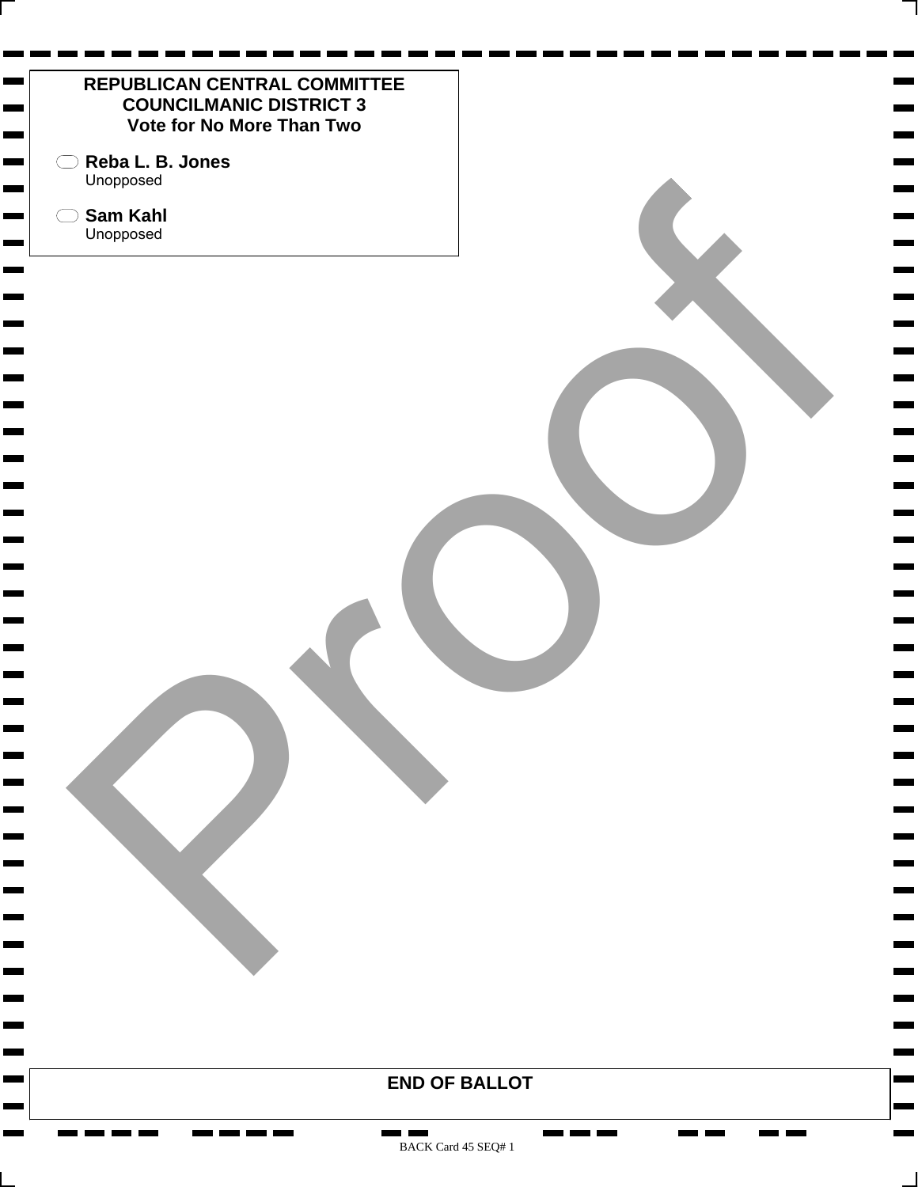**REPUBLICAN CENTRAL COMMITTEE**
**COUNCILMANIC DISTRICT 3**
**Vote for No More Than Two**

- **Reba L. B. Jones**
  Unopposed

- **Sam Kahl**
  Unopposed

Proof

**END OF BALLOT**

BACK Card 45 SEQ# 1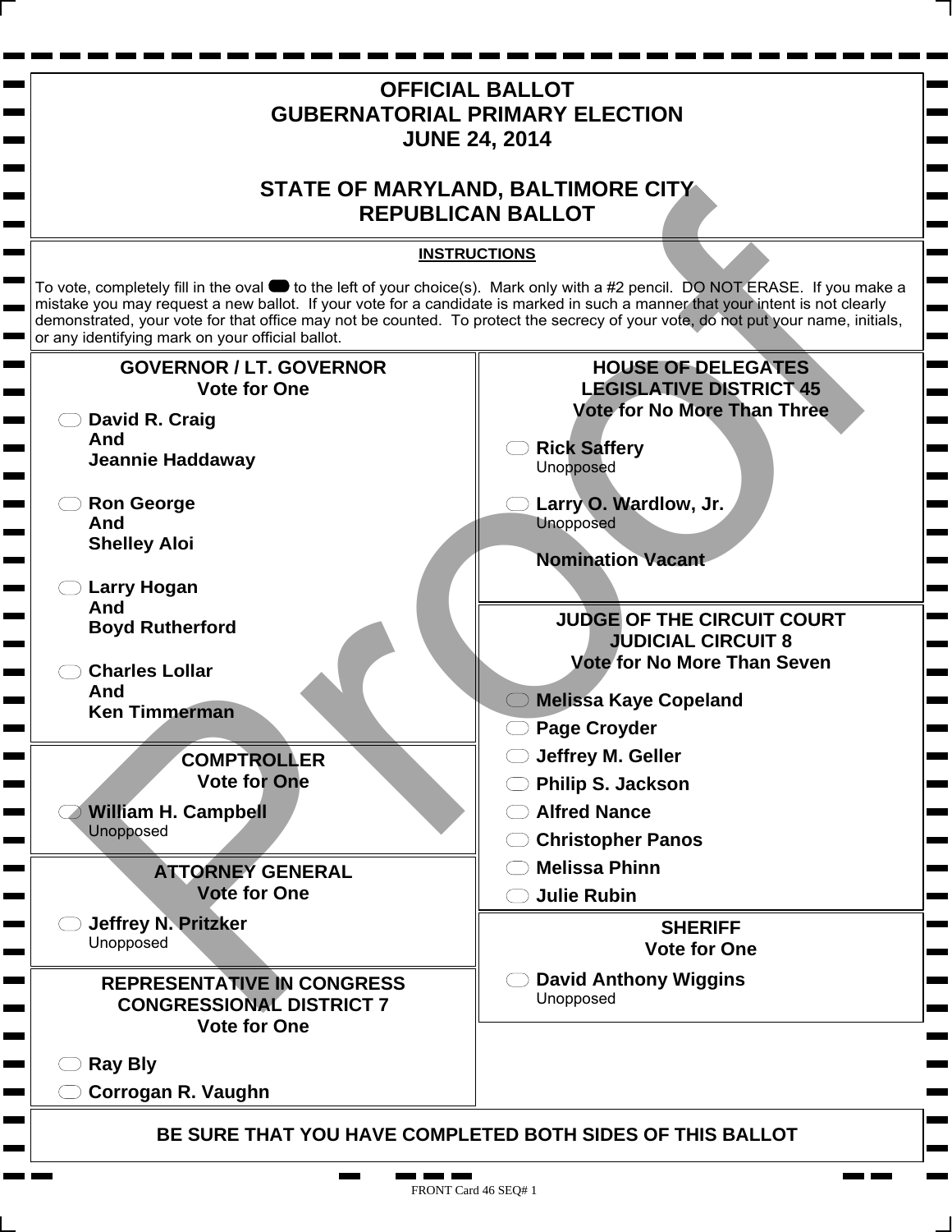# OFFICIAL BALLOT
# GUBERNATORIAL PRIMARY ELECTION
# JUNE 24, 2014

## STATE OF MARYLAND, BALTIMORE CITY
## REPUBLICAN BALLOT

**INSTRUCTIONS**

To vote, completely fill in the oval to the left of your choice(s). Mark only with a #2 pencil. DO NOT ERASE. If you make a mistake you may request a new ballot. If your vote for a candidate is marked in such a manner that your intent is not clearly demonstrated, your vote for that office may not be counted. To protect the secrecy of your vote, do not put your name, initials, or any identifying mark on your official ballot.

### GOVERNOR / LT. GOVERNOR
**Vote for One**

- **David R. Craig And Jeannie Haddaway**
- **Ron George And Shelley Aloi**
- **Larry Hogan And Boyd Rutherford**
- **Charles Lollar And Ken Timmerman**

### COMPTROLLER
**Vote for One**

- **William H. Campbell**
  Unopposed

### ATTORNEY GENERAL
**Vote for One**

- **Jeffrey N. Pritzker**
  Unopposed

### REPRESENTATIVE IN CONGRESS CONGRESSIONAL DISTRICT 7
**Vote for One**

- **Ray Bly**
- **Corrogan R. Vaughn**

### HOUSE OF DELEGATES LEGISLATIVE DISTRICT 45
**Vote for No More Than Three**

- **Rick Saffery**
  Unopposed
- **Larry O. Wardlow, Jr.**
  Unopposed

**Nomination Vacant**

### JUDGE OF THE CIRCUIT COURT JUDICIAL CIRCUIT 8
**Vote for No More Than Seven**

- **Melissa Kaye Copeland**
- **Page Croyder**
- **Jeffrey M. Geller**
- **Philip S. Jackson**
- **Alfred Nance**
- **Christopher Panos**
- **Melissa Phinn**
- **Julie Rubin**

### SHERIFF
**Vote for One**

- **David Anthony Wiggins**
  Unopposed

**BE SURE THAT YOU HAVE COMPLETED BOTH SIDES OF THIS BALLOT**

Proof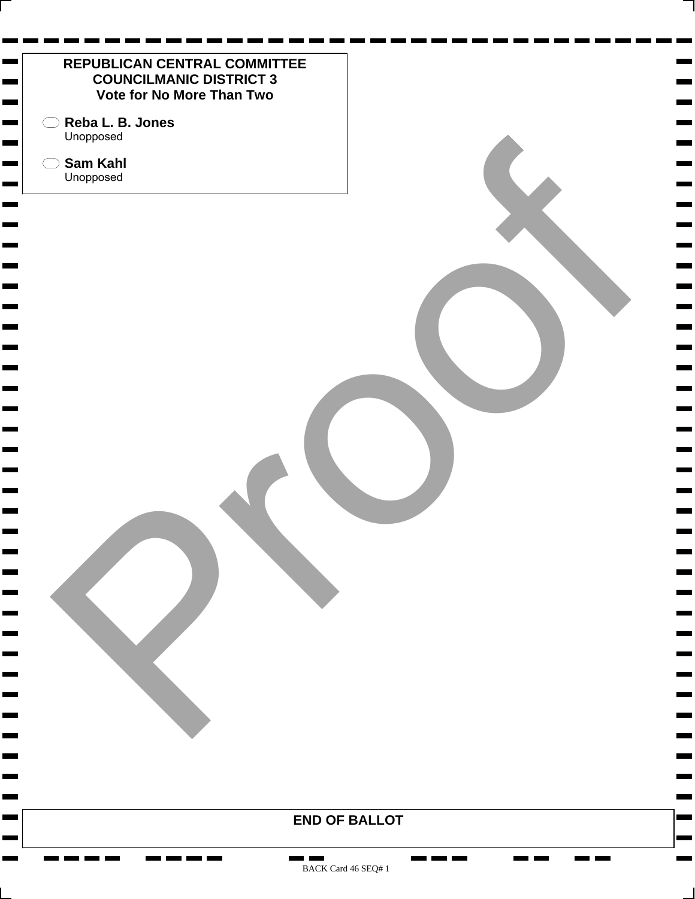**REPUBLICAN CENTRAL COMMITTEE**
**COUNCILMANIC DISTRICT 3**
**Vote for No More Than Two**

- **Reba L. B. Jones**
  Unopposed
- **Sam Kahl**
  Unopposed

**END OF BALLOT**

BACK Card 46 SEQ# 1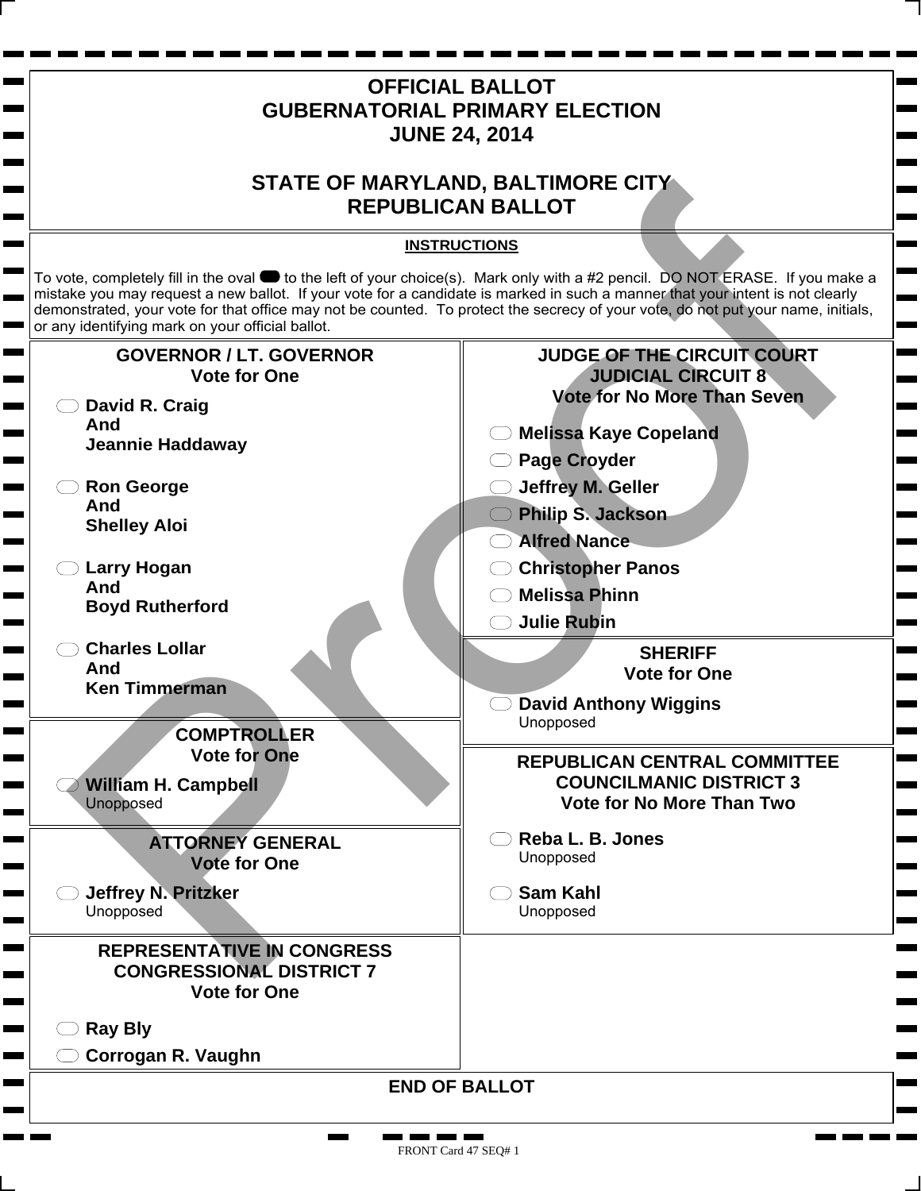# OFFICIAL BALLOT
# GUBERNATORIAL PRIMARY ELECTION
# JUNE 24, 2014

# STATE OF MARYLAND, BALTIMORE CITY
# REPUBLICAN BALLOT

**INSTRUCTIONS**

To vote, completely fill in the oval to the left of your choice(s). Mark only with a #2 pencil. DO NOT ERASE. If you make a mistake you may request a new ballot. If your vote for a candidate is marked in such a manner that your intent is not clearly demonstrated, your vote for that office may not be counted. To protect the secrecy of your vote, do not put your name, initials, or any identifying mark on your official ballot.

## GOVERNOR / LT. GOVERNOR
**Vote for One**

- **David R. Craig And Jeannie Haddaway**
- **Ron George And Shelley Aloi**
- **Larry Hogan And Boyd Rutherford**
- **Charles Lollar And Ken Timmerman**

## COMPTROLLER
**Vote for One**

- **William H. Campbell**
  Unopposed

## ATTORNEY GENERAL
**Vote for One**

- **Jeffrey N. Pritzker**
  Unopposed

## REPRESENTATIVE IN CONGRESS
## CONGRESSIONAL DISTRICT 7
**Vote for One**

- **Ray Bly**
- **Corrogan R. Vaughn**

## JUDGE OF THE CIRCUIT COURT
## JUDICIAL CIRCUIT 8
**Vote for No More Than Seven**

- **Melissa Kaye Copeland**
- **Page Croyder**
- **Jeffrey M. Geller**
- **Philip S. Jackson**
- **Alfred Nance**
- **Christopher Panos**
- **Melissa Phinn**
- **Julie Rubin**

## SHERIFF
**Vote for One**

- **David Anthony Wiggins**
  Unopposed

## REPUBLICAN CENTRAL COMMITTEE
## COUNCILMANIC DISTRICT 3
**Vote for No More Than Two**

- **Reba L. B. Jones**
  Unopposed
- **Sam Kahl**
  Unopposed

**END OF BALLOT**

Proof

FRONT Card 47 SEQ# 1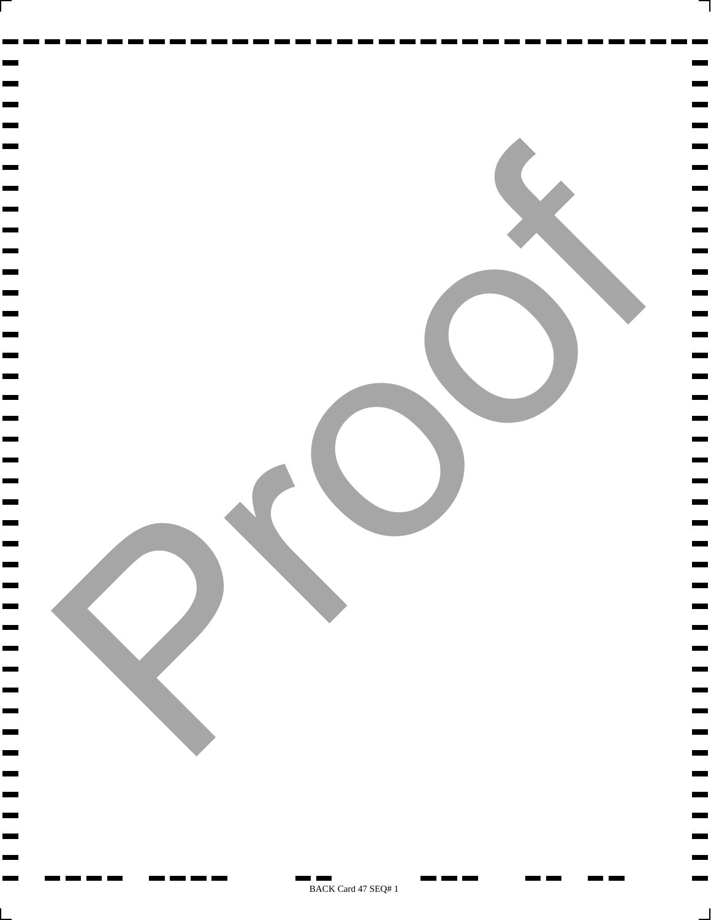Proof

BACK Card 47 SEQ# 1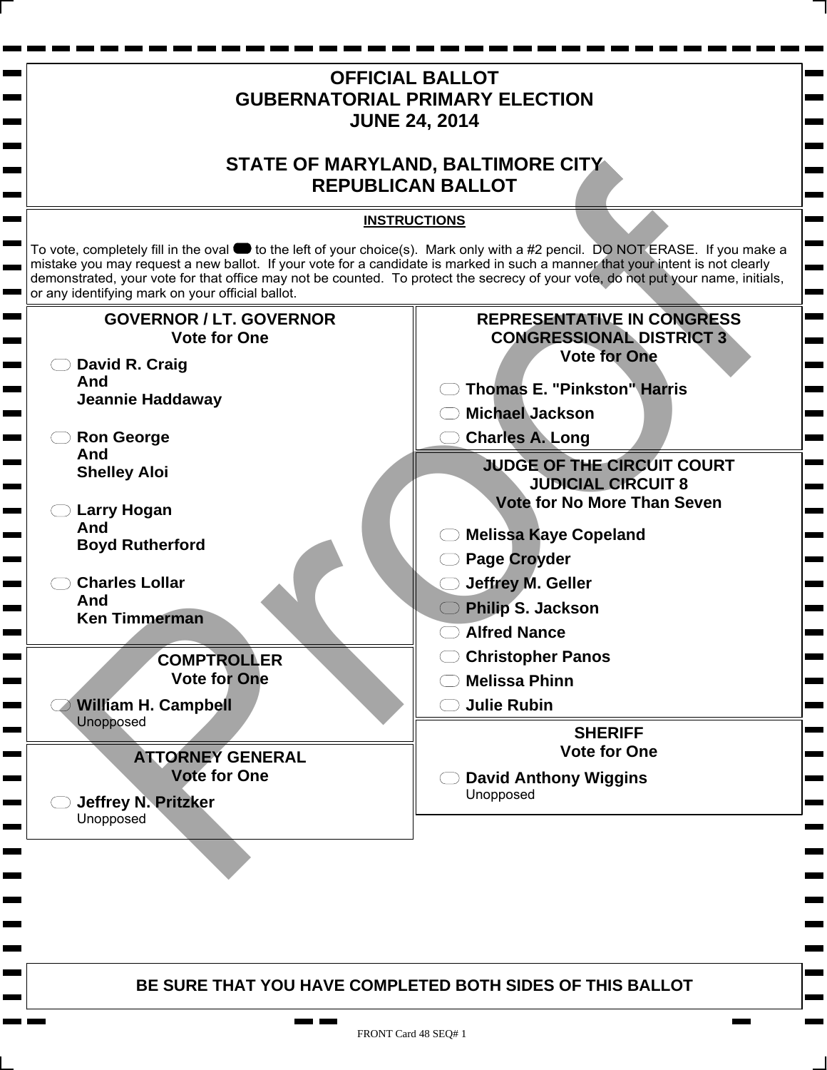# OFFICIAL BALLOT
# GUBERNATORIAL PRIMARY ELECTION
# JUNE 24, 2014

# STATE OF MARYLAND, BALTIMORE CITY
# REPUBLICAN BALLOT

**INSTRUCTIONS**

To vote, completely fill in the oval to the left of your choice(s). Mark only with a #2 pencil. DO NOT ERASE. If you make a mistake you may request a new ballot. If your vote for a candidate is marked in such a manner that your intent is not clearly demonstrated, your vote for that office may not be counted. To protect the secrecy of your vote, do not put your name, initials, or any identifying mark on your official ballot.

## GOVERNOR / LT. GOVERNOR
**Vote for One**

- **David R. Craig And Jeannie Haddaway**
- **Ron George And Shelley Aloi**
- **Larry Hogan And Boyd Rutherford**
- **Charles Lollar And Ken Timmerman**

## COMPTROLLER
**Vote for One**

- **William H. Campbell**
  Unopposed

## ATTORNEY GENERAL
**Vote for One**

- **Jeffrey N. Pritzker**
  Unopposed

## REPRESENTATIVE IN CONGRESS CONGRESSIONAL DISTRICT 3
**Vote for One**

- **Thomas E. "Pinkston" Harris**
- **Michael Jackson**
- **Charles A. Long**

## JUDGE OF THE CIRCUIT COURT JUDICIAL CIRCUIT 8
**Vote for No More Than Seven**

- **Melissa Kaye Copeland**
- **Page Croyder**
- **Jeffrey M. Geller**
- **Philip S. Jackson**
- **Alfred Nance**
- **Christopher Panos**
- **Melissa Phinn**
- **Julie Rubin**

## SHERIFF
**Vote for One**

- **David Anthony Wiggins**
  Unopposed

**BE SURE THAT YOU HAVE COMPLETED BOTH SIDES OF THIS BALLOT**

Proof

FRONT Card 48 SEQ# 1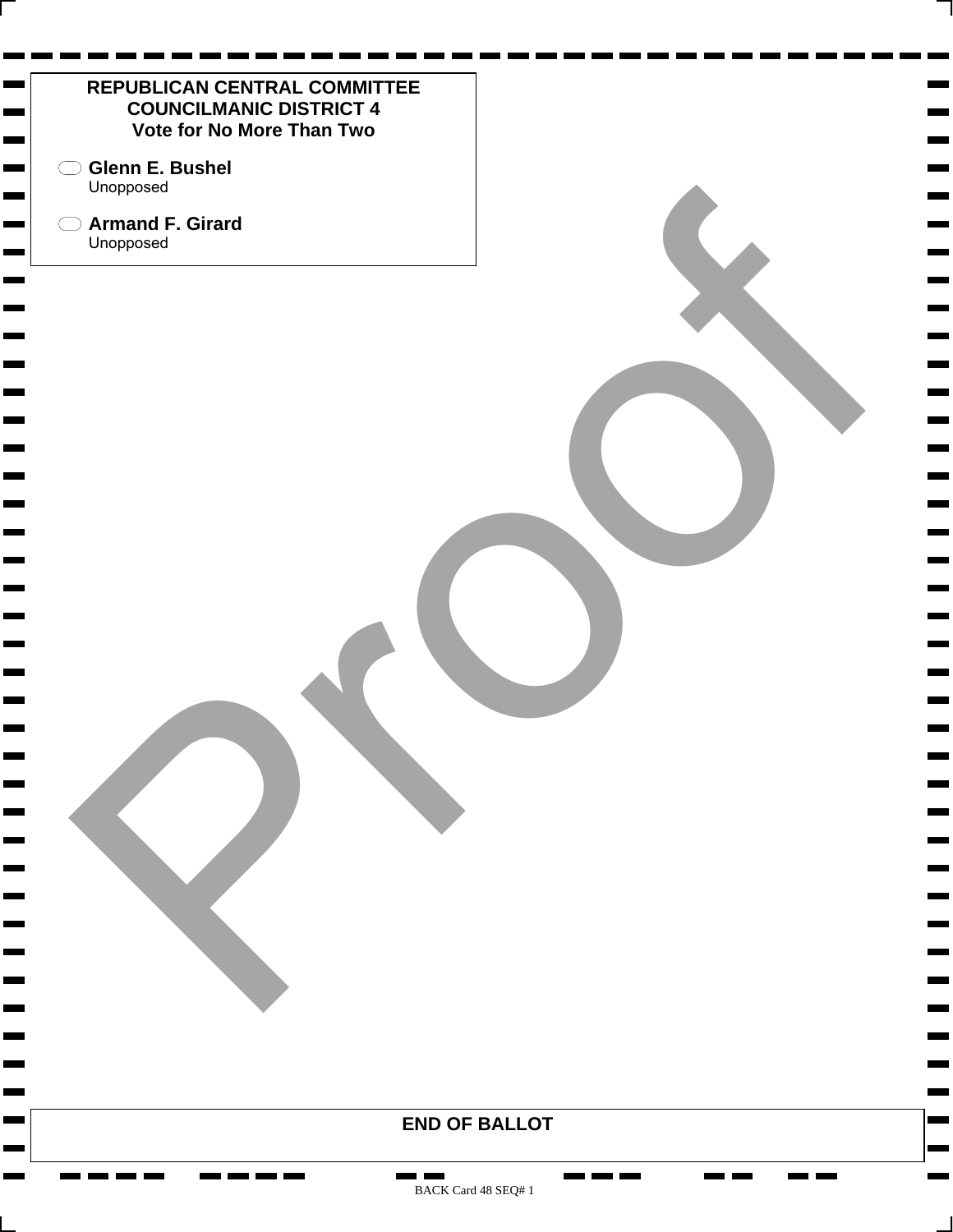**REPUBLICAN CENTRAL COMMITTEE**
**COUNCILMANIC DISTRICT 4**
**Vote for No More Than Two**

- **Glenn E. Bushel**
  Unopposed
- **Armand F. Girard**
  Unopposed

Proof

**END OF BALLOT**

BACK Card 48 SEQ# 1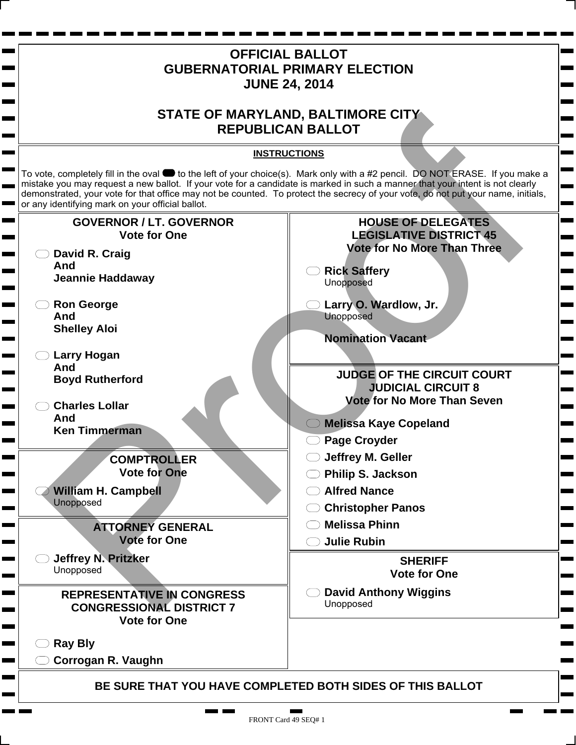# OFFICIAL BALLOT
# GUBERNATORIAL PRIMARY ELECTION
# JUNE 24, 2014

# STATE OF MARYLAND, BALTIMORE CITY
# REPUBLICAN BALLOT

**INSTRUCTIONS**

To vote, completely fill in the oval to the left of your choice(s). Mark only with a #2 pencil. DO NOT ERASE. If you make a mistake you may request a new ballot. If your vote for a candidate is marked in such a manner that your intent is not clearly demonstrated, your vote for that office may not be counted. To protect the secrecy of your vote, do not put your name, initials, or any identifying mark on your official ballot.

## GOVERNOR / LT. GOVERNOR
**Vote for One**

- **David R. Craig And Jeannie Haddaway**
- **Ron George And Shelley Aloi**
- **Larry Hogan And Boyd Rutherford**
- **Charles Lollar And Ken Timmerman**

## COMPTROLLER
**Vote for One**

- **William H. Campbell** Unopposed

## ATTORNEY GENERAL
**Vote for One**

- **Jeffrey N. Pritzker** Unopposed

## REPRESENTATIVE IN CONGRESS CONGRESSIONAL DISTRICT 7
**Vote for One**

- **Ray Bly**
- **Corrogan R. Vaughn**

## HOUSE OF DELEGATES LEGISLATIVE DISTRICT 45
**Vote for No More Than Three**

- **Rick Saffery** Unopposed
- **Larry O. Wardlow, Jr.** Unopposed

**Nomination Vacant**

## JUDGE OF THE CIRCUIT COURT JUDICIAL CIRCUIT 8
**Vote for No More Than Seven**

- **Melissa Kaye Copeland**
- **Page Croyder**
- **Jeffrey M. Geller**
- **Philip S. Jackson**
- **Alfred Nance**
- **Christopher Panos**
- **Melissa Phinn**
- **Julie Rubin**

## SHERIFF
**Vote for One**

- **David Anthony Wiggins** Unopposed

**BE SURE THAT YOU HAVE COMPLETED BOTH SIDES OF THIS BALLOT**

FRONT Card 49 SEQ# 1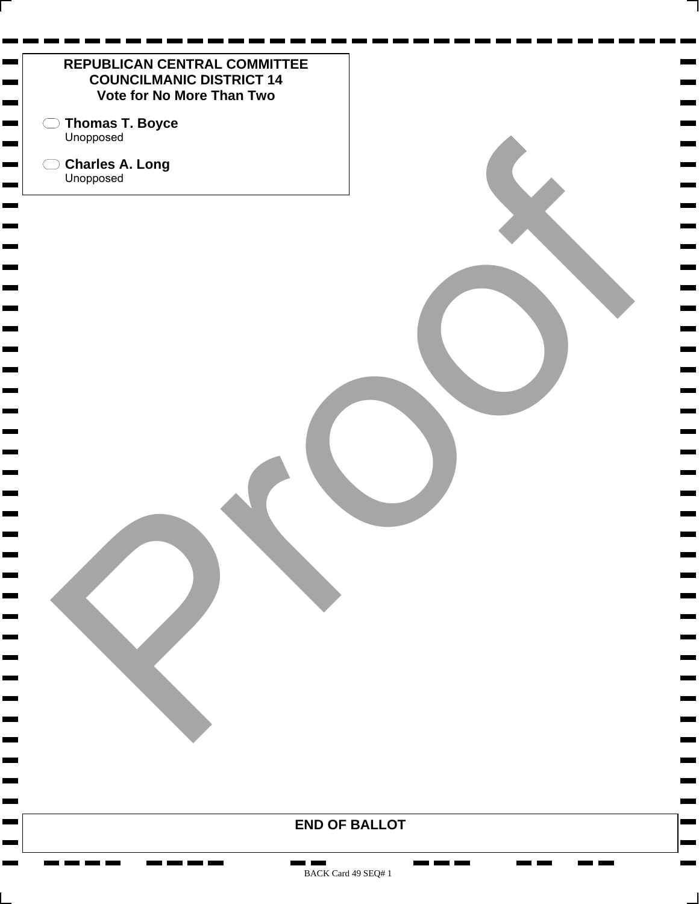**REPUBLICAN CENTRAL COMMITTEE**
**COUNCILMANIC DISTRICT 14**
**Vote for No More Than Two**

- **Thomas T. Boyce**
  Unopposed
- **Charles A. Long**
  Unopposed

Proof

**END OF BALLOT**

BACK Card 49 SEQ# 1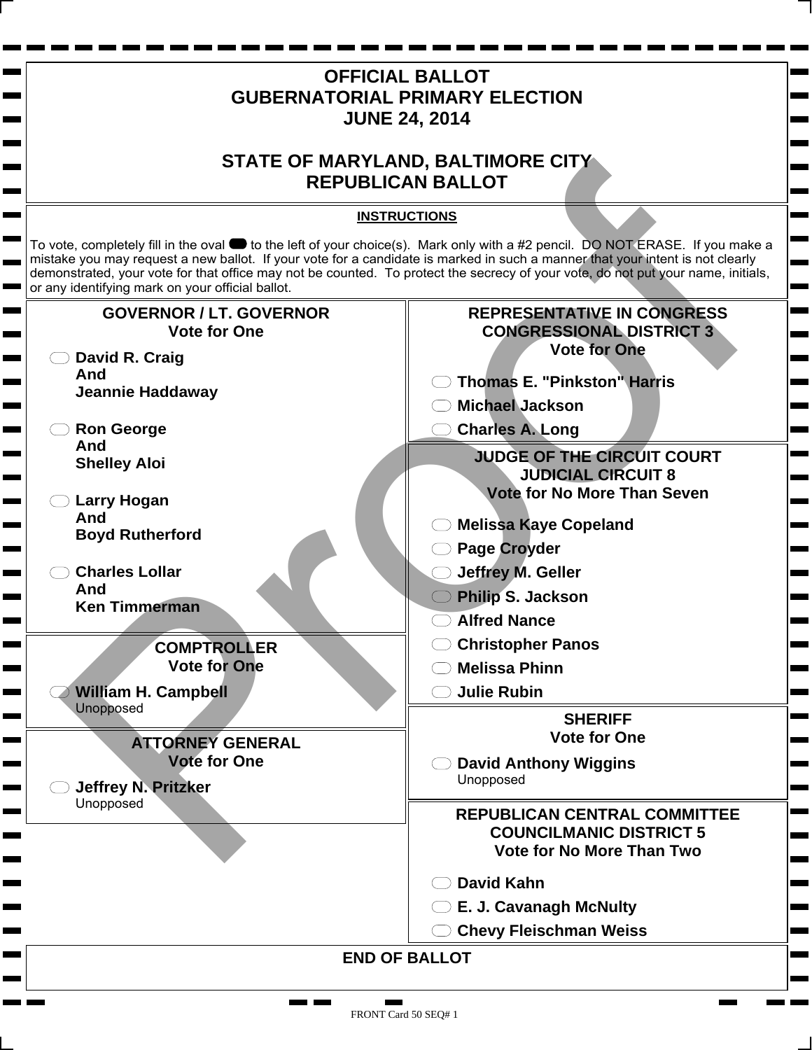# OFFICIAL BALLOT
# GUBERNATORIAL PRIMARY ELECTION
# JUNE 24, 2014

## STATE OF MARYLAND, BALTIMORE CITY
## REPUBLICAN BALLOT

**INSTRUCTIONS**

To vote, completely fill in the oval to the left of your choice(s). Mark only with a #2 pencil. DO NOT ERASE. If you make a mistake you may request a new ballot. If your vote for a candidate is marked in such a manner that your intent is not clearly demonstrated, your vote for that office may not be counted. To protect the secrecy of your vote, do not put your name, initials, or any identifying mark on your official ballot.

### GOVERNOR / LT. GOVERNOR
Vote for One

- **David R. Craig And Jeannie Haddaway**
- **Ron George And Shelley Aloi**
- **Larry Hogan And Boyd Rutherford**
- **Charles Lollar And Ken Timmerman**

### COMPTROLLER
Vote for One

- **William H. Campbell**
  Unopposed

### ATTORNEY GENERAL
Vote for One

- **Jeffrey N. Pritzker**
  Unopposed

### REPRESENTATIVE IN CONGRESS CONGRESSIONAL DISTRICT 3
Vote for One

- **Thomas E. "Pinkston" Harris**
- **Michael Jackson**
- **Charles A. Long**

### JUDGE OF THE CIRCUIT COURT JUDICIAL CIRCUIT 8
Vote for No More Than Seven

- **Melissa Kaye Copeland**
- **Page Croyder**
- **Jeffrey M. Geller**
- **Philip S. Jackson**
- **Alfred Nance**
- **Christopher Panos**
- **Melissa Phinn**
- **Julie Rubin**

### SHERIFF
Vote for One

- **David Anthony Wiggins**
  Unopposed

### REPUBLICAN CENTRAL COMMITTEE COUNCILMANIC DISTRICT 5
Vote for No More Than Two

- **David Kahn**
- **E. J. Cavanagh McNulty**
- **Chevy Fleischman Weiss**

**END OF BALLOT**

Proof

FRONT Card 50 SEQ# 1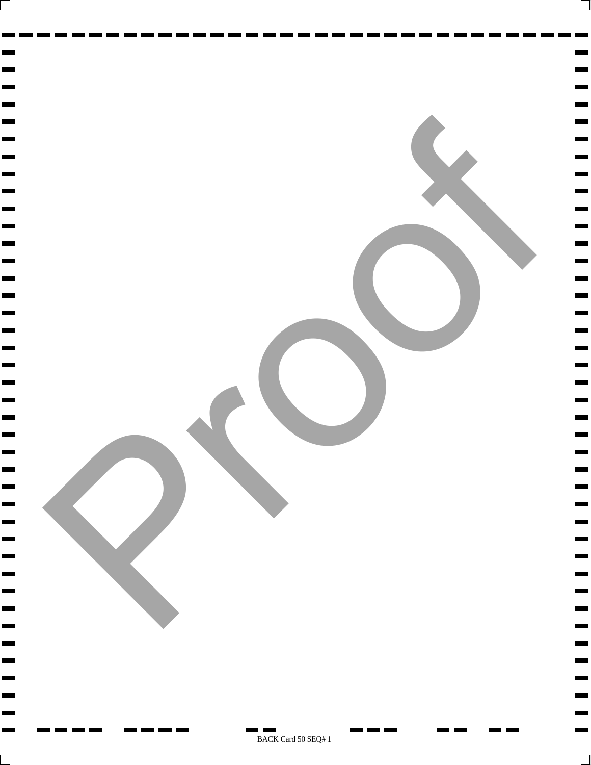Proof

BACK Card 50 SEQ# 1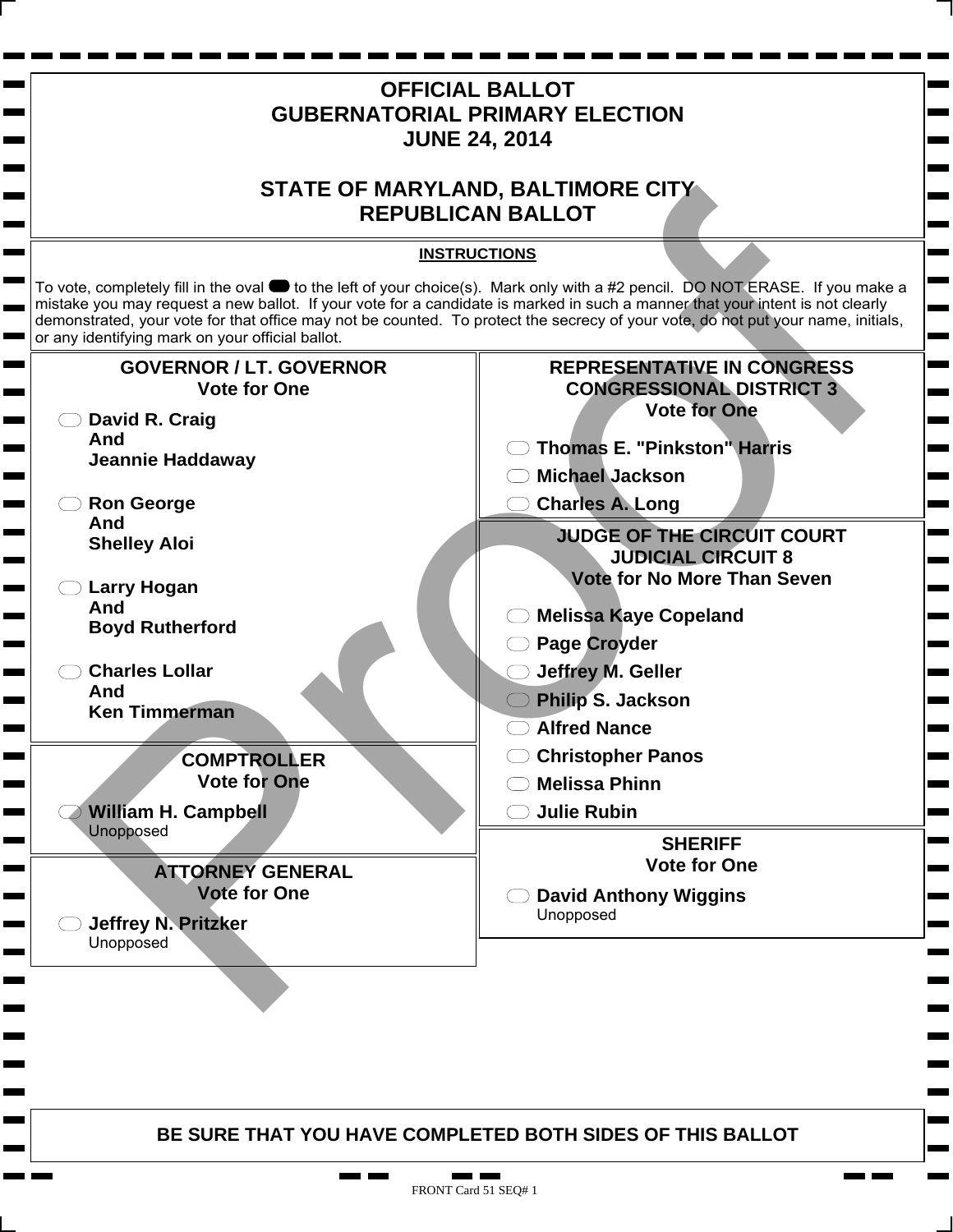# OFFICIAL BALLOT
# GUBERNATORIAL PRIMARY ELECTION
# JUNE 24, 2014

# STATE OF MARYLAND, BALTIMORE CITY
# REPUBLICAN BALLOT

**INSTRUCTIONS**

To vote, completely fill in the oval to the left of your choice(s). Mark only with a #2 pencil. DO NOT ERASE. If you make a mistake you may request a new ballot. If your vote for a candidate is marked in such a manner that your intent is not clearly demonstrated, your vote for that office may not be counted. To protect the secrecy of your vote, do not put your name, initials, or any identifying mark on your official ballot.

## GOVERNOR / LT. GOVERNOR
**Vote for One**

- **David R. Craig And Jeannie Haddaway**
- **Ron George And Shelley Aloi**
- **Larry Hogan And Boyd Rutherford**
- **Charles Lollar And Ken Timmerman**

## COMPTROLLER
**Vote for One**

- **William H. Campbell** Unopposed

## ATTORNEY GENERAL
**Vote for One**

- **Jeffrey N. Pritzker** Unopposed

## REPRESENTATIVE IN CONGRESS CONGRESSIONAL DISTRICT 3
**Vote for One**

- **Thomas E. "Pinkston" Harris**
- **Michael Jackson**
- **Charles A. Long**

## JUDGE OF THE CIRCUIT COURT JUDICIAL CIRCUIT 8
**Vote for No More Than Seven**

- **Melissa Kaye Copeland**
- **Page Croyder**
- **Jeffrey M. Geller**
- **Philip S. Jackson**
- **Alfred Nance**
- **Christopher Panos**
- **Melissa Phinn**
- **Julie Rubin**

## SHERIFF
**Vote for One**

- **David Anthony Wiggins** Unopposed

**BE SURE THAT YOU HAVE COMPLETED BOTH SIDES OF THIS BALLOT**

Proof

FRONT Card 51 SEQ# 1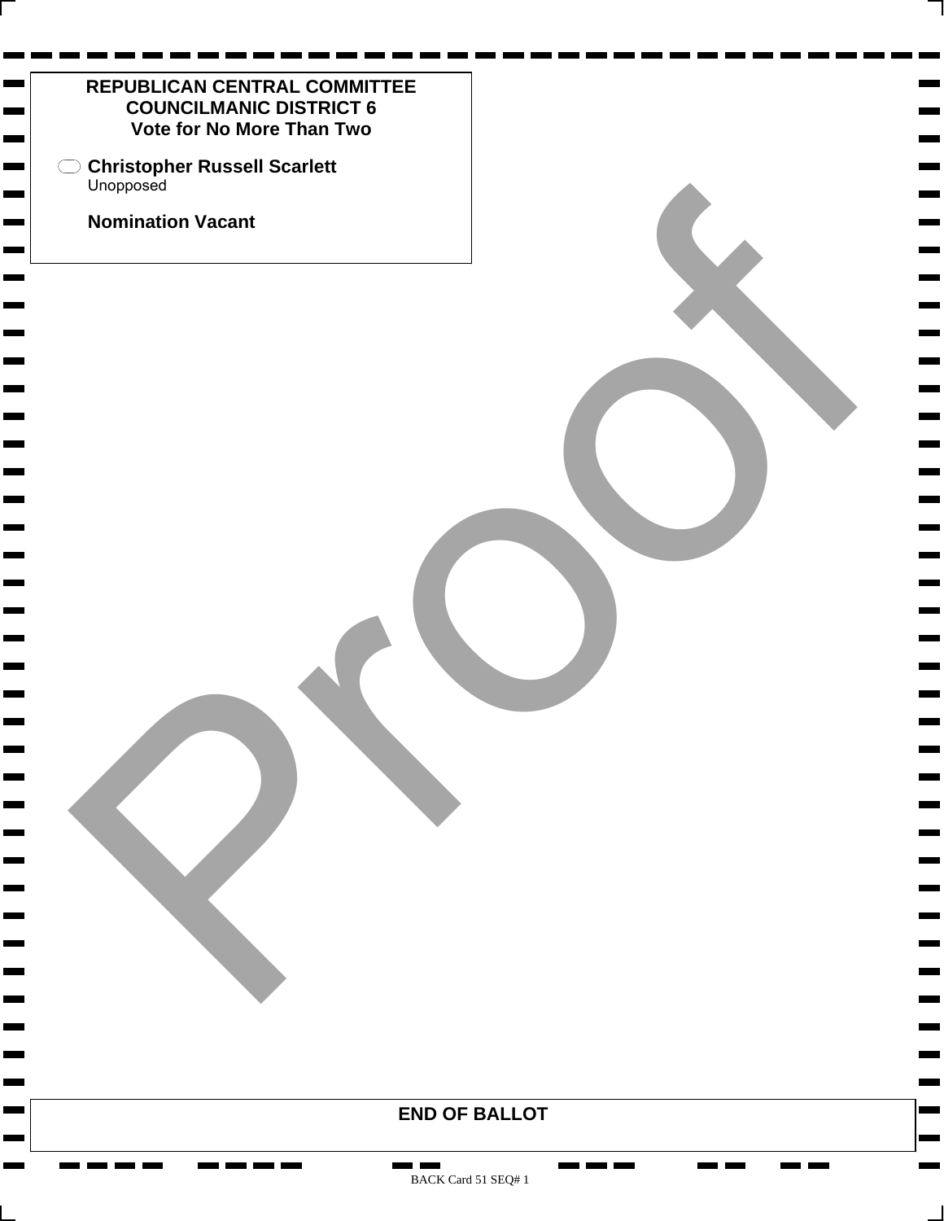**REPUBLICAN CENTRAL COMMITTEE**
**COUNCILMANIC DISTRICT 6**
**Vote for No More Than Two**

- **Christopher Russell Scarlett**
  Unopposed

**Nomination Vacant**

**END OF BALLOT**

BACK Card 51 SEQ# 1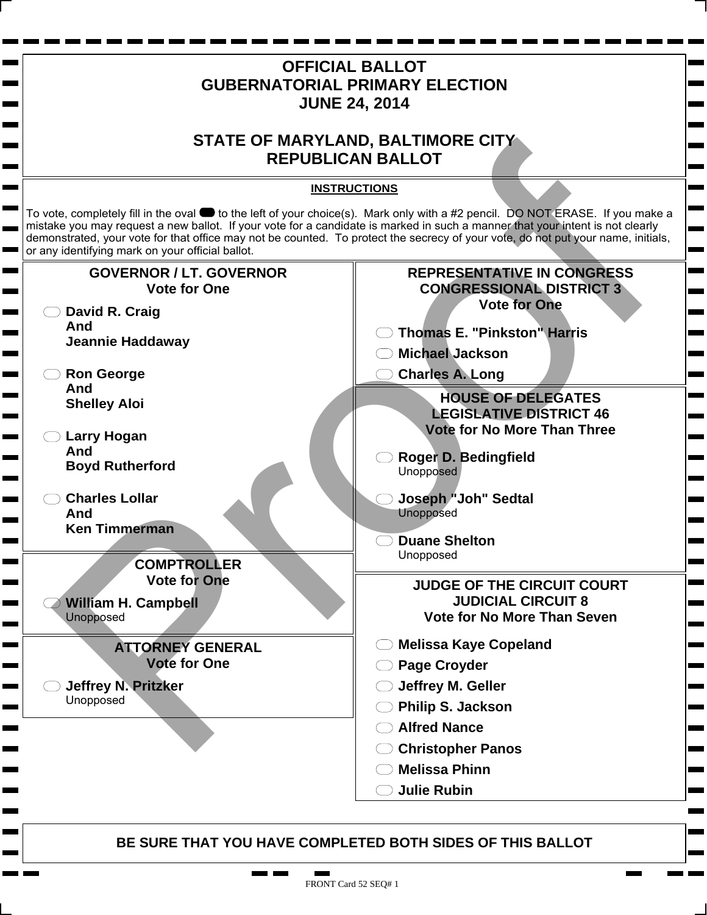# OFFICIAL BALLOT
# GUBERNATORIAL PRIMARY ELECTION
# JUNE 24, 2014

## STATE OF MARYLAND, BALTIMORE CITY
## REPUBLICAN BALLOT

**INSTRUCTIONS**

To vote, completely fill in the oval to the left of your choice(s). Mark only with a #2 pencil. DO NOT ERASE. If you make a mistake you may request a new ballot. If your vote for a candidate is marked in such a manner that your intent is not clearly demonstrated, your vote for that office may not be counted. To protect the secrecy of your vote, do not put your name, initials, or any identifying mark on your official ballot.

### GOVERNOR / LT. GOVERNOR
**Vote for One**

- **David R. Craig And Jeannie Haddaway**
- **Ron George And Shelley Aloi**
- **Larry Hogan And Boyd Rutherford**
- **Charles Lollar And Ken Timmerman**

### COMPTROLLER
**Vote for One**

- **William H. Campbell**
  Unopposed

### ATTORNEY GENERAL
**Vote for One**

- **Jeffrey N. Pritzker**
  Unopposed

### REPRESENTATIVE IN CONGRESS
### CONGRESSIONAL DISTRICT 3
**Vote for One**

- **Thomas E. "Pinkston" Harris**
- **Michael Jackson**
- **Charles A. Long**

### HOUSE OF DELEGATES
### LEGISLATIVE DISTRICT 46
**Vote for No More Than Three**

- **Roger D. Bedingfield**
  Unopposed
- **Joseph "Joh" Sedtal**
  Unopposed
- **Duane Shelton**
  Unopposed

### JUDGE OF THE CIRCUIT COURT
### JUDICIAL CIRCUIT 8
**Vote for No More Than Seven**

- **Melissa Kaye Copeland**
- **Page Croyder**
- **Jeffrey M. Geller**
- **Philip S. Jackson**
- **Alfred Nance**
- **Christopher Panos**
- **Melissa Phinn**
- **Julie Rubin**

**BE SURE THAT YOU HAVE COMPLETED BOTH SIDES OF THIS BALLOT**

Proof

FRONT Card 52 SEQ# 1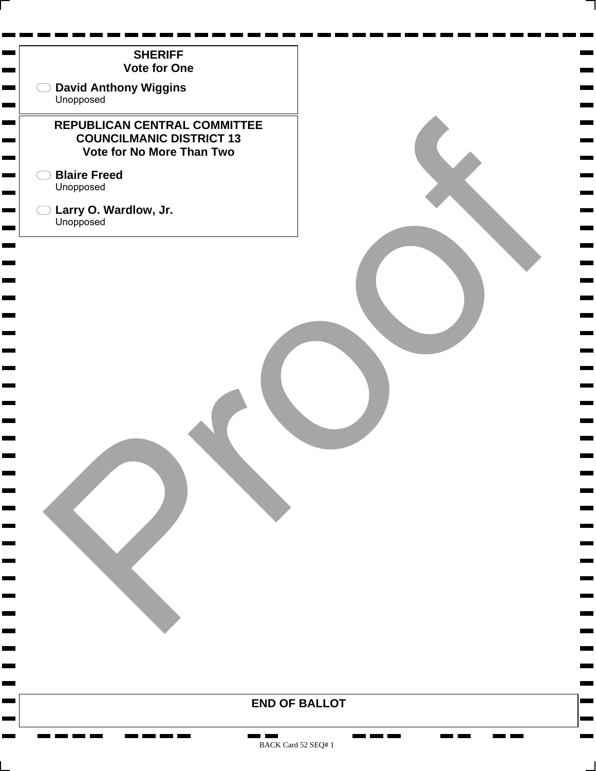## SHERIFF
**Vote for One**

- **David Anthony Wiggins**
  Unopposed

## REPUBLICAN CENTRAL COMMITTEE COUNCILMANIC DISTRICT 13
**Vote for No More Than Two**

- **Blaire Freed**
  Unopposed

- **Larry O. Wardlow, Jr.**
  Unopposed

Proof

**END OF BALLOT**

BACK Card 52 SEQ# 1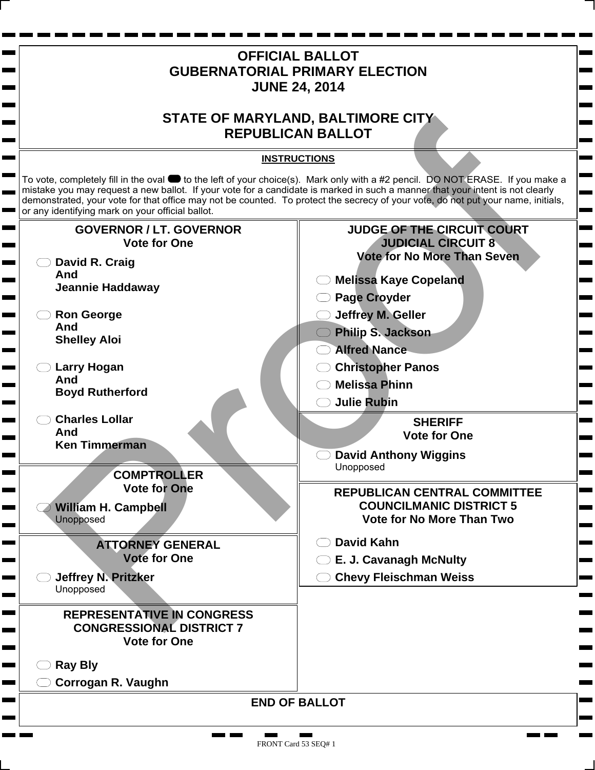# OFFICIAL BALLOT
# GUBERNATORIAL PRIMARY ELECTION
# JUNE 24, 2014

# STATE OF MARYLAND, BALTIMORE CITY
# REPUBLICAN BALLOT

**INSTRUCTIONS**

To vote, completely fill in the oval to the left of your choice(s). Mark only with a #2 pencil. DO NOT ERASE. If you make a mistake you may request a new ballot. If your vote for a candidate is marked in such a manner that your intent is not clearly demonstrated, your vote for that office may not be counted. To protect the secrecy of your vote, do not put your name, initials, or any identifying mark on your official ballot.

## GOVERNOR / LT. GOVERNOR
**Vote for One**

- **David R. Craig And Jeannie Haddaway**
- **Ron George And Shelley Aloi**
- **Larry Hogan And Boyd Rutherford**
- **Charles Lollar And Ken Timmerman**

## COMPTROLLER
**Vote for One**

- **William H. Campbell**
  Unopposed

## ATTORNEY GENERAL
**Vote for One**

- **Jeffrey N. Pritzker**
  Unopposed

## REPRESENTATIVE IN CONGRESS
## CONGRESSIONAL DISTRICT 7
**Vote for One**

- **Ray Bly**
- **Corrogan R. Vaughn**

## JUDGE OF THE CIRCUIT COURT
## JUDICIAL CIRCUIT 8
**Vote for No More Than Seven**

- **Melissa Kaye Copeland**
- **Page Croyder**
- **Jeffrey M. Geller**
- **Philip S. Jackson**
- **Alfred Nance**
- **Christopher Panos**
- **Melissa Phinn**
- **Julie Rubin**

## SHERIFF
**Vote for One**

- **David Anthony Wiggins**
  Unopposed

## REPUBLICAN CENTRAL COMMITTEE
## COUNCILMANIC DISTRICT 5
**Vote for No More Than Two**

- **David Kahn**
- **E. J. Cavanagh McNulty**
- **Chevy Fleischman Weiss**

## END OF BALLOT

FRONT Card 53 SEQ# 1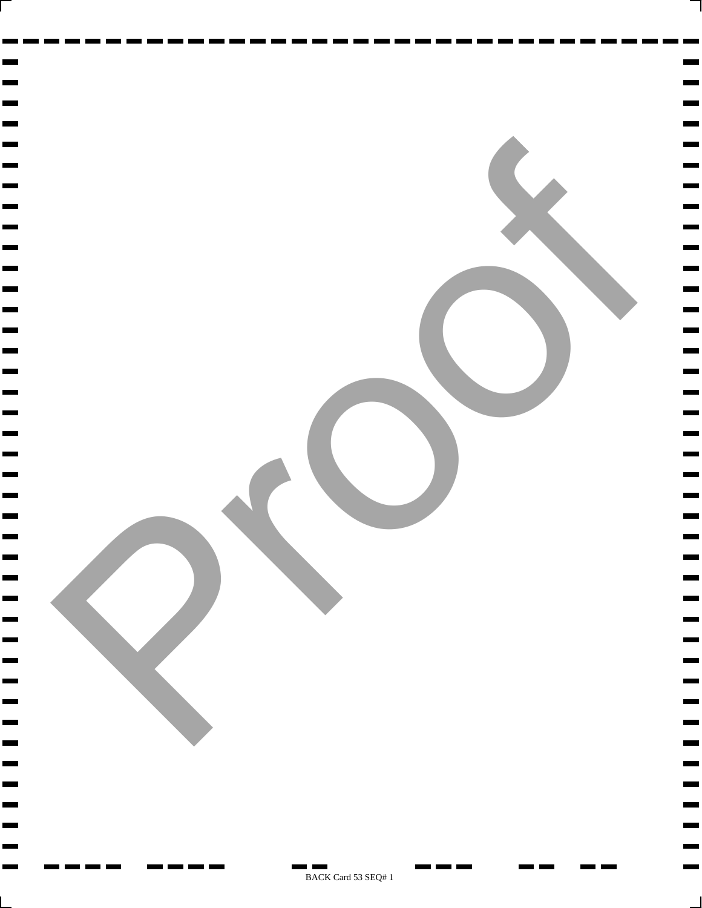Proof

BACK Card 53 SEQ# 1